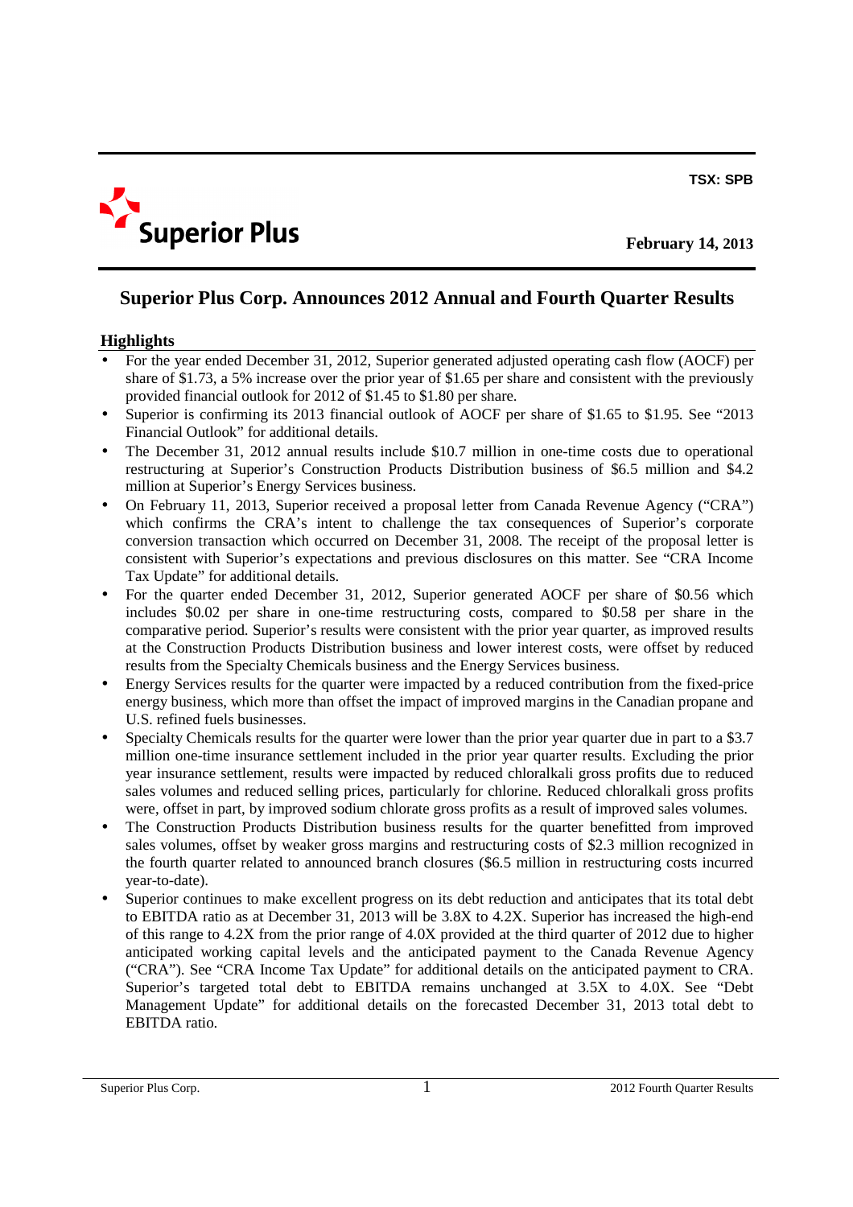TSX: SPB

Superior Plus

February 14, 2013

# Superior Plus Corp. Announces 2012 Annual and Fourth Quarter Results

## Highlights

- For the year ended December 31, 2012, Superior generated adjusted operating cash flow (AOCF) per share of $1.73, a 5% increase over the prior year of $1.65 per share and consistent with the previously provided financial outlook for 2012 of $1.45 to $1.80 per share.
- Superior is confirming its 2013 financial outlook of AOCF per share of $1.65 to $1.95. See "2013 Financial Outlook" for additional details.
- The December 31, 2012 annual results include $10.7 million in one-time costs due to operational restructuring at Superior's Construction Products Distribution business of $6.5 million and $4.2 million at Superior's Energy Services business.
- On February 11, 2013, Superior received a proposal letter from Canada Revenue Agency ("CRA") which confirms the CRA's intent to challenge the tax consequences of Superior's corporate conversion transaction which occurred on December 31, 2008. The receipt of the proposal letter is consistent with Superior's expectations and previous disclosures on this matter. See "CRA Income Tax Update" for additional details.
- For the quarter ended December 31, 2012, Superior generated AOCF per share of $0.56 which includes $0.02 per share in one-time restructuring costs, compared to $0.58 per share in the comparative period. Superior's results were consistent with the prior year quarter, as improved results at the Construction Products Distribution business and lower interest costs, were offset by reduced results from the Specialty Chemicals business and the Energy Services business.
- Energy Services results for the quarter were impacted by a reduced contribution from the fixed-price energy business, which more than offset the impact of improved margins in the Canadian propane and U.S. refined fuels businesses.
- Specialty Chemicals results for the quarter were lower than the prior year quarter due in part to a $3.7 million one-time insurance settlement included in the prior year quarter results. Excluding the prior year insurance settlement, results were impacted by reduced chloralkali gross profits due to reduced sales volumes and reduced selling prices, particularly for chlorine. Reduced chloralkali gross profits were, offset in part, by improved sodium chlorate gross profits as a result of improved sales volumes.
- The Construction Products Distribution business results for the quarter benefitted from improved sales volumes, offset by weaker gross margins and restructuring costs of $2.3 million recognized in the fourth quarter related to announced branch closures ($6.5 million in restructuring costs incurred year-to-date).
- Superior continues to make excellent progress on its debt reduction and anticipates that its total debt to EBITDA ratio as at December 31, 2013 will be 3.8X to 4.2X. Superior has increased the high-end of this range to 4.2X from the prior range of 4.0X provided at the third quarter of 2012 due to higher anticipated working capital levels and the anticipated payment to the Canada Revenue Agency ("CRA"). See "CRA Income Tax Update" for additional details on the anticipated payment to CRA. Superior's targeted total debt to EBITDA remains unchanged at 3.5X to 4.0X. See "Debt Management Update" for additional details on the forecasted December 31, 2013 total debt to EBITDA ratio.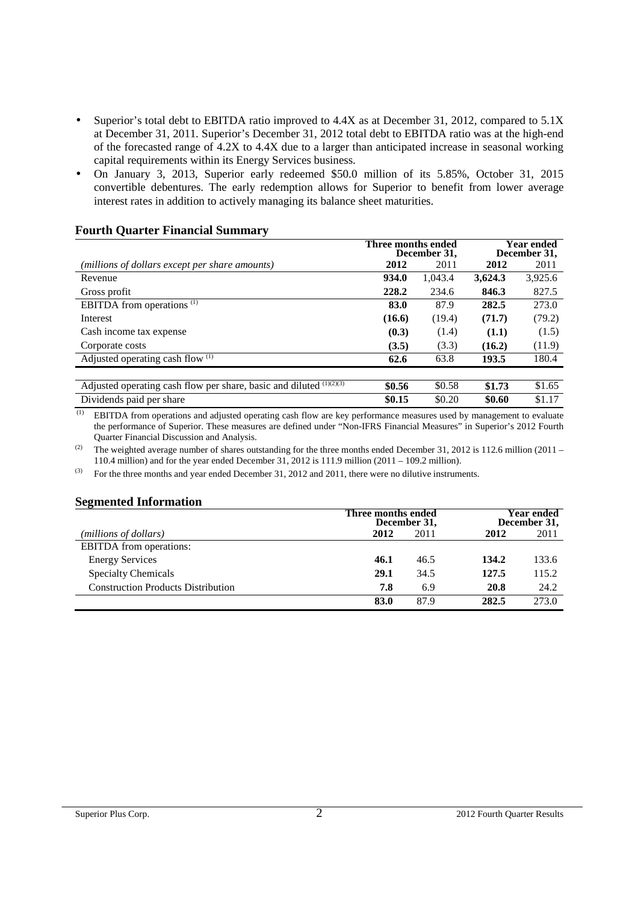- Superior's total debt to EBITDA ratio improved to 4.4X as at December 31, 2012, compared to 5.1X at December 31, 2011. Superior's December 31, 2012 total debt to EBITDA ratio was at the high-end of the forecasted range of 4.2X to 4.4X due to a larger than anticipated increase in seasonal working capital requirements within its Energy Services business.
- On January 3, 2013, Superior early redeemed $50.0 million of its 5.85%, October 31, 2015 convertible debentures. The early redemption allows for Superior to benefit from lower average interest rates in addition to actively managing its balance sheet maturities.

## Fourth Quarter Financial Summary

| | Three months ended December 31, | | Year ended December 31, | |
|---|---|---|---|---|
| *(millions of dollars except per share amounts)* | **2012** | 2011 | **2012** | 2011 |
| Revenue | **934.0** | 1,043.4 | **3,624.3** | 3,925.6 |
| Gross profit | **228.2** | 234.6 | **846.3** | 827.5 |
| EBITDA from operations [(1)] | **83.0** | 87.9 | **282.5** | 273.0 |
| Interest | **(16.6)** | (19.4) | **(71.7)** | (79.2) |
| Cash income tax expense | **(0.3)** | (1.4) | **(1.1)** | (1.5) |
| Corporate costs | **(3.5)** | (3.3) | **(16.2)** | (11.9) |
| Adjusted operating cash flow [(1)] | **62.6** | 63.8 | **193.5** | 180.4 |
| | | | | |
| Adjusted operating cash flow per share, basic and diluted [(1)(2)(3)] | **$0.56** | $0.58 | **$1.73** | $1.65 |
| Dividends paid per share | **$0.15** | $0.20 | **$0.60** | $1.17 |

(1) EBITDA from operations and adjusted operating cash flow are key performance measures used by management to evaluate the performance of Superior. These measures are defined under "Non-IFRS Financial Measures" in Superior's 2012 Fourth Quarter Financial Discussion and Analysis.

(2) The weighted average number of shares outstanding for the three months ended December 31, 2012 is 112.6 million (2011 – 110.4 million) and for the year ended December 31, 2012 is 111.9 million (2011 – 109.2 million).

(3) For the three months and year ended December 31, 2012 and 2011, there were no dilutive instruments.

## Segmented Information

| | Three months ended December 31, | | Year ended December 31, | |
|---|---|---|---|---|
| *(millions of dollars)* | **2012** | 2011 | **2012** | 2011 |
| EBITDA from operations: | | | | |
| Energy Services | **46.1** | 46.5 | **134.2** | 133.6 |
| Specialty Chemicals | **29.1** | 34.5 | **127.5** | 115.2 |
| Construction Products Distribution | **7.8** | 6.9 | **20.8** | 24.2 |
| | **83.0** | 87.9 | **282.5** | 273.0 |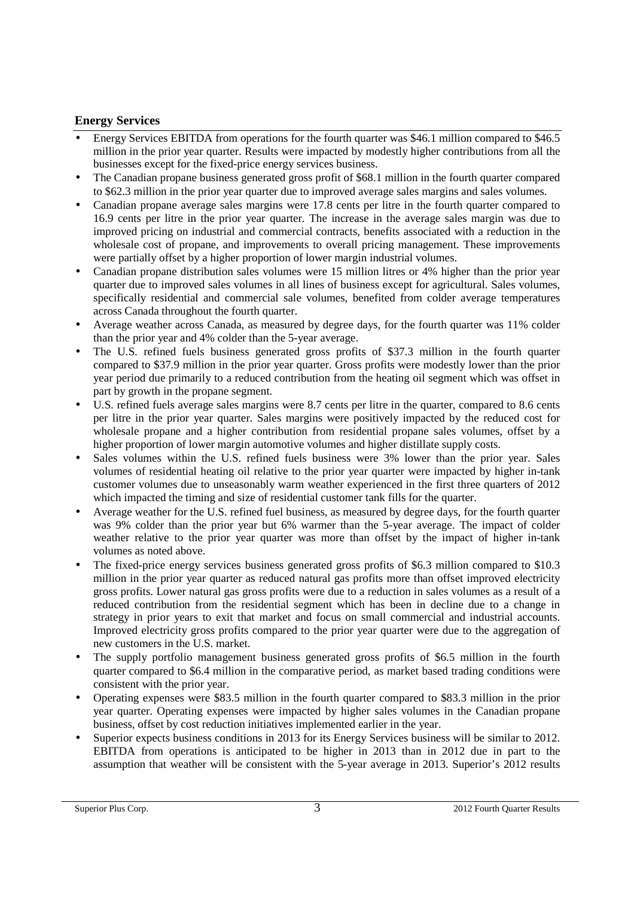## Energy Services

- Energy Services EBITDA from operations for the fourth quarter was $46.1 million compared to $46.5 million in the prior year quarter. Results were impacted by modestly higher contributions from all the businesses except for the fixed-price energy services business.
- The Canadian propane business generated gross profit of $68.1 million in the fourth quarter compared to $62.3 million in the prior year quarter due to improved average sales margins and sales volumes.
- Canadian propane average sales margins were 17.8 cents per litre in the fourth quarter compared to 16.9 cents per litre in the prior year quarter. The increase in the average sales margin was due to improved pricing on industrial and commercial contracts, benefits associated with a reduction in the wholesale cost of propane, and improvements to overall pricing management. These improvements were partially offset by a higher proportion of lower margin industrial volumes.
- Canadian propane distribution sales volumes were 15 million litres or 4% higher than the prior year quarter due to improved sales volumes in all lines of business except for agricultural. Sales volumes, specifically residential and commercial sale volumes, benefited from colder average temperatures across Canada throughout the fourth quarter.
- Average weather across Canada, as measured by degree days, for the fourth quarter was 11% colder than the prior year and 4% colder than the 5-year average.
- The U.S. refined fuels business generated gross profits of $37.3 million in the fourth quarter compared to $37.9 million in the prior year quarter. Gross profits were modestly lower than the prior year period due primarily to a reduced contribution from the heating oil segment which was offset in part by growth in the propane segment.
- U.S. refined fuels average sales margins were 8.7 cents per litre in the quarter, compared to 8.6 cents per litre in the prior year quarter. Sales margins were positively impacted by the reduced cost for wholesale propane and a higher contribution from residential propane sales volumes, offset by a higher proportion of lower margin automotive volumes and higher distillate supply costs.
- Sales volumes within the U.S. refined fuels business were 3% lower than the prior year. Sales volumes of residential heating oil relative to the prior year quarter were impacted by higher in-tank customer volumes due to unseasonably warm weather experienced in the first three quarters of 2012 which impacted the timing and size of residential customer tank fills for the quarter.
- Average weather for the U.S. refined fuel business, as measured by degree days, for the fourth quarter was 9% colder than the prior year but 6% warmer than the 5-year average. The impact of colder weather relative to the prior year quarter was more than offset by the impact of higher in-tank volumes as noted above.
- The fixed-price energy services business generated gross profits of $6.3 million compared to $10.3 million in the prior year quarter as reduced natural gas profits more than offset improved electricity gross profits. Lower natural gas gross profits were due to a reduction in sales volumes as a result of a reduced contribution from the residential segment which has been in decline due to a change in strategy in prior years to exit that market and focus on small commercial and industrial accounts. Improved electricity gross profits compared to the prior year quarter were due to the aggregation of new customers in the U.S. market.
- The supply portfolio management business generated gross profits of $6.5 million in the fourth quarter compared to $6.4 million in the comparative period, as market based trading conditions were consistent with the prior year.
- Operating expenses were $83.5 million in the fourth quarter compared to $83.3 million in the prior year quarter. Operating expenses were impacted by higher sales volumes in the Canadian propane business, offset by cost reduction initiatives implemented earlier in the year.
- Superior expects business conditions in 2013 for its Energy Services business will be similar to 2012. EBITDA from operations is anticipated to be higher in 2013 than in 2012 due in part to the assumption that weather will be consistent with the 5-year average in 2013. Superior's 2012 results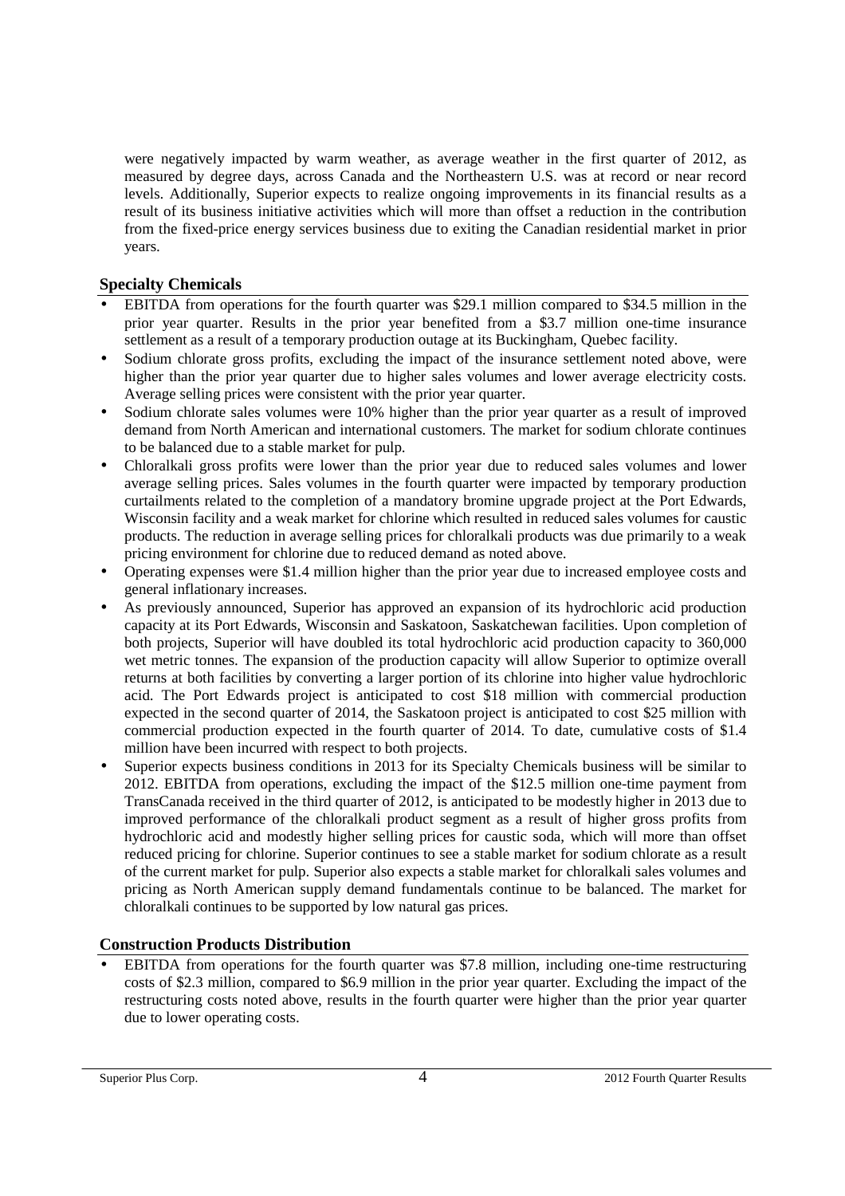were negatively impacted by warm weather, as average weather in the first quarter of 2012, as measured by degree days, across Canada and the Northeastern U.S. was at record or near record levels. Additionally, Superior expects to realize ongoing improvements in its financial results as a result of its business initiative activities which will more than offset a reduction in the contribution from the fixed-price energy services business due to exiting the Canadian residential market in prior years.

## Specialty Chemicals

- EBITDA from operations for the fourth quarter was $29.1 million compared to $34.5 million in the prior year quarter. Results in the prior year benefited from a $3.7 million one-time insurance settlement as a result of a temporary production outage at its Buckingham, Quebec facility.
- Sodium chlorate gross profits, excluding the impact of the insurance settlement noted above, were higher than the prior year quarter due to higher sales volumes and lower average electricity costs. Average selling prices were consistent with the prior year quarter.
- Sodium chlorate sales volumes were 10% higher than the prior year quarter as a result of improved demand from North American and international customers. The market for sodium chlorate continues to be balanced due to a stable market for pulp.
- Chloralkali gross profits were lower than the prior year due to reduced sales volumes and lower average selling prices. Sales volumes in the fourth quarter were impacted by temporary production curtailments related to the completion of a mandatory bromine upgrade project at the Port Edwards, Wisconsin facility and a weak market for chlorine which resulted in reduced sales volumes for caustic products. The reduction in average selling prices for chloralkali products was due primarily to a weak pricing environment for chlorine due to reduced demand as noted above.
- Operating expenses were $1.4 million higher than the prior year due to increased employee costs and general inflationary increases.
- As previously announced, Superior has approved an expansion of its hydrochloric acid production capacity at its Port Edwards, Wisconsin and Saskatoon, Saskatchewan facilities. Upon completion of both projects, Superior will have doubled its total hydrochloric acid production capacity to 360,000 wet metric tonnes. The expansion of the production capacity will allow Superior to optimize overall returns at both facilities by converting a larger portion of its chlorine into higher value hydrochloric acid. The Port Edwards project is anticipated to cost $18 million with commercial production expected in the second quarter of 2014, the Saskatoon project is anticipated to cost $25 million with commercial production expected in the fourth quarter of 2014. To date, cumulative costs of $1.4 million have been incurred with respect to both projects.
- Superior expects business conditions in 2013 for its Specialty Chemicals business will be similar to 2012. EBITDA from operations, excluding the impact of the $12.5 million one-time payment from TransCanada received in the third quarter of 2012, is anticipated to be modestly higher in 2013 due to improved performance of the chloralkali product segment as a result of higher gross profits from hydrochloric acid and modestly higher selling prices for caustic soda, which will more than offset reduced pricing for chlorine. Superior continues to see a stable market for sodium chlorate as a result of the current market for pulp. Superior also expects a stable market for chloralkali sales volumes and pricing as North American supply demand fundamentals continue to be balanced. The market for chloralkali continues to be supported by low natural gas prices.

## Construction Products Distribution

- EBITDA from operations for the fourth quarter was $7.8 million, including one-time restructuring costs of $2.3 million, compared to $6.9 million in the prior year quarter. Excluding the impact of the restructuring costs noted above, results in the fourth quarter were higher than the prior year quarter due to lower operating costs.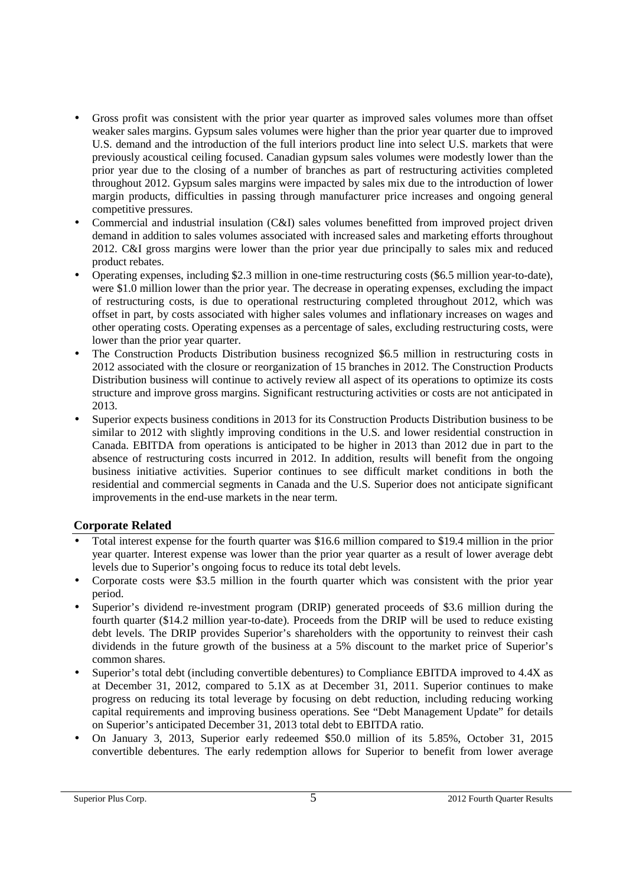- Gross profit was consistent with the prior year quarter as improved sales volumes more than offset weaker sales margins. Gypsum sales volumes were higher than the prior year quarter due to improved U.S. demand and the introduction of the full interiors product line into select U.S. markets that were previously acoustical ceiling focused. Canadian gypsum sales volumes were modestly lower than the prior year due to the closing of a number of branches as part of restructuring activities completed throughout 2012. Gypsum sales margins were impacted by sales mix due to the introduction of lower margin products, difficulties in passing through manufacturer price increases and ongoing general competitive pressures.
- Commercial and industrial insulation (C&I) sales volumes benefitted from improved project driven demand in addition to sales volumes associated with increased sales and marketing efforts throughout 2012. C&I gross margins were lower than the prior year due principally to sales mix and reduced product rebates.
- Operating expenses, including $2.3 million in one-time restructuring costs ($6.5 million year-to-date), were $1.0 million lower than the prior year. The decrease in operating expenses, excluding the impact of restructuring costs, is due to operational restructuring completed throughout 2012, which was offset in part, by costs associated with higher sales volumes and inflationary increases on wages and other operating costs. Operating expenses as a percentage of sales, excluding restructuring costs, were lower than the prior year quarter.
- The Construction Products Distribution business recognized $6.5 million in restructuring costs in 2012 associated with the closure or reorganization of 15 branches in 2012. The Construction Products Distribution business will continue to actively review all aspect of its operations to optimize its costs structure and improve gross margins. Significant restructuring activities or costs are not anticipated in 2013.
- Superior expects business conditions in 2013 for its Construction Products Distribution business to be similar to 2012 with slightly improving conditions in the U.S. and lower residential construction in Canada. EBITDA from operations is anticipated to be higher in 2013 than 2012 due in part to the absence of restructuring costs incurred in 2012. In addition, results will benefit from the ongoing business initiative activities. Superior continues to see difficult market conditions in both the residential and commercial segments in Canada and the U.S. Superior does not anticipate significant improvements in the end-use markets in the near term.

## Corporate Related

- Total interest expense for the fourth quarter was $16.6 million compared to $19.4 million in the prior year quarter. Interest expense was lower than the prior year quarter as a result of lower average debt levels due to Superior's ongoing focus to reduce its total debt levels.
- Corporate costs were $3.5 million in the fourth quarter which was consistent with the prior year period.
- Superior's dividend re-investment program (DRIP) generated proceeds of $3.6 million during the fourth quarter ($14.2 million year-to-date). Proceeds from the DRIP will be used to reduce existing debt levels. The DRIP provides Superior's shareholders with the opportunity to reinvest their cash dividends in the future growth of the business at a 5% discount to the market price of Superior's common shares.
- Superior's total debt (including convertible debentures) to Compliance EBITDA improved to 4.4X as at December 31, 2012, compared to 5.1X as at December 31, 2011. Superior continues to make progress on reducing its total leverage by focusing on debt reduction, including reducing working capital requirements and improving business operations. See "Debt Management Update" for details on Superior's anticipated December 31, 2013 total debt to EBITDA ratio.
- On January 3, 2013, Superior early redeemed $50.0 million of its 5.85%, October 31, 2015 convertible debentures. The early redemption allows for Superior to benefit from lower average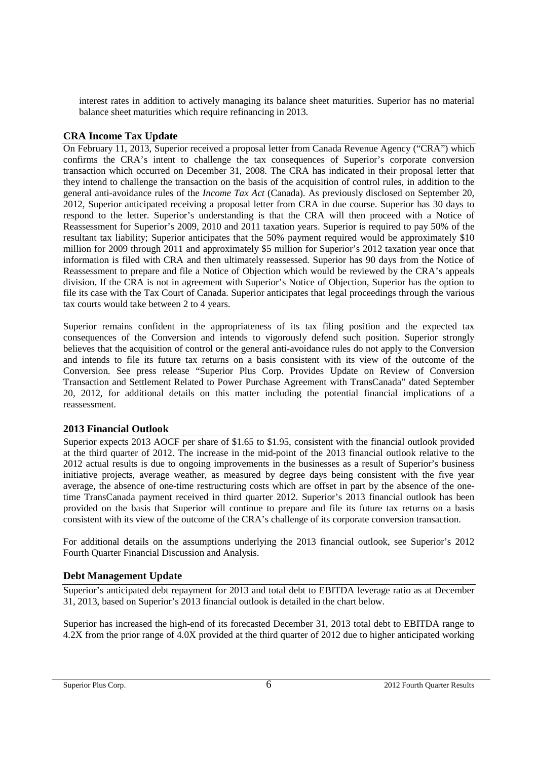interest rates in addition to actively managing its balance sheet maturities. Superior has no material balance sheet maturities which require refinancing in 2013.

## CRA Income Tax Update

On February 11, 2013, Superior received a proposal letter from Canada Revenue Agency ("CRA") which confirms the CRA's intent to challenge the tax consequences of Superior's corporate conversion transaction which occurred on December 31, 2008. The CRA has indicated in their proposal letter that they intend to challenge the transaction on the basis of the acquisition of control rules, in addition to the general anti-avoidance rules of the *Income Tax Act* (Canada). As previously disclosed on September 20, 2012, Superior anticipated receiving a proposal letter from CRA in due course. Superior has 30 days to respond to the letter. Superior's understanding is that the CRA will then proceed with a Notice of Reassessment for Superior's 2009, 2010 and 2011 taxation years. Superior is required to pay 50% of the resultant tax liability; Superior anticipates that the 50% payment required would be approximately $10 million for 2009 through 2011 and approximately $5 million for Superior's 2012 taxation year once that information is filed with CRA and then ultimately reassessed. Superior has 90 days from the Notice of Reassessment to prepare and file a Notice of Objection which would be reviewed by the CRA's appeals division. If the CRA is not in agreement with Superior's Notice of Objection, Superior has the option to file its case with the Tax Court of Canada. Superior anticipates that legal proceedings through the various tax courts would take between 2 to 4 years.

Superior remains confident in the appropriateness of its tax filing position and the expected tax consequences of the Conversion and intends to vigorously defend such position. Superior strongly believes that the acquisition of control or the general anti-avoidance rules do not apply to the Conversion and intends to file its future tax returns on a basis consistent with its view of the outcome of the Conversion. See press release "Superior Plus Corp. Provides Update on Review of Conversion Transaction and Settlement Related to Power Purchase Agreement with TransCanada" dated September 20, 2012, for additional details on this matter including the potential financial implications of a reassessment.

## 2013 Financial Outlook

Superior expects 2013 AOCF per share of $1.65 to $1.95, consistent with the financial outlook provided at the third quarter of 2012. The increase in the mid-point of the 2013 financial outlook relative to the 2012 actual results is due to ongoing improvements in the businesses as a result of Superior's business initiative projects, average weather, as measured by degree days being consistent with the five year average, the absence of one-time restructuring costs which are offset in part by the absence of the one-time TransCanada payment received in third quarter 2012. Superior's 2013 financial outlook has been provided on the basis that Superior will continue to prepare and file its future tax returns on a basis consistent with its view of the outcome of the CRA's challenge of its corporate conversion transaction.

For additional details on the assumptions underlying the 2013 financial outlook, see Superior's 2012 Fourth Quarter Financial Discussion and Analysis.

## Debt Management Update

Superior's anticipated debt repayment for 2013 and total debt to EBITDA leverage ratio as at December 31, 2013, based on Superior's 2013 financial outlook is detailed in the chart below.

Superior has increased the high-end of its forecasted December 31, 2013 total debt to EBITDA range to 4.2X from the prior range of 4.0X provided at the third quarter of 2012 due to higher anticipated working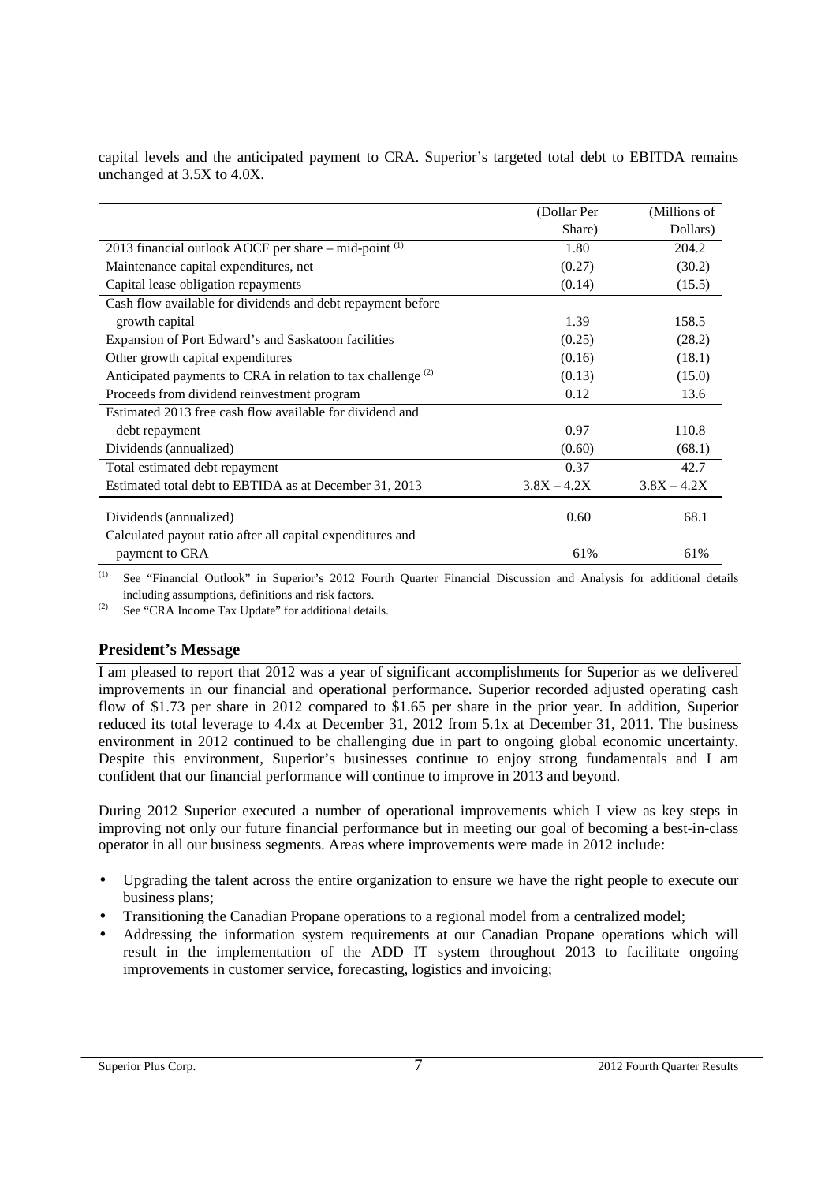capital levels and the anticipated payment to CRA. Superior's targeted total debt to EBITDA remains unchanged at 3.5X to 4.0X.

| | (Dollar Per Share) | (Millions of Dollars) |
|---|---|---|
| 2013 financial outlook AOCF per share – mid-point [(1)] | 1.80 | 204.2 |
| Maintenance capital expenditures, net | (0.27) | (30.2) |
| Capital lease obligation repayments | (0.14) | (15.5) |
| Cash flow available for dividends and debt repayment before growth capital | 1.39 | 158.5 |
| Expansion of Port Edward's and Saskatoon facilities | (0.25) | (28.2) |
| Other growth capital expenditures | (0.16) | (18.1) |
| Anticipated payments to CRA in relation to tax challenge [(2)] | (0.13) | (15.0) |
| Proceeds from dividend reinvestment program | 0.12 | 13.6 |
| Estimated 2013 free cash flow available for dividend and debt repayment | 0.97 | 110.8 |
| Dividends (annualized) | (0.60) | (68.1) |
| Total estimated debt repayment | 0.37 | 42.7 |
| Estimated total debt to EBTIDA as at December 31, 2013 | 3.8X – 4.2X | 3.8X – 4.2X |
| Dividends (annualized) | 0.60 | 68.1 |
| Calculated payout ratio after all capital expenditures and payment to CRA | 61% | 61% |

(1) See "Financial Outlook" in Superior's 2012 Fourth Quarter Financial Discussion and Analysis for additional details including assumptions, definitions and risk factors.

(2) See "CRA Income Tax Update" for additional details.

## President's Message

I am pleased to report that 2012 was a year of significant accomplishments for Superior as we delivered improvements in our financial and operational performance. Superior recorded adjusted operating cash flow of $1.73 per share in 2012 compared to $1.65 per share in the prior year. In addition, Superior reduced its total leverage to 4.4x at December 31, 2012 from 5.1x at December 31, 2011. The business environment in 2012 continued to be challenging due in part to ongoing global economic uncertainty. Despite this environment, Superior's businesses continue to enjoy strong fundamentals and I am confident that our financial performance will continue to improve in 2013 and beyond.

During 2012 Superior executed a number of operational improvements which I view as key steps in improving not only our future financial performance but in meeting our goal of becoming a best-in-class operator in all our business segments. Areas where improvements were made in 2012 include:

- Upgrading the talent across the entire organization to ensure we have the right people to execute our business plans;
- Transitioning the Canadian Propane operations to a regional model from a centralized model;
- Addressing the information system requirements at our Canadian Propane operations which will result in the implementation of the ADD IT system throughout 2013 to facilitate ongoing improvements in customer service, forecasting, logistics and invoicing;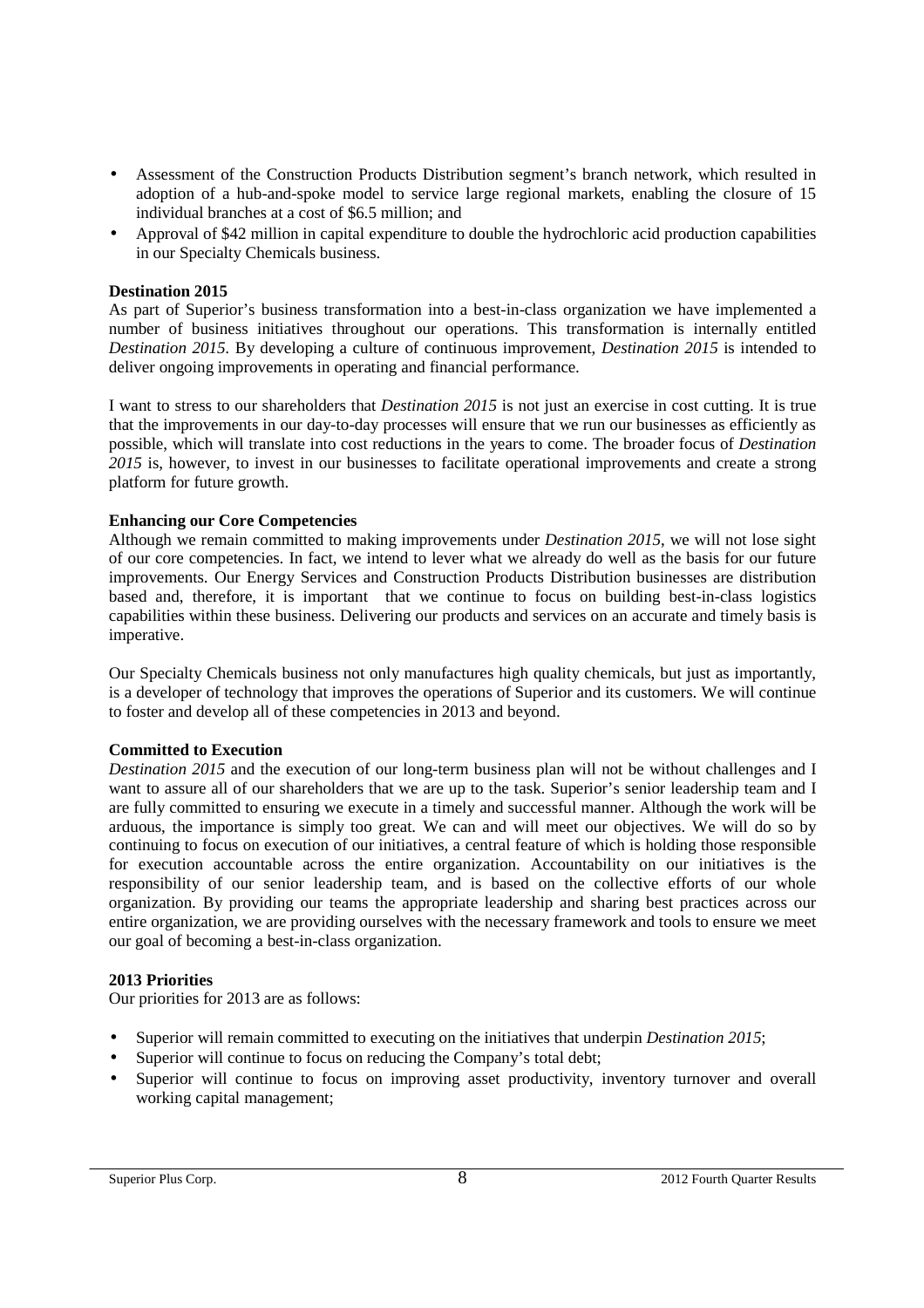- Assessment of the Construction Products Distribution segment's branch network, which resulted in adoption of a hub-and-spoke model to service large regional markets, enabling the closure of 15 individual branches at a cost of $6.5 million; and
- Approval of $42 million in capital expenditure to double the hydrochloric acid production capabilities in our Specialty Chemicals business.

**Destination 2015**

As part of Superior's business transformation into a best-in-class organization we have implemented a number of business initiatives throughout our operations. This transformation is internally entitled *Destination 2015*. By developing a culture of continuous improvement, *Destination 2015* is intended to deliver ongoing improvements in operating and financial performance.

I want to stress to our shareholders that *Destination 2015* is not just an exercise in cost cutting. It is true that the improvements in our day-to-day processes will ensure that we run our businesses as efficiently as possible, which will translate into cost reductions in the years to come. The broader focus of *Destination 2015* is, however, to invest in our businesses to facilitate operational improvements and create a strong platform for future growth.

**Enhancing our Core Competencies**

Although we remain committed to making improvements under *Destination 2015*, we will not lose sight of our core competencies. In fact, we intend to lever what we already do well as the basis for our future improvements. Our Energy Services and Construction Products Distribution businesses are distribution based and, therefore, it is important that we continue to focus on building best-in-class logistics capabilities within these business. Delivering our products and services on an accurate and timely basis is imperative.

Our Specialty Chemicals business not only manufactures high quality chemicals, but just as importantly, is a developer of technology that improves the operations of Superior and its customers. We will continue to foster and develop all of these competencies in 2013 and beyond.

**Committed to Execution**

*Destination 2015* and the execution of our long-term business plan will not be without challenges and I want to assure all of our shareholders that we are up to the task. Superior's senior leadership team and I are fully committed to ensuring we execute in a timely and successful manner. Although the work will be arduous, the importance is simply too great. We can and will meet our objectives. We will do so by continuing to focus on execution of our initiatives, a central feature of which is holding those responsible for execution accountable across the entire organization. Accountability on our initiatives is the responsibility of our senior leadership team, and is based on the collective efforts of our whole organization. By providing our teams the appropriate leadership and sharing best practices across our entire organization, we are providing ourselves with the necessary framework and tools to ensure we meet our goal of becoming a best-in-class organization.

**2013 Priorities**

Our priorities for 2013 are as follows:

- Superior will remain committed to executing on the initiatives that underpin *Destination 2015*;
- Superior will continue to focus on reducing the Company's total debt;
- Superior will continue to focus on improving asset productivity, inventory turnover and overall working capital management;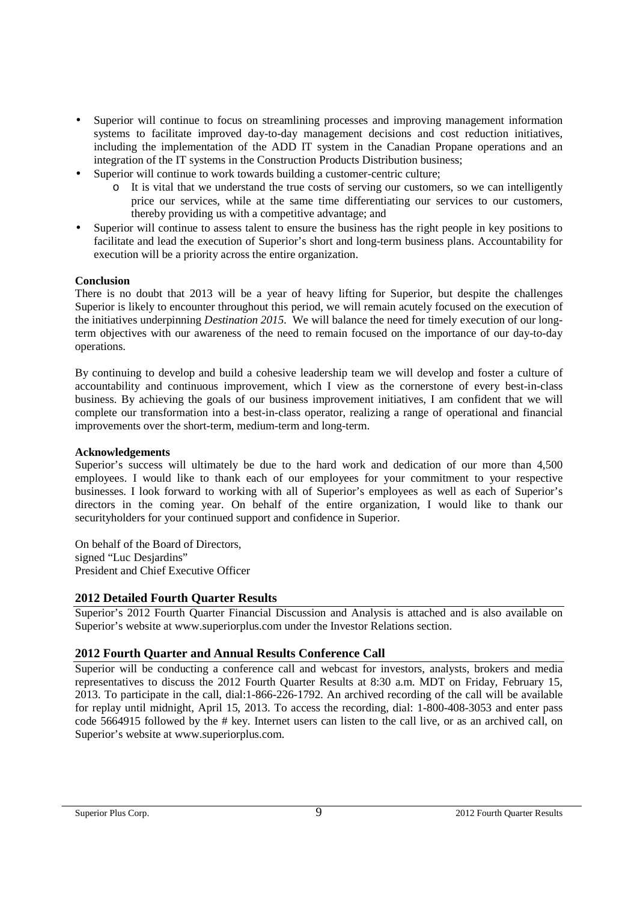- Superior will continue to focus on streamlining processes and improving management information systems to facilitate improved day-to-day management decisions and cost reduction initiatives, including the implementation of the ADD IT system in the Canadian Propane operations and an integration of the IT systems in the Construction Products Distribution business;
- Superior will continue to work towards building a customer-centric culture;
  - It is vital that we understand the true costs of serving our customers, so we can intelligently price our services, while at the same time differentiating our services to our customers, thereby providing us with a competitive advantage; and
- Superior will continue to assess talent to ensure the business has the right people in key positions to facilitate and lead the execution of Superior's short and long-term business plans. Accountability for execution will be a priority across the entire organization.

**Conclusion**

There is no doubt that 2013 will be a year of heavy lifting for Superior, but despite the challenges Superior is likely to encounter throughout this period, we will remain acutely focused on the execution of the initiatives underpinning *Destination 2015*. We will balance the need for timely execution of our long-term objectives with our awareness of the need to remain focused on the importance of our day-to-day operations.

By continuing to develop and build a cohesive leadership team we will develop and foster a culture of accountability and continuous improvement, which I view as the cornerstone of every best-in-class business. By achieving the goals of our business improvement initiatives, I am confident that we will complete our transformation into a best-in-class operator, realizing a range of operational and financial improvements over the short-term, medium-term and long-term.

**Acknowledgements**

Superior's success will ultimately be due to the hard work and dedication of our more than 4,500 employees. I would like to thank each of our employees for your commitment to your respective businesses. I look forward to working with all of Superior's employees as well as each of Superior's directors in the coming year. On behalf of the entire organization, I would like to thank our securityholders for your continued support and confidence in Superior.

On behalf of the Board of Directors,
signed "Luc Desjardins"
President and Chief Executive Officer

## 2012 Detailed Fourth Quarter Results

Superior's 2012 Fourth Quarter Financial Discussion and Analysis is attached and is also available on Superior's website at www.superiorplus.com under the Investor Relations section.

## 2012 Fourth Quarter and Annual Results Conference Call

Superior will be conducting a conference call and webcast for investors, analysts, brokers and media representatives to discuss the 2012 Fourth Quarter Results at 8:30 a.m. MDT on Friday, February 15, 2013. To participate in the call, dial:1-866-226-1792. An archived recording of the call will be available for replay until midnight, April 15, 2013. To access the recording, dial: 1-800-408-3053 and enter pass code 5664915 followed by the # key. Internet users can listen to the call live, or as an archived call, on Superior's website at www.superiorplus.com.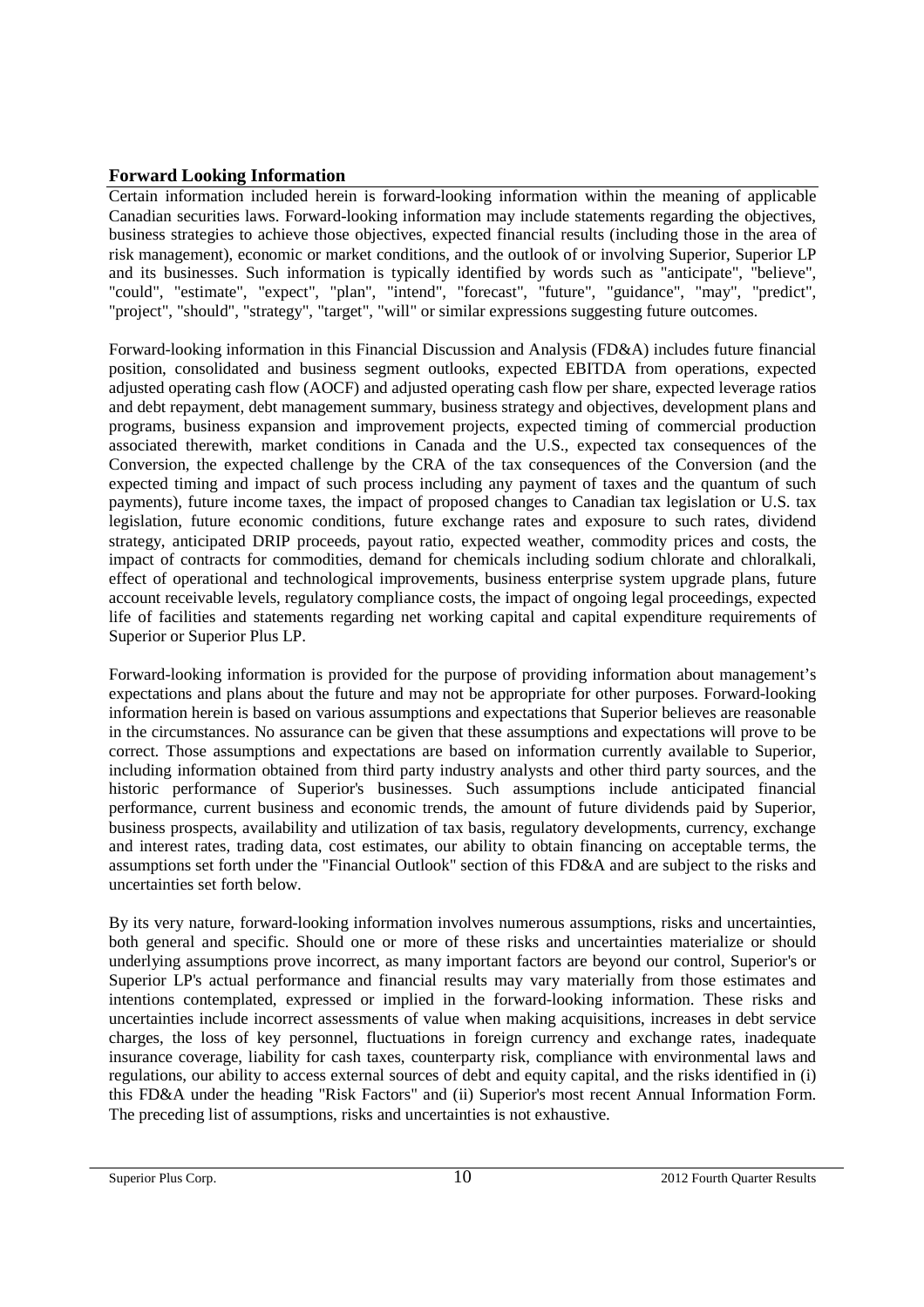## Forward Looking Information

Certain information included herein is forward-looking information within the meaning of applicable Canadian securities laws. Forward-looking information may include statements regarding the objectives, business strategies to achieve those objectives, expected financial results (including those in the area of risk management), economic or market conditions, and the outlook of or involving Superior, Superior LP and its businesses. Such information is typically identified by words such as "anticipate", "believe", "could", "estimate", "expect", "plan", "intend", "forecast", "future", "guidance", "may", "predict", "project", "should", "strategy", "target", "will" or similar expressions suggesting future outcomes.

Forward-looking information in this Financial Discussion and Analysis (FD&A) includes future financial position, consolidated and business segment outlooks, expected EBITDA from operations, expected adjusted operating cash flow (AOCF) and adjusted operating cash flow per share, expected leverage ratios and debt repayment, debt management summary, business strategy and objectives, development plans and programs, business expansion and improvement projects, expected timing of commercial production associated therewith, market conditions in Canada and the U.S., expected tax consequences of the Conversion, the expected challenge by the CRA of the tax consequences of the Conversion (and the expected timing and impact of such process including any payment of taxes and the quantum of such payments), future income taxes, the impact of proposed changes to Canadian tax legislation or U.S. tax legislation, future economic conditions, future exchange rates and exposure to such rates, dividend strategy, anticipated DRIP proceeds, payout ratio, expected weather, commodity prices and costs, the impact of contracts for commodities, demand for chemicals including sodium chlorate and chloralkali, effect of operational and technological improvements, business enterprise system upgrade plans, future account receivable levels, regulatory compliance costs, the impact of ongoing legal proceedings, expected life of facilities and statements regarding net working capital and capital expenditure requirements of Superior or Superior Plus LP.

Forward-looking information is provided for the purpose of providing information about management's expectations and plans about the future and may not be appropriate for other purposes. Forward-looking information herein is based on various assumptions and expectations that Superior believes are reasonable in the circumstances. No assurance can be given that these assumptions and expectations will prove to be correct. Those assumptions and expectations are based on information currently available to Superior, including information obtained from third party industry analysts and other third party sources, and the historic performance of Superior's businesses. Such assumptions include anticipated financial performance, current business and economic trends, the amount of future dividends paid by Superior, business prospects, availability and utilization of tax basis, regulatory developments, currency, exchange and interest rates, trading data, cost estimates, our ability to obtain financing on acceptable terms, the assumptions set forth under the "Financial Outlook" section of this FD&A and are subject to the risks and uncertainties set forth below.

By its very nature, forward-looking information involves numerous assumptions, risks and uncertainties, both general and specific. Should one or more of these risks and uncertainties materialize or should underlying assumptions prove incorrect, as many important factors are beyond our control, Superior's or Superior LP's actual performance and financial results may vary materially from those estimates and intentions contemplated, expressed or implied in the forward-looking information. These risks and uncertainties include incorrect assessments of value when making acquisitions, increases in debt service charges, the loss of key personnel, fluctuations in foreign currency and exchange rates, inadequate insurance coverage, liability for cash taxes, counterparty risk, compliance with environmental laws and regulations, our ability to access external sources of debt and equity capital, and the risks identified in (i) this FD&A under the heading "Risk Factors" and (ii) Superior's most recent Annual Information Form. The preceding list of assumptions, risks and uncertainties is not exhaustive.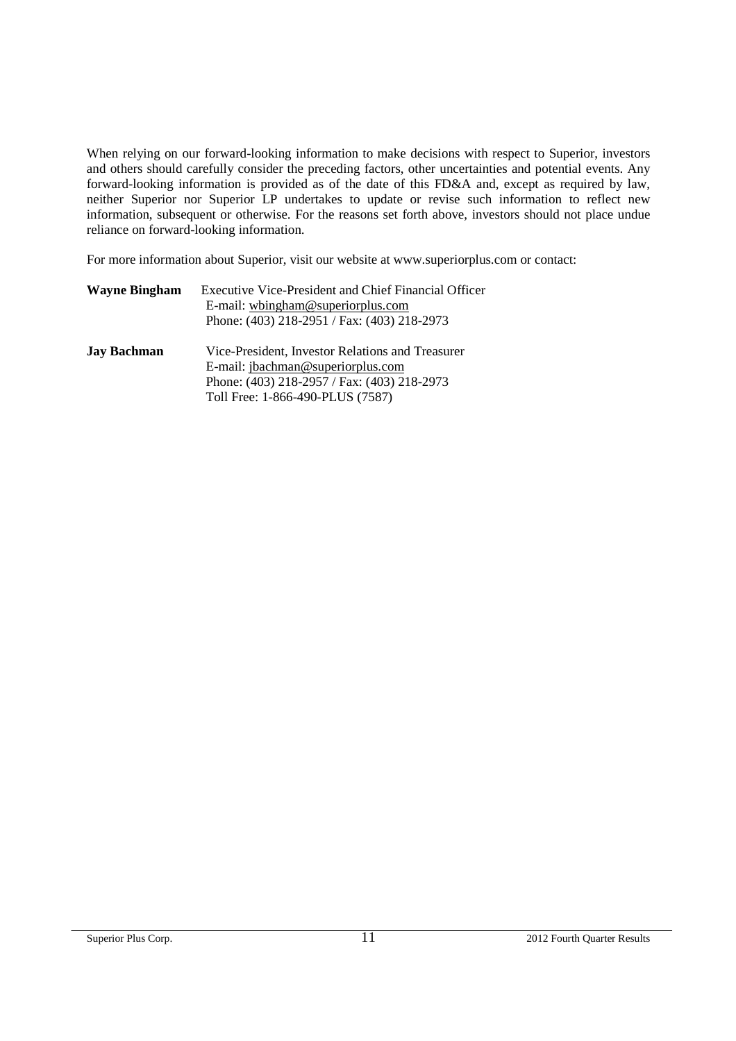When relying on our forward-looking information to make decisions with respect to Superior, investors and others should carefully consider the preceding factors, other uncertainties and potential events. Any forward-looking information is provided as of the date of this FD&A and, except as required by law, neither Superior nor Superior LP undertakes to update or revise such information to reflect new information, subsequent or otherwise. For the reasons set forth above, investors should not place undue reliance on forward-looking information.

For more information about Superior, visit our website at www.superiorplus.com or contact:

**Wayne Bingham** Executive Vice-President and Chief Financial Officer
E-mail: wbingham@superiorplus.com
Phone: (403) 218-2951 / Fax: (403) 218-2973

**Jay Bachman** Vice-President, Investor Relations and Treasurer
E-mail: jbachman@superiorplus.com
Phone: (403) 218-2957 / Fax: (403) 218-2973
Toll Free: 1-866-490-PLUS (7587)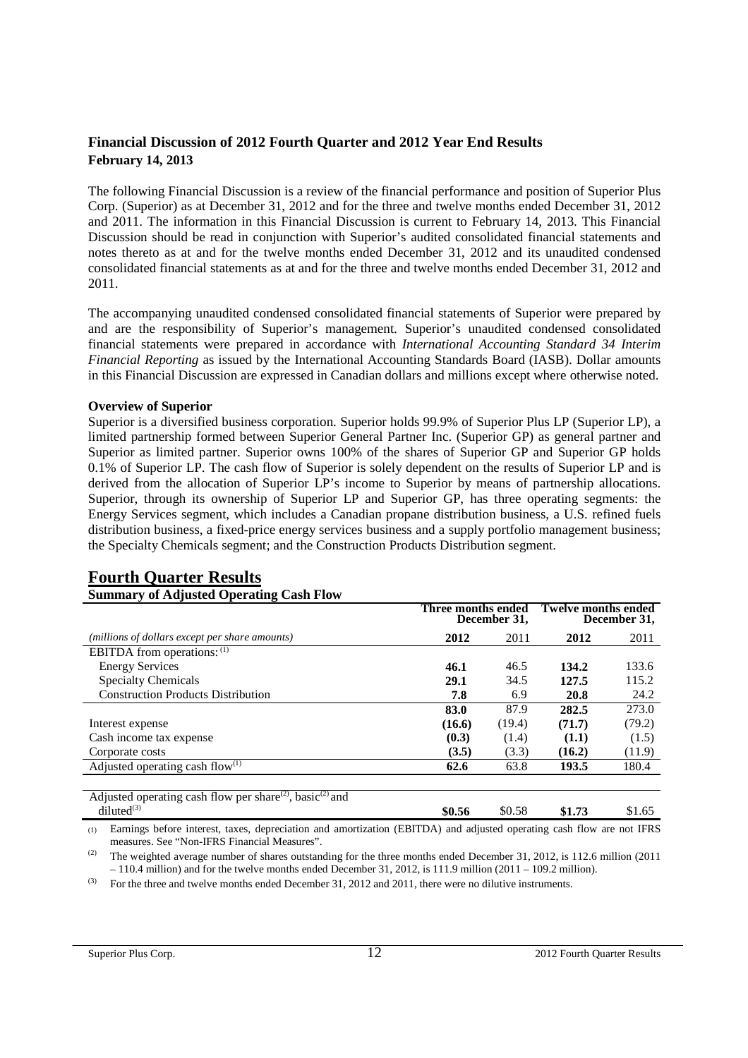## Financial Discussion of 2012 Fourth Quarter and 2012 Year End Results
**February 14, 2013**

The following Financial Discussion is a review of the financial performance and position of Superior Plus Corp. (Superior) as at December 31, 2012 and for the three and twelve months ended December 31, 2012 and 2011. The information in this Financial Discussion is current to February 14, 2013. This Financial Discussion should be read in conjunction with Superior's audited consolidated financial statements and notes thereto as at and for the twelve months ended December 31, 2012 and its unaudited condensed consolidated financial statements as at and for the three and twelve months ended December 31, 2012 and 2011.

The accompanying unaudited condensed consolidated financial statements of Superior were prepared by and are the responsibility of Superior's management. Superior's unaudited condensed consolidated financial statements were prepared in accordance with *International Accounting Standard 34 Interim Financial Reporting* as issued by the International Accounting Standards Board (IASB). Dollar amounts in this Financial Discussion are expressed in Canadian dollars and millions except where otherwise noted.

**Overview of Superior**

Superior is a diversified business corporation. Superior holds 99.9% of Superior Plus LP (Superior LP), a limited partnership formed between Superior General Partner Inc. (Superior GP) as general partner and Superior as limited partner. Superior owns 100% of the shares of Superior GP and Superior GP holds 0.1% of Superior LP. The cash flow of Superior is solely dependent on the results of Superior LP and is derived from the allocation of Superior LP's income to Superior by means of partnership allocations. Superior, through its ownership of Superior LP and Superior GP, has three operating segments: the Energy Services segment, which includes a Canadian propane distribution business, a U.S. refined fuels distribution business, a fixed-price energy services business and a supply portfolio management business; the Specialty Chemicals segment; and the Construction Products Distribution segment.

# Fourth Quarter Results

**Summary of Adjusted Operating Cash Flow**

| | Three months ended December 31, | | Twelve months ended December 31, | |
|---|---|---|---|---|
| *(millions of dollars except per share amounts)* | **2012** | 2011 | **2012** | 2011 |
| EBITDA from operations: [(1)] | | | | |
| Energy Services | **46.1** | 46.5 | **134.2** | 133.6 |
| Specialty Chemicals | **29.1** | 34.5 | **127.5** | 115.2 |
| Construction Products Distribution | **7.8** | 6.9 | **20.8** | 24.2 |
| | **83.0** | 87.9 | **282.5** | 273.0 |
| Interest expense | **(16.6)** | (19.4) | **(71.7)** | (79.2) |
| Cash income tax expense | **(0.3)** | (1.4) | **(1.1)** | (1.5) |
| Corporate costs | **(3.5)** | (3.3) | **(16.2)** | (11.9) |
| Adjusted operating cash flow[(1)] | **62.6** | 63.8 | **193.5** | 180.4 |
| | | | | |
| Adjusted operating cash flow per share[(2)], basic[(2)] and diluted[(3)] | **\$0.56** | \$0.58 | **\$1.73** | \$1.65 |

(1) Earnings before interest, taxes, depreciation and amortization (EBITDA) and adjusted operating cash flow are not IFRS measures. See "Non-IFRS Financial Measures".

(2) The weighted average number of shares outstanding for the three months ended December 31, 2012, is 112.6 million (2011 – 110.4 million) and for the twelve months ended December 31, 2012, is 111.9 million (2011 – 109.2 million).

(3) For the three and twelve months ended December 31, 2012 and 2011, there were no dilutive instruments.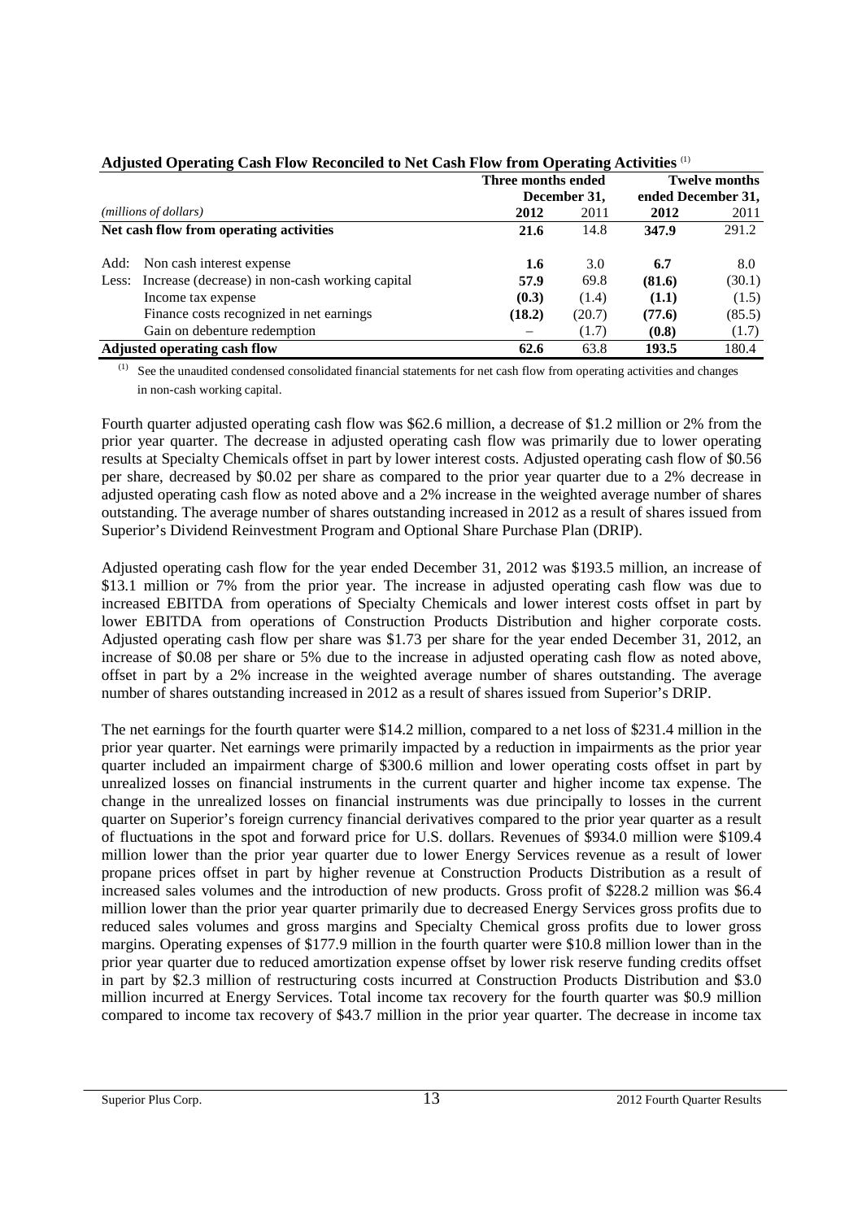**Adjusted Operating Cash Flow Reconciled to Net Cash Flow from Operating Activities** [(1)]

| *(millions of dollars)* | Three months ended December 31, 2012 | Three months ended December 31, 2011 | Twelve months ended December 31, 2012 | Twelve months ended December 31, 2011 |
|---|---|---|---|---|
| **Net cash flow from operating activities** | **21.6** | 14.8 | **347.9** | 291.2 |
| Add: Non cash interest expense | **1.6** | 3.0 | **6.7** | 8.0 |
| Less: Increase (decrease) in non-cash working capital | **57.9** | 69.8 | **(81.6)** | (30.1) |
| Income tax expense | **(0.3)** | (1.4) | **(1.1)** | (1.5) |
| Finance costs recognized in net earnings | **(18.2)** | (20.7) | **(77.6)** | (85.5) |
| Gain on debenture redemption | – | (1.7) | **(0.8)** | (1.7) |
| **Adjusted operating cash flow** | **62.6** | 63.8 | **193.5** | 180.4 |

(1) See the unaudited condensed consolidated financial statements for net cash flow from operating activities and changes in non-cash working capital.

Fourth quarter adjusted operating cash flow was $62.6 million, a decrease of $1.2 million or 2% from the prior year quarter. The decrease in adjusted operating cash flow was primarily due to lower operating results at Specialty Chemicals offset in part by lower interest costs. Adjusted operating cash flow of $0.56 per share, decreased by $0.02 per share as compared to the prior year quarter due to a 2% decrease in adjusted operating cash flow as noted above and a 2% increase in the weighted average number of shares outstanding. The average number of shares outstanding increased in 2012 as a result of shares issued from Superior's Dividend Reinvestment Program and Optional Share Purchase Plan (DRIP).

Adjusted operating cash flow for the year ended December 31, 2012 was $193.5 million, an increase of $13.1 million or 7% from the prior year. The increase in adjusted operating cash flow was due to increased EBITDA from operations of Specialty Chemicals and lower interest costs offset in part by lower EBITDA from operations of Construction Products Distribution and higher corporate costs. Adjusted operating cash flow per share was $1.73 per share for the year ended December 31, 2012, an increase of $0.08 per share or 5% due to the increase in adjusted operating cash flow as noted above, offset in part by a 2% increase in the weighted average number of shares outstanding. The average number of shares outstanding increased in 2012 as a result of shares issued from Superior's DRIP.

The net earnings for the fourth quarter were $14.2 million, compared to a net loss of $231.4 million in the prior year quarter. Net earnings were primarily impacted by a reduction in impairments as the prior year quarter included an impairment charge of $300.6 million and lower operating costs offset in part by unrealized losses on financial instruments in the current quarter and higher income tax expense. The change in the unrealized losses on financial instruments was due principally to losses in the current quarter on Superior's foreign currency financial derivatives compared to the prior year quarter as a result of fluctuations in the spot and forward price for U.S. dollars. Revenues of $934.0 million were $109.4 million lower than the prior year quarter due to lower Energy Services revenue as a result of lower propane prices offset in part by higher revenue at Construction Products Distribution as a result of increased sales volumes and the introduction of new products. Gross profit of $228.2 million was $6.4 million lower than the prior year quarter primarily due to decreased Energy Services gross profits due to reduced sales volumes and gross margins and Specialty Chemical gross profits due to lower gross margins. Operating expenses of $177.9 million in the fourth quarter were $10.8 million lower than in the prior year quarter due to reduced amortization expense offset by lower risk reserve funding credits offset in part by $2.3 million of restructuring costs incurred at Construction Products Distribution and $3.0 million incurred at Energy Services. Total income tax recovery for the fourth quarter was $0.9 million compared to income tax recovery of $43.7 million in the prior year quarter. The decrease in income tax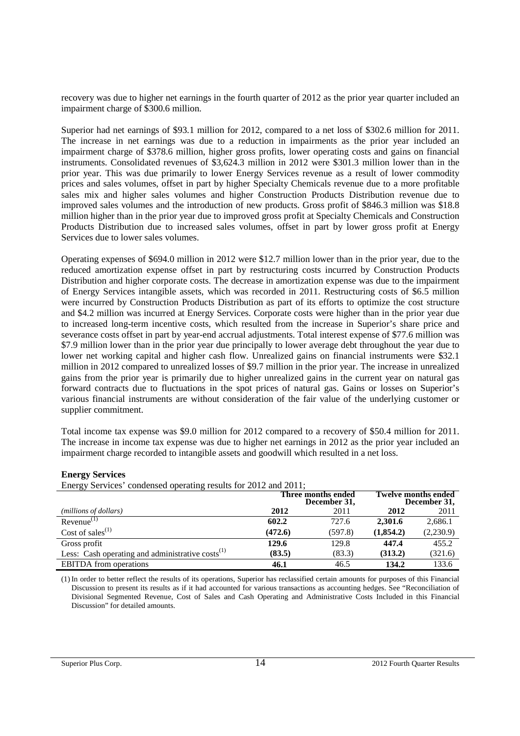recovery was due to higher net earnings in the fourth quarter of 2012 as the prior year quarter included an impairment charge of $300.6 million.

Superior had net earnings of $93.1 million for 2012, compared to a net loss of $302.6 million for 2011. The increase in net earnings was due to a reduction in impairments as the prior year included an impairment charge of $378.6 million, higher gross profits, lower operating costs and gains on financial instruments. Consolidated revenues of $3,624.3 million in 2012 were $301.3 million lower than in the prior year. This was due primarily to lower Energy Services revenue as a result of lower commodity prices and sales volumes, offset in part by higher Specialty Chemicals revenue due to a more profitable sales mix and higher sales volumes and higher Construction Products Distribution revenue due to improved sales volumes and the introduction of new products. Gross profit of $846.3 million was $18.8 million higher than in the prior year due to improved gross profit at Specialty Chemicals and Construction Products Distribution due to increased sales volumes, offset in part by lower gross profit at Energy Services due to lower sales volumes.

Operating expenses of $694.0 million in 2012 were $12.7 million lower than in the prior year, due to the reduced amortization expense offset in part by restructuring costs incurred by Construction Products Distribution and higher corporate costs. The decrease in amortization expense was due to the impairment of Energy Services intangible assets, which was recorded in 2011. Restructuring costs of $6.5 million were incurred by Construction Products Distribution as part of its efforts to optimize the cost structure and $4.2 million was incurred at Energy Services. Corporate costs were higher than in the prior year due to increased long-term incentive costs, which resulted from the increase in Superior's share price and severance costs offset in part by year-end accrual adjustments. Total interest expense of $77.6 million was $7.9 million lower than in the prior year due principally to lower average debt throughout the year due to lower net working capital and higher cash flow. Unrealized gains on financial instruments were $32.1 million in 2012 compared to unrealized losses of $9.7 million in the prior year. The increase in unrealized gains from the prior year is primarily due to higher unrealized gains in the current year on natural gas forward contracts due to fluctuations in the spot prices of natural gas. Gains or losses on Superior's various financial instruments are without consideration of the fair value of the underlying customer or supplier commitment.

Total income tax expense was $9.0 million for 2012 compared to a recovery of $50.4 million for 2011. The increase in income tax expense was due to higher net earnings in 2012 as the prior year included an impairment charge recorded to intangible assets and goodwill which resulted in a net loss.

**Energy Services**

Energy Services' condensed operating results for 2012 and 2011;

| | Three months ended December 31, | | Twelve months ended December 31, | |
|---|---|---|---|---|
| *(millions of dollars)* | **2012** | 2011 | **2012** | 2011 |
| Revenue[(1)] | **602.2** | 727.6 | **2,301.6** | 2,686.1 |
| Cost of sales[(1)] | **(472.6)** | (597.8) | **(1,854.2)** | (2,230.9) |
| Gross profit | **129.6** | 129.8 | **447.4** | 455.2 |
| Less: Cash operating and administrative costs[(1)] | **(83.5)** | (83.3) | **(313.2)** | (321.6) |
| EBITDA from operations | **46.1** | 46.5 | **134.2** | 133.6 |

(1) In order to better reflect the results of its operations, Superior has reclassified certain amounts for purposes of this Financial Discussion to present its results as if it had accounted for various transactions as accounting hedges. See "Reconciliation of Divisional Segmented Revenue, Cost of Sales and Cash Operating and Administrative Costs Included in this Financial Discussion" for detailed amounts.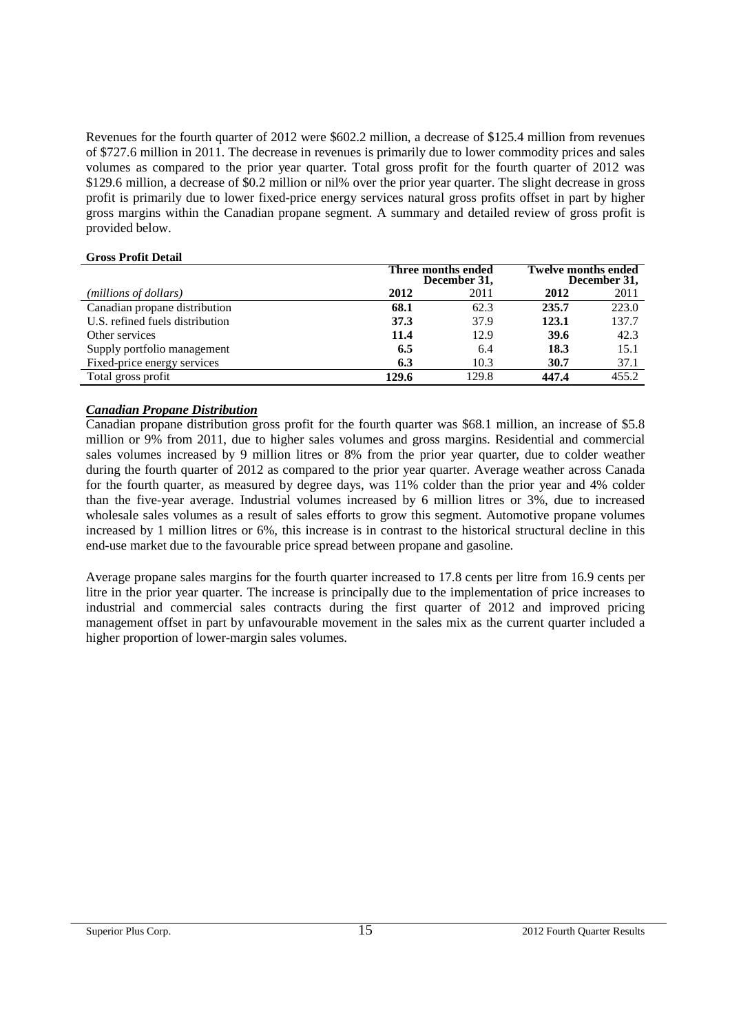Revenues for the fourth quarter of 2012 were $602.2 million, a decrease of $125.4 million from revenues of $727.6 million in 2011. The decrease in revenues is primarily due to lower commodity prices and sales volumes as compared to the prior year quarter. Total gross profit for the fourth quarter of 2012 was $129.6 million, a decrease of $0.2 million or nil% over the prior year quarter. The slight decrease in gross profit is primarily due to lower fixed-price energy services natural gross profits offset in part by higher gross margins within the Canadian propane segment. A summary and detailed review of gross profit is provided below.

**Gross Profit Detail**

| | Three months ended December 31, | | Twelve months ended December 31, | |
|---|---|---|---|---|
| *(millions of dollars)* | **2012** | 2011 | **2012** | 2011 |
| Canadian propane distribution | **68.1** | 62.3 | **235.7** | 223.0 |
| U.S. refined fuels distribution | **37.3** | 37.9 | **123.1** | 137.7 |
| Other services | **11.4** | 12.9 | **39.6** | 42.3 |
| Supply portfolio management | **6.5** | 6.4 | **18.3** | 15.1 |
| Fixed-price energy services | **6.3** | 10.3 | **30.7** | 37.1 |
| Total gross profit | **129.6** | 129.8 | **447.4** | 455.2 |

***Canadian Propane Distribution***

Canadian propane distribution gross profit for the fourth quarter was $68.1 million, an increase of $5.8 million or 9% from 2011, due to higher sales volumes and gross margins. Residential and commercial sales volumes increased by 9 million litres or 8% from the prior year quarter, due to colder weather during the fourth quarter of 2012 as compared to the prior year quarter. Average weather across Canada for the fourth quarter, as measured by degree days, was 11% colder than the prior year and 4% colder than the five-year average. Industrial volumes increased by 6 million litres or 3%, due to increased wholesale sales volumes as a result of sales efforts to grow this segment. Automotive propane volumes increased by 1 million litres or 6%, this increase is in contrast to the historical structural decline in this end-use market due to the favourable price spread between propane and gasoline.

Average propane sales margins for the fourth quarter increased to 17.8 cents per litre from 16.9 cents per litre in the prior year quarter. The increase is principally due to the implementation of price increases to industrial and commercial sales contracts during the first quarter of 2012 and improved pricing management offset in part by unfavourable movement in the sales mix as the current quarter included a higher proportion of lower-margin sales volumes.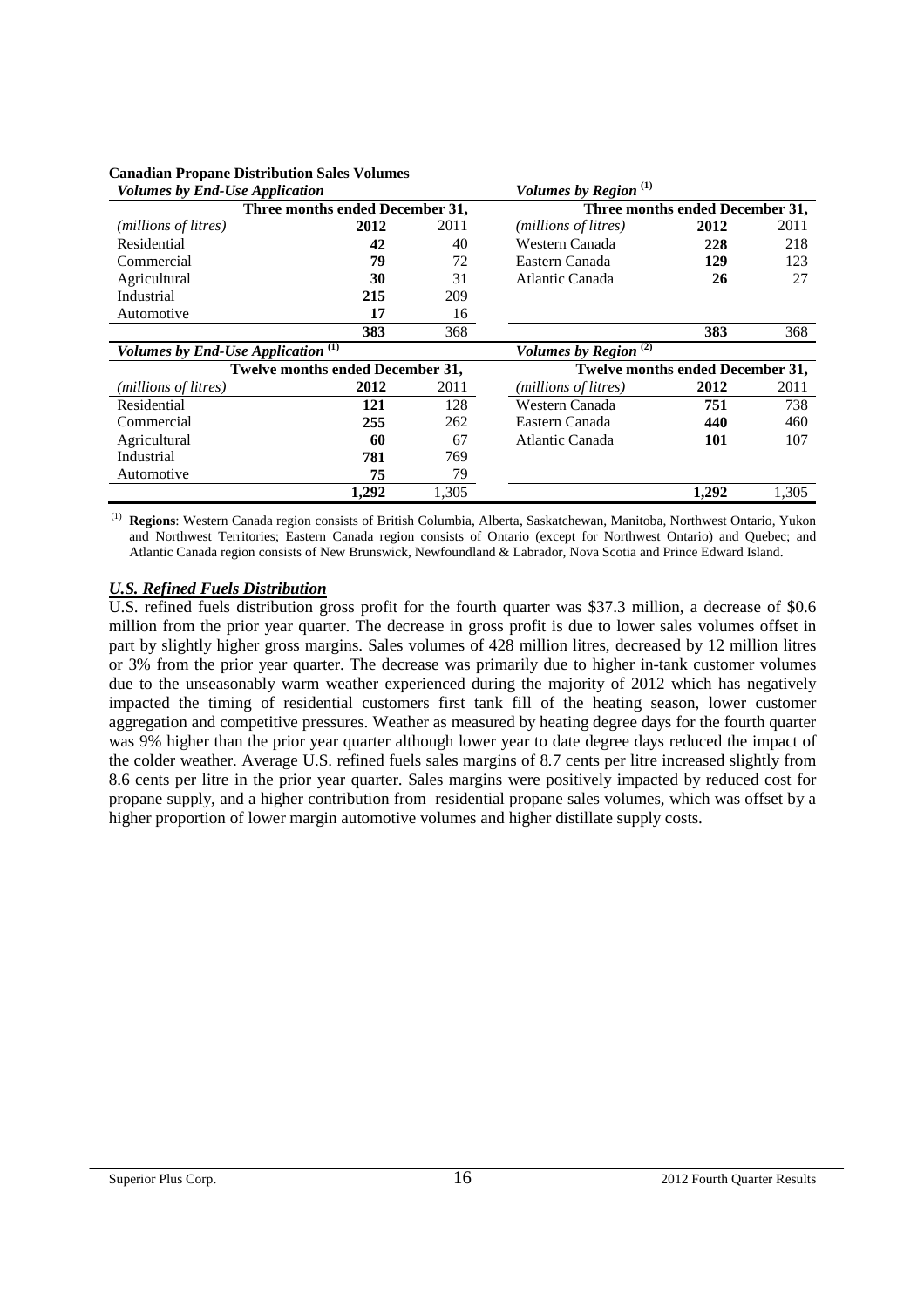**Canadian Propane Distribution Sales Volumes**

| *Volumes by End-Use Application* | | | *Volumes by Region* [(1)] | | |
|---|---|---|---|---|---|
| | **Three months ended December 31,** | | | **Three months ended December 31,** | |
| *(millions of litres)* | **2012** | 2011 | *(millions of litres)* | **2012** | 2011 |
| Residential | **42** | 40 | Western Canada | **228** | 218 |
| Commercial | **79** | 72 | Eastern Canada | **129** | 123 |
| Agricultural | **30** | 31 | Atlantic Canada | **26** | 27 |
| Industrial | **215** | 209 | | | |
| Automotive | **17** | 16 | | | |
| | **383** | 368 | | **383** | 368 |
| *Volumes by End-Use Application* [(1)] | | | *Volumes by Region* [(2)] | | |
| | **Twelve months ended December 31,** | | | **Twelve months ended December 31,** | |
| *(millions of litres)* | **2012** | 2011 | *(millions of litres)* | **2012** | 2011 |
| Residential | **121** | 128 | Western Canada | **751** | 738 |
| Commercial | **255** | 262 | Eastern Canada | **440** | 460 |
| Agricultural | **60** | 67 | Atlantic Canada | **101** | 107 |
| Industrial | **781** | 769 | | | |
| Automotive | **75** | 79 | | | |
| | **1,292** | 1,305 | | **1,292** | 1,305 |

(1) **Regions**: Western Canada region consists of British Columbia, Alberta, Saskatchewan, Manitoba, Northwest Ontario, Yukon and Northwest Territories; Eastern Canada region consists of Ontario (except for Northwest Ontario) and Quebec; and Atlantic Canada region consists of New Brunswick, Newfoundland & Labrador, Nova Scotia and Prince Edward Island.

### ***U.S. Refined Fuels Distribution***

U.S. refined fuels distribution gross profit for the fourth quarter was $37.3 million, a decrease of $0.6 million from the prior year quarter. The decrease in gross profit is due to lower sales volumes offset in part by slightly higher gross margins. Sales volumes of 428 million litres, decreased by 12 million litres or 3% from the prior year quarter. The decrease was primarily due to higher in-tank customer volumes due to the unseasonably warm weather experienced during the majority of 2012 which has negatively impacted the timing of residential customers first tank fill of the heating season, lower customer aggregation and competitive pressures. Weather as measured by heating degree days for the fourth quarter was 9% higher than the prior year quarter although lower year to date degree days reduced the impact of the colder weather. Average U.S. refined fuels sales margins of 8.7 cents per litre increased slightly from 8.6 cents per litre in the prior year quarter. Sales margins were positively impacted by reduced cost for propane supply, and a higher contribution from residential propane sales volumes, which was offset by a higher proportion of lower margin automotive volumes and higher distillate supply costs.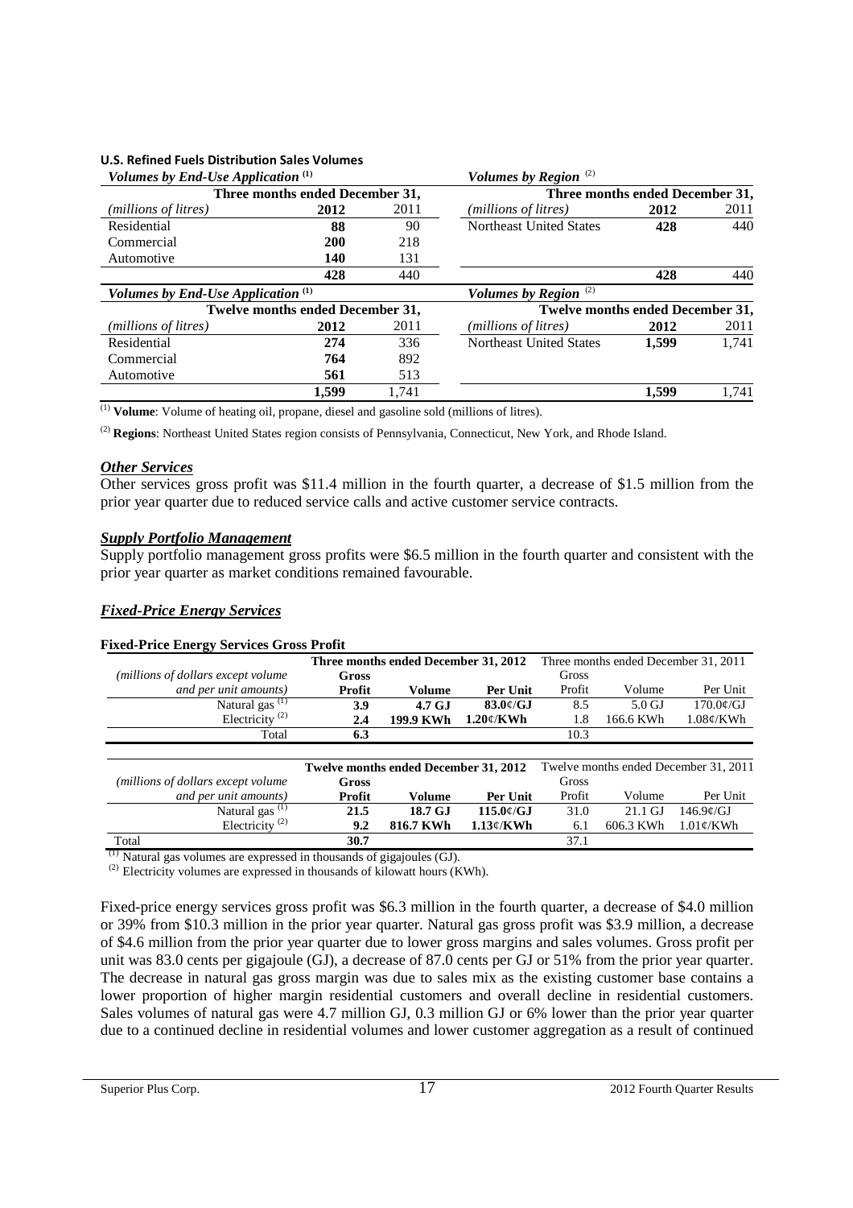**U.S. Refined Fuels Distribution Sales Volumes**

| *Volumes by End-Use Application* [(1)] | | | *Volumes by Region* [(2)] | | |
|---|---|---|---|---|---|
| | Three months ended December 31, | | | Three months ended December 31, | |
| *(millions of litres)* | **2012** | 2011 | *(millions of litres)* | **2012** | 2011 |
| Residential | **88** | 90 | Northeast United States | **428** | 440 |
| Commercial | **200** | 218 | | | |
| Automotive | **140** | 131 | | | |
| | **428** | 440 | | **428** | 440 |

| *Volumes by End-Use Application* [(1)] | | | *Volumes by Region* [(2)] | | |
|---|---|---|---|---|---|
| | Twelve months ended December 31, | | | Twelve months ended December 31, | |
| *(millions of litres)* | **2012** | 2011 | *(millions of litres)* | **2012** | 2011 |
| Residential | **274** | 336 | Northeast United States | **1,599** | 1,741 |
| Commercial | **764** | 892 | | | |
| Automotive | **561** | 513 | | | |
| | **1,599** | 1,741 | | **1,599** | 1,741 |

(1) **Volume**: Volume of heating oil, propane, diesel and gasoline sold (millions of litres).

(2) **Regions**: Northeast United States region consists of Pennsylvania, Connecticut, New York, and Rhode Island.

### *Other Services*

Other services gross profit was $11.4 million in the fourth quarter, a decrease of $1.5 million from the prior year quarter due to reduced service calls and active customer service contracts.

### *Supply Portfolio Management*

Supply portfolio management gross profits were $6.5 million in the fourth quarter and consistent with the prior year quarter as market conditions remained favourable.

### *Fixed-Price Energy Services*

**Fixed-Price Energy Services Gross Profit**

| *(millions of dollars except volume and per unit amounts)* | **Three months ended December 31, 2012** | | | Three months ended December 31, 2011 | | |
|---|---|---|---|---|---|---|
| | **Gross Profit** | **Volume** | **Per Unit** | Gross Profit | Volume | Per Unit |
| Natural gas [(1)] | **3.9** | **4.7 GJ** | **83.0¢/GJ** | 8.5 | 5.0 GJ | 170.0¢/GJ |
| Electricity [(2)] | **2.4** | **199.9 KWh** | **1.20¢/KWh** | 1.8 | 166.6 KWh | 1.08¢/KWh |
| Total | **6.3** | | | 10.3 | | |

| *(millions of dollars except volume and per unit amounts)* | **Twelve months ended December 31, 2012** | | | Twelve months ended December 31, 2011 | | |
|---|---|---|---|---|---|---|
| | **Gross Profit** | **Volume** | **Per Unit** | Gross Profit | Volume | Per Unit |
| Natural gas [(1)] | **21.5** | **18.7 GJ** | **115.0¢/GJ** | 31.0 | 21.1 GJ | 146.9¢/GJ |
| Electricity [(2)] | **9.2** | **816.7 KWh** | **1.13¢/KWh** | 6.1 | 606.3 KWh | 1.01¢/KWh |
| Total | **30.7** | | | 37.1 | | |

(1) Natural gas volumes are expressed in thousands of gigajoules (GJ).

(2) Electricity volumes are expressed in thousands of kilowatt hours (KWh).

Fixed-price energy services gross profit was $6.3 million in the fourth quarter, a decrease of $4.0 million or 39% from $10.3 million in the prior year quarter. Natural gas gross profit was $3.9 million, a decrease of $4.6 million from the prior year quarter due to lower gross margins and sales volumes. Gross profit per unit was 83.0 cents per gigajoule (GJ), a decrease of 87.0 cents per GJ or 51% from the prior year quarter. The decrease in natural gas gross margin was due to sales mix as the existing customer base contains a lower proportion of higher margin residential customers and overall decline in residential customers. Sales volumes of natural gas were 4.7 million GJ, 0.3 million GJ or 6% lower than the prior year quarter due to a continued decline in residential volumes and lower customer aggregation as a result of continued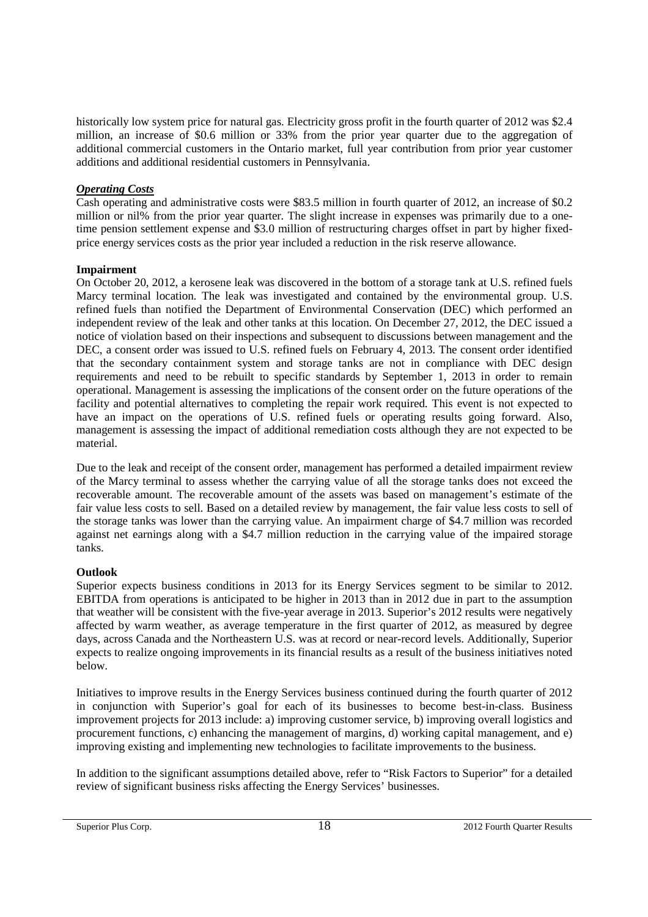historically low system price for natural gas. Electricity gross profit in the fourth quarter of 2012 was $2.4 million, an increase of $0.6 million or 33% from the prior year quarter due to the aggregation of additional commercial customers in the Ontario market, full year contribution from prior year customer additions and additional residential customers in Pennsylvania.

***Operating Costs***

Cash operating and administrative costs were $83.5 million in fourth quarter of 2012, an increase of $0.2 million or nil% from the prior year quarter. The slight increase in expenses was primarily due to a one-time pension settlement expense and $3.0 million of restructuring charges offset in part by higher fixed-price energy services costs as the prior year included a reduction in the risk reserve allowance.

**Impairment**

On October 20, 2012, a kerosene leak was discovered in the bottom of a storage tank at U.S. refined fuels Marcy terminal location. The leak was investigated and contained by the environmental group. U.S. refined fuels than notified the Department of Environmental Conservation (DEC) which performed an independent review of the leak and other tanks at this location. On December 27, 2012, the DEC issued a notice of violation based on their inspections and subsequent to discussions between management and the DEC, a consent order was issued to U.S. refined fuels on February 4, 2013. The consent order identified that the secondary containment system and storage tanks are not in compliance with DEC design requirements and need to be rebuilt to specific standards by September 1, 2013 in order to remain operational. Management is assessing the implications of the consent order on the future operations of the facility and potential alternatives to completing the repair work required. This event is not expected to have an impact on the operations of U.S. refined fuels or operating results going forward. Also, management is assessing the impact of additional remediation costs although they are not expected to be material.

Due to the leak and receipt of the consent order, management has performed a detailed impairment review of the Marcy terminal to assess whether the carrying value of all the storage tanks does not exceed the recoverable amount. The recoverable amount of the assets was based on management's estimate of the fair value less costs to sell. Based on a detailed review by management, the fair value less costs to sell of the storage tanks was lower than the carrying value. An impairment charge of $4.7 million was recorded against net earnings along with a $4.7 million reduction in the carrying value of the impaired storage tanks.

**Outlook**

Superior expects business conditions in 2013 for its Energy Services segment to be similar to 2012. EBITDA from operations is anticipated to be higher in 2013 than in 2012 due in part to the assumption that weather will be consistent with the five-year average in 2013. Superior's 2012 results were negatively affected by warm weather, as average temperature in the first quarter of 2012, as measured by degree days, across Canada and the Northeastern U.S. was at record or near-record levels. Additionally, Superior expects to realize ongoing improvements in its financial results as a result of the business initiatives noted below.

Initiatives to improve results in the Energy Services business continued during the fourth quarter of 2012 in conjunction with Superior's goal for each of its businesses to become best-in-class. Business improvement projects for 2013 include: a) improving customer service, b) improving overall logistics and procurement functions, c) enhancing the management of margins, d) working capital management, and e) improving existing and implementing new technologies to facilitate improvements to the business.

In addition to the significant assumptions detailed above, refer to "Risk Factors to Superior" for a detailed review of significant business risks affecting the Energy Services' businesses.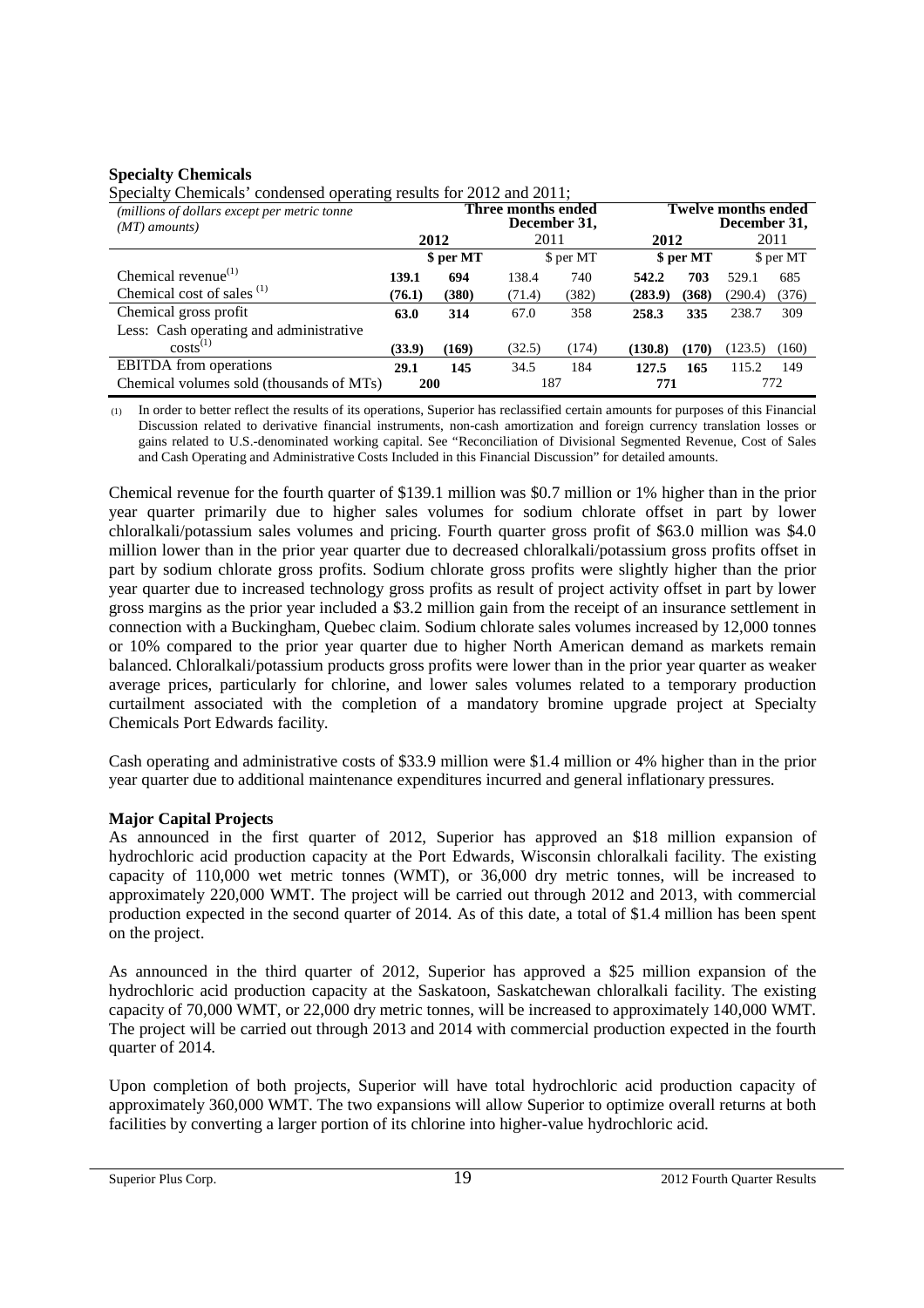### Specialty Chemicals

Specialty Chemicals' condensed operating results for 2012 and 2011;

| *(millions of dollars except per metric tonne (MT) amounts)* | Three months ended December 31, | | | | Twelve months ended December 31, | | | |
|---|---|---|---|---|---|---|---|---|
| | **2012** | | 2011 | | **2012** | | 2011 | |
| | | **$ per MT** | | $ per MT | | **$ per MT** | | $ per MT |
| Chemical revenue[(1)] | **139.1** | **694** | 138.4 | 740 | **542.2** | **703** | 529.1 | 685 |
| Chemical cost of sales [(1)] | **(76.1)** | **(380)** | (71.4) | (382) | **(283.9)** | **(368)** | (290.4) | (376) |
| Chemical gross profit | **63.0** | **314** | 67.0 | 358 | **258.3** | **335** | 238.7 | 309 |
| Less: Cash operating and administrative costs[(1)] | **(33.9)** | **(169)** | (32.5) | (174) | **(130.8)** | **(170)** | (123.5) | (160) |
| EBITDA from operations | **29.1** | **145** | 34.5 | 184 | **127.5** | **165** | 115.2 | 149 |
| Chemical volumes sold (thousands of MTs) | **200** | | 187 | | **771** | | 772 | |

(1) In order to better reflect the results of its operations, Superior has reclassified certain amounts for purposes of this Financial Discussion related to derivative financial instruments, non-cash amortization and foreign currency translation losses or gains related to U.S.-denominated working capital. See "Reconciliation of Divisional Segmented Revenue, Cost of Sales and Cash Operating and Administrative Costs Included in this Financial Discussion" for detailed amounts.

Chemical revenue for the fourth quarter of $139.1 million was $0.7 million or 1% higher than in the prior year quarter primarily due to higher sales volumes for sodium chlorate offset in part by lower chloralkali/potassium sales volumes and pricing. Fourth quarter gross profit of $63.0 million was $4.0 million lower than in the prior year quarter due to decreased chloralkali/potassium gross profits offset in part by sodium chlorate gross profits. Sodium chlorate gross profits were slightly higher than the prior year quarter due to increased technology gross profits as result of project activity offset in part by lower gross margins as the prior year included a $3.2 million gain from the receipt of an insurance settlement in connection with a Buckingham, Quebec claim. Sodium chlorate sales volumes increased by 12,000 tonnes or 10% compared to the prior year quarter due to higher North American demand as markets remain balanced. Chloralkali/potassium products gross profits were lower than in the prior year quarter as weaker average prices, particularly for chlorine, and lower sales volumes related to a temporary production curtailment associated with the completion of a mandatory bromine upgrade project at Specialty Chemicals Port Edwards facility.

Cash operating and administrative costs of $33.9 million were $1.4 million or 4% higher than in the prior year quarter due to additional maintenance expenditures incurred and general inflationary pressures.

### Major Capital Projects

As announced in the first quarter of 2012, Superior has approved an $18 million expansion of hydrochloric acid production capacity at the Port Edwards, Wisconsin chloralkali facility. The existing capacity of 110,000 wet metric tonnes (WMT), or 36,000 dry metric tonnes, will be increased to approximately 220,000 WMT. The project will be carried out through 2012 and 2013, with commercial production expected in the second quarter of 2014. As of this date, a total of $1.4 million has been spent on the project.

As announced in the third quarter of 2012, Superior has approved a $25 million expansion of the hydrochloric acid production capacity at the Saskatoon, Saskatchewan chloralkali facility. The existing capacity of 70,000 WMT, or 22,000 dry metric tonnes, will be increased to approximately 140,000 WMT. The project will be carried out through 2013 and 2014 with commercial production expected in the fourth quarter of 2014.

Upon completion of both projects, Superior will have total hydrochloric acid production capacity of approximately 360,000 WMT. The two expansions will allow Superior to optimize overall returns at both facilities by converting a larger portion of its chlorine into higher-value hydrochloric acid.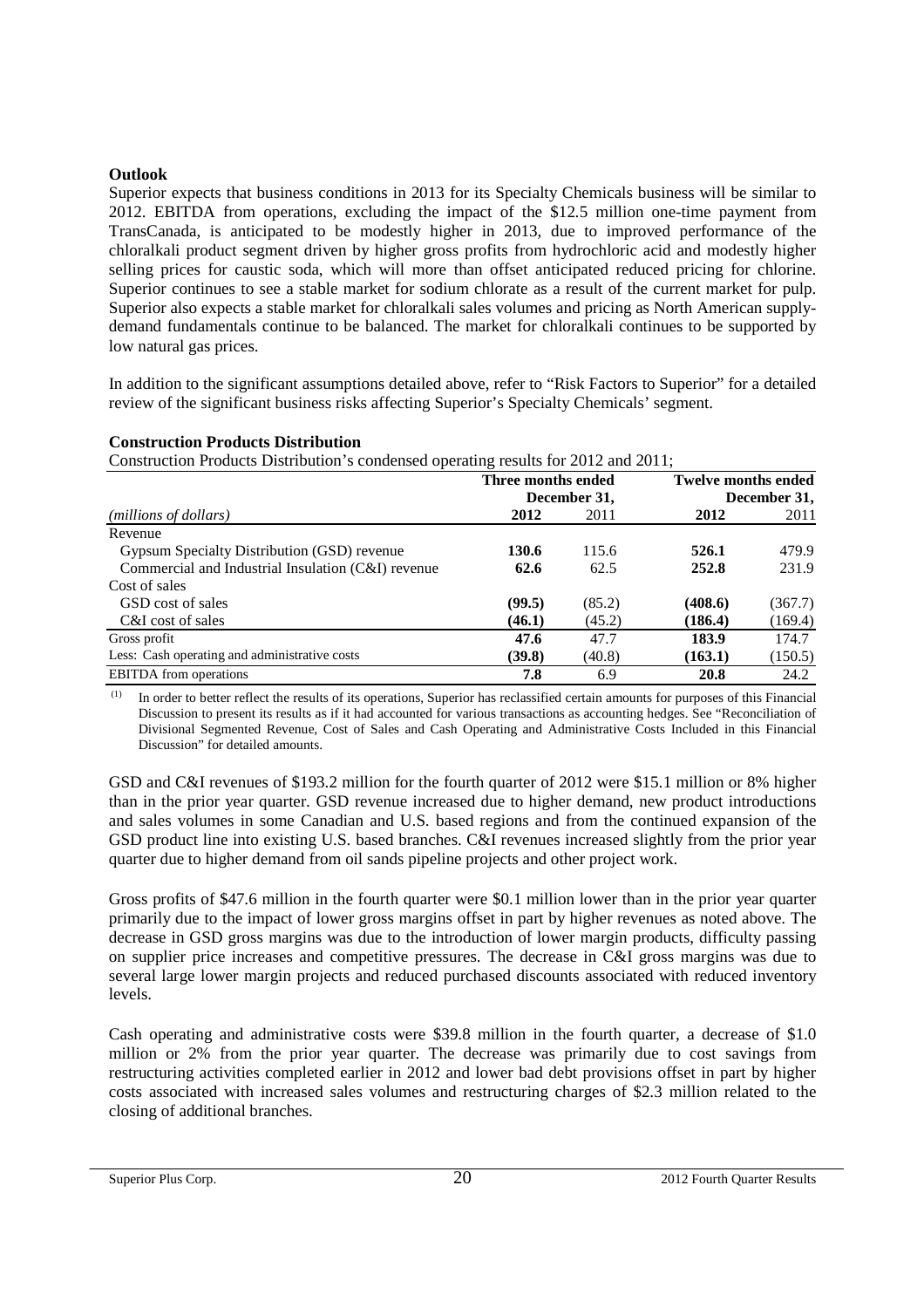**Outlook**

Superior expects that business conditions in 2013 for its Specialty Chemicals business will be similar to 2012. EBITDA from operations, excluding the impact of the $12.5 million one-time payment from TransCanada, is anticipated to be modestly higher in 2013, due to improved performance of the chloralkali product segment driven by higher gross profits from hydrochloric acid and modestly higher selling prices for caustic soda, which will more than offset anticipated reduced pricing for chlorine. Superior continues to see a stable market for sodium chlorate as a result of the current market for pulp. Superior also expects a stable market for chloralkali sales volumes and pricing as North American supply-demand fundamentals continue to be balanced. The market for chloralkali continues to be supported by low natural gas prices.

In addition to the significant assumptions detailed above, refer to "Risk Factors to Superior" for a detailed review of the significant business risks affecting Superior's Specialty Chemicals' segment.

**Construction Products Distribution**

Construction Products Distribution's condensed operating results for 2012 and 2011;

| | Three months ended December 31, | | Twelve months ended December 31, | |
|---|---|---|---|---|
| *(millions of dollars)* | **2012** | 2011 | **2012** | 2011 |
| Revenue | | | | |
| Gypsum Specialty Distribution (GSD) revenue | **130.6** | 115.6 | **526.1** | 479.9 |
| Commercial and Industrial Insulation (C&I) revenue | **62.6** | 62.5 | **252.8** | 231.9 |
| Cost of sales | | | | |
| GSD cost of sales | **(99.5)** | (85.2) | **(408.6)** | (367.7) |
| C&I cost of sales | **(46.1)** | (45.2) | **(186.4)** | (169.4) |
| Gross profit | **47.6** | 47.7 | **183.9** | 174.7 |
| Less: Cash operating and administrative costs | **(39.8)** | (40.8) | **(163.1)** | (150.5) |
| EBITDA from operations | **7.8** | 6.9 | **20.8** | 24.2 |

(1) In order to better reflect the results of its operations, Superior has reclassified certain amounts for purposes of this Financial Discussion to present its results as if it had accounted for various transactions as accounting hedges. See "Reconciliation of Divisional Segmented Revenue, Cost of Sales and Cash Operating and Administrative Costs Included in this Financial Discussion" for detailed amounts.

GSD and C&I revenues of $193.2 million for the fourth quarter of 2012 were $15.1 million or 8% higher than in the prior year quarter. GSD revenue increased due to higher demand, new product introductions and sales volumes in some Canadian and U.S. based regions and from the continued expansion of the GSD product line into existing U.S. based branches. C&I revenues increased slightly from the prior year quarter due to higher demand from oil sands pipeline projects and other project work.

Gross profits of $47.6 million in the fourth quarter were $0.1 million lower than in the prior year quarter primarily due to the impact of lower gross margins offset in part by higher revenues as noted above. The decrease in GSD gross margins was due to the introduction of lower margin products, difficulty passing on supplier price increases and competitive pressures. The decrease in C&I gross margins was due to several large lower margin projects and reduced purchased discounts associated with reduced inventory levels.

Cash operating and administrative costs were $39.8 million in the fourth quarter, a decrease of $1.0 million or 2% from the prior year quarter. The decrease was primarily due to cost savings from restructuring activities completed earlier in 2012 and lower bad debt provisions offset in part by higher costs associated with increased sales volumes and restructuring charges of $2.3 million related to the closing of additional branches.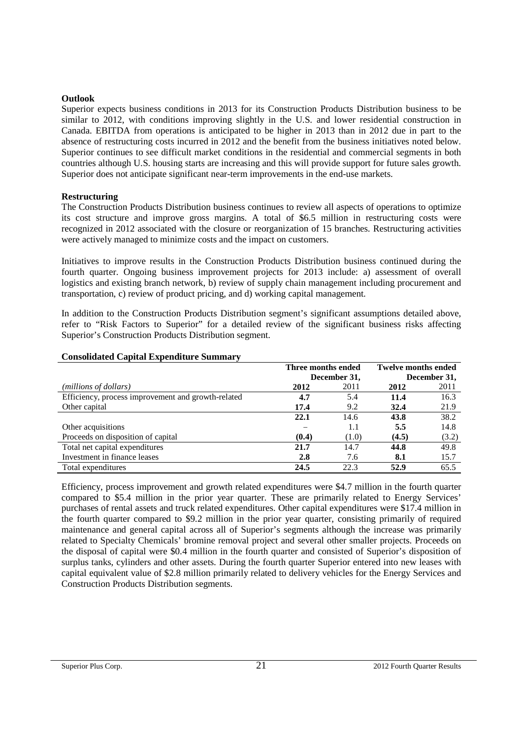**Outlook**

Superior expects business conditions in 2013 for its Construction Products Distribution business to be similar to 2012, with conditions improving slightly in the U.S. and lower residential construction in Canada. EBITDA from operations is anticipated to be higher in 2013 than in 2012 due in part to the absence of restructuring costs incurred in 2012 and the benefit from the business initiatives noted below. Superior continues to see difficult market conditions in the residential and commercial segments in both countries although U.S. housing starts are increasing and this will provide support for future sales growth. Superior does not anticipate significant near-term improvements in the end-use markets.

**Restructuring**

The Construction Products Distribution business continues to review all aspects of operations to optimize its cost structure and improve gross margins. A total of $6.5 million in restructuring costs were recognized in 2012 associated with the closure or reorganization of 15 branches. Restructuring activities were actively managed to minimize costs and the impact on customers.

Initiatives to improve results in the Construction Products Distribution business continued during the fourth quarter. Ongoing business improvement projects for 2013 include: a) assessment of overall logistics and existing branch network, b) review of supply chain management including procurement and transportation, c) review of product pricing, and d) working capital management.

In addition to the Construction Products Distribution segment's significant assumptions detailed above, refer to "Risk Factors to Superior" for a detailed review of the significant business risks affecting Superior's Construction Products Distribution segment.

**Consolidated Capital Expenditure Summary**

| | Three months ended December 31, | | Twelve months ended December 31, | |
|---|---|---|---|---|
| *(millions of dollars)* | **2012** | 2011 | **2012** | 2011 |
| Efficiency, process improvement and growth-related | **4.7** | 5.4 | **11.4** | 16.3 |
| Other capital | **17.4** | 9.2 | **32.4** | 21.9 |
| | **22.1** | 14.6 | **43.8** | 38.2 |
| Other acquisitions | – | 1.1 | **5.5** | 14.8 |
| Proceeds on disposition of capital | **(0.4)** | (1.0) | **(4.5)** | (3.2) |
| Total net capital expenditures | **21.7** | 14.7 | **44.8** | 49.8 |
| Investment in finance leases | **2.8** | 7.6 | **8.1** | 15.7 |
| Total expenditures | **24.5** | 22.3 | **52.9** | 65.5 |

Efficiency, process improvement and growth related expenditures were $4.7 million in the fourth quarter compared to $5.4 million in the prior year quarter. These are primarily related to Energy Services' purchases of rental assets and truck related expenditures. Other capital expenditures were $17.4 million in the fourth quarter compared to $9.2 million in the prior year quarter, consisting primarily of required maintenance and general capital across all of Superior's segments although the increase was primarily related to Specialty Chemicals' bromine removal project and several other smaller projects. Proceeds on the disposal of capital were $0.4 million in the fourth quarter and consisted of Superior's disposition of surplus tanks, cylinders and other assets. During the fourth quarter Superior entered into new leases with capital equivalent value of $2.8 million primarily related to delivery vehicles for the Energy Services and Construction Products Distribution segments.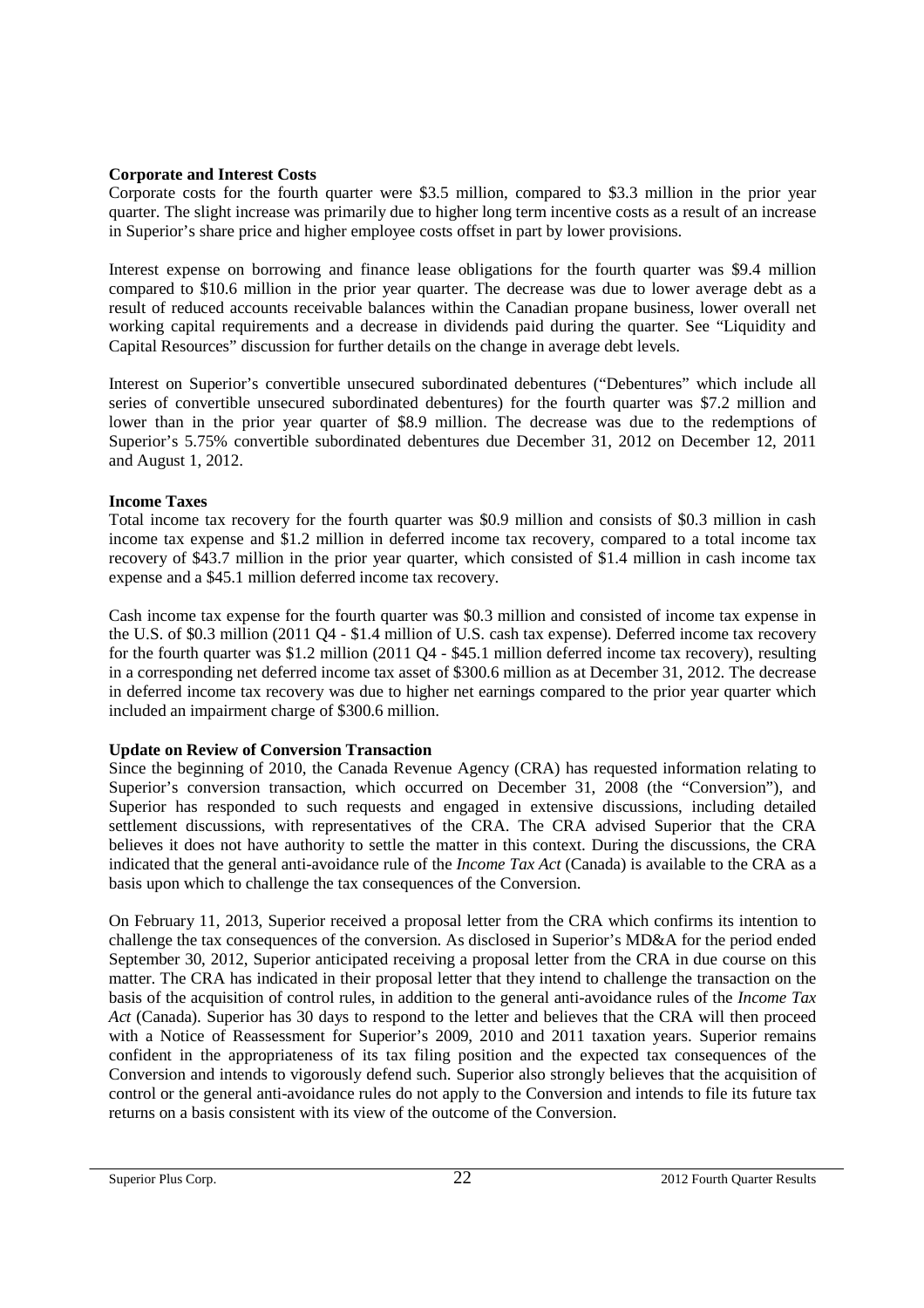**Corporate and Interest Costs**

Corporate costs for the fourth quarter were $3.5 million, compared to $3.3 million in the prior year quarter. The slight increase was primarily due to higher long term incentive costs as a result of an increase in Superior's share price and higher employee costs offset in part by lower provisions.

Interest expense on borrowing and finance lease obligations for the fourth quarter was $9.4 million compared to $10.6 million in the prior year quarter. The decrease was due to lower average debt as a result of reduced accounts receivable balances within the Canadian propane business, lower overall net working capital requirements and a decrease in dividends paid during the quarter. See "Liquidity and Capital Resources" discussion for further details on the change in average debt levels.

Interest on Superior's convertible unsecured subordinated debentures ("Debentures" which include all series of convertible unsecured subordinated debentures) for the fourth quarter was $7.2 million and lower than in the prior year quarter of $8.9 million. The decrease was due to the redemptions of Superior's 5.75% convertible subordinated debentures due December 31, 2012 on December 12, 2011 and August 1, 2012.

**Income Taxes**

Total income tax recovery for the fourth quarter was $0.9 million and consists of $0.3 million in cash income tax expense and $1.2 million in deferred income tax recovery, compared to a total income tax recovery of $43.7 million in the prior year quarter, which consisted of $1.4 million in cash income tax expense and a $45.1 million deferred income tax recovery.

Cash income tax expense for the fourth quarter was $0.3 million and consisted of income tax expense in the U.S. of $0.3 million (2011 Q4 - $1.4 million of U.S. cash tax expense). Deferred income tax recovery for the fourth quarter was $1.2 million (2011 Q4 - $45.1 million deferred income tax recovery), resulting in a corresponding net deferred income tax asset of $300.6 million as at December 31, 2012. The decrease in deferred income tax recovery was due to higher net earnings compared to the prior year quarter which included an impairment charge of $300.6 million.

**Update on Review of Conversion Transaction**

Since the beginning of 2010, the Canada Revenue Agency (CRA) has requested information relating to Superior's conversion transaction, which occurred on December 31, 2008 (the "Conversion"), and Superior has responded to such requests and engaged in extensive discussions, including detailed settlement discussions, with representatives of the CRA. The CRA advised Superior that the CRA believes it does not have authority to settle the matter in this context. During the discussions, the CRA indicated that the general anti-avoidance rule of the *Income Tax Act* (Canada) is available to the CRA as a basis upon which to challenge the tax consequences of the Conversion.

On February 11, 2013, Superior received a proposal letter from the CRA which confirms its intention to challenge the tax consequences of the conversion. As disclosed in Superior's MD&A for the period ended September 30, 2012, Superior anticipated receiving a proposal letter from the CRA in due course on this matter. The CRA has indicated in their proposal letter that they intend to challenge the transaction on the basis of the acquisition of control rules, in addition to the general anti-avoidance rules of the *Income Tax Act* (Canada). Superior has 30 days to respond to the letter and believes that the CRA will then proceed with a Notice of Reassessment for Superior's 2009, 2010 and 2011 taxation years. Superior remains confident in the appropriateness of its tax filing position and the expected tax consequences of the Conversion and intends to vigorously defend such. Superior also strongly believes that the acquisition of control or the general anti-avoidance rules do not apply to the Conversion and intends to file its future tax returns on a basis consistent with its view of the outcome of the Conversion.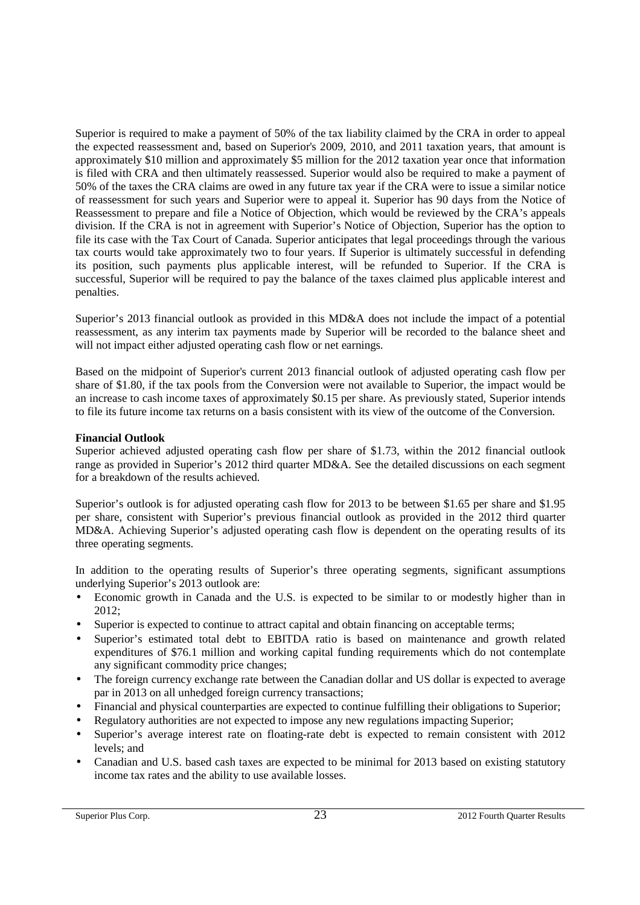Superior is required to make a payment of 50% of the tax liability claimed by the CRA in order to appeal the expected reassessment and, based on Superior's 2009, 2010, and 2011 taxation years, that amount is approximately $10 million and approximately $5 million for the 2012 taxation year once that information is filed with CRA and then ultimately reassessed. Superior would also be required to make a payment of 50% of the taxes the CRA claims are owed in any future tax year if the CRA were to issue a similar notice of reassessment for such years and Superior were to appeal it. Superior has 90 days from the Notice of Reassessment to prepare and file a Notice of Objection, which would be reviewed by the CRA's appeals division. If the CRA is not in agreement with Superior's Notice of Objection, Superior has the option to file its case with the Tax Court of Canada. Superior anticipates that legal proceedings through the various tax courts would take approximately two to four years. If Superior is ultimately successful in defending its position, such payments plus applicable interest, will be refunded to Superior. If the CRA is successful, Superior will be required to pay the balance of the taxes claimed plus applicable interest and penalties.

Superior's 2013 financial outlook as provided in this MD&A does not include the impact of a potential reassessment, as any interim tax payments made by Superior will be recorded to the balance sheet and will not impact either adjusted operating cash flow or net earnings.

Based on the midpoint of Superior's current 2013 financial outlook of adjusted operating cash flow per share of $1.80, if the tax pools from the Conversion were not available to Superior, the impact would be an increase to cash income taxes of approximately $0.15 per share. As previously stated, Superior intends to file its future income tax returns on a basis consistent with its view of the outcome of the Conversion.

**Financial Outlook**

Superior achieved adjusted operating cash flow per share of $1.73, within the 2012 financial outlook range as provided in Superior's 2012 third quarter MD&A. See the detailed discussions on each segment for a breakdown of the results achieved.

Superior's outlook is for adjusted operating cash flow for 2013 to be between $1.65 per share and $1.95 per share, consistent with Superior's previous financial outlook as provided in the 2012 third quarter MD&A. Achieving Superior's adjusted operating cash flow is dependent on the operating results of its three operating segments.

In addition to the operating results of Superior's three operating segments, significant assumptions underlying Superior's 2013 outlook are:

- Economic growth in Canada and the U.S. is expected to be similar to or modestly higher than in 2012;
- Superior is expected to continue to attract capital and obtain financing on acceptable terms;
- Superior's estimated total debt to EBITDA ratio is based on maintenance and growth related expenditures of $76.1 million and working capital funding requirements which do not contemplate any significant commodity price changes;
- The foreign currency exchange rate between the Canadian dollar and US dollar is expected to average par in 2013 on all unhedged foreign currency transactions;
- Financial and physical counterparties are expected to continue fulfilling their obligations to Superior;
- Regulatory authorities are not expected to impose any new regulations impacting Superior;
- Superior's average interest rate on floating-rate debt is expected to remain consistent with 2012 levels; and
- Canadian and U.S. based cash taxes are expected to be minimal for 2013 based on existing statutory income tax rates and the ability to use available losses.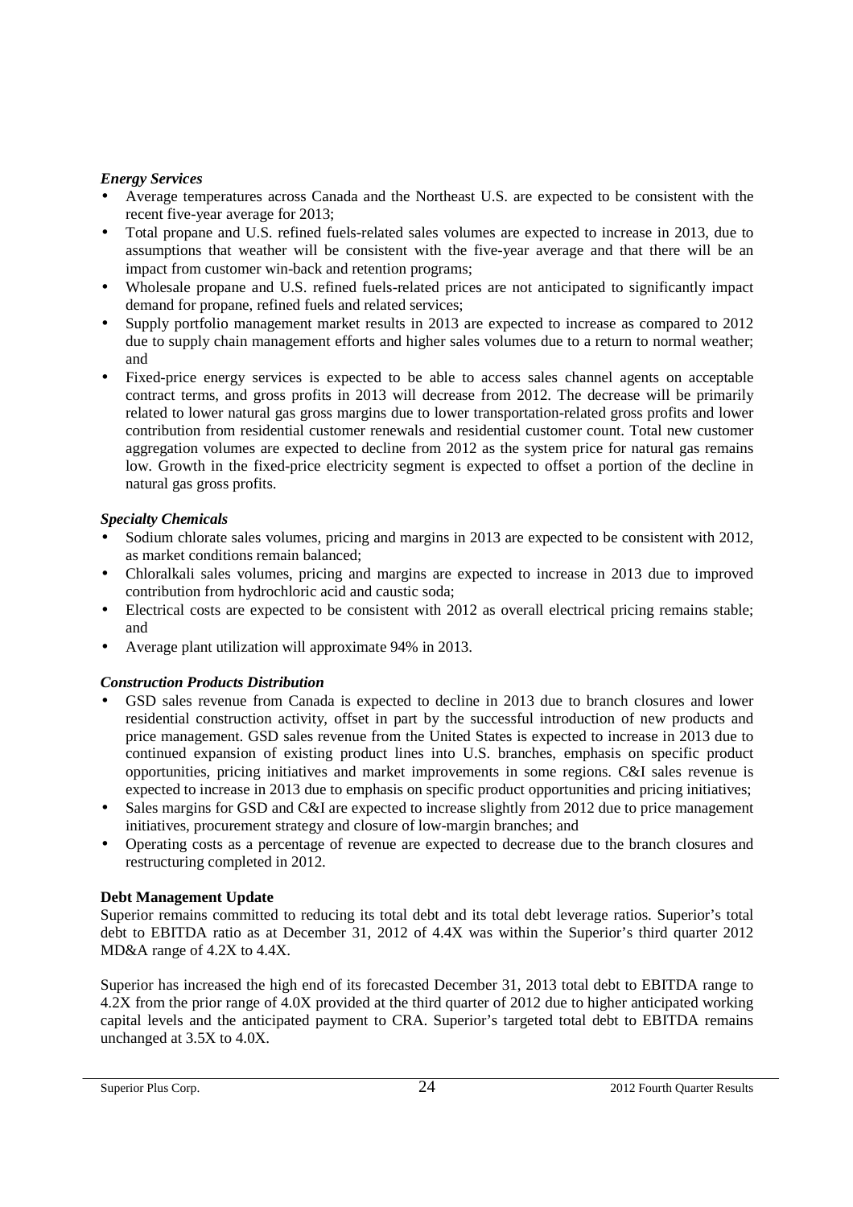***Energy Services***

- Average temperatures across Canada and the Northeast U.S. are expected to be consistent with the recent five-year average for 2013;
- Total propane and U.S. refined fuels-related sales volumes are expected to increase in 2013, due to assumptions that weather will be consistent with the five-year average and that there will be an impact from customer win-back and retention programs;
- Wholesale propane and U.S. refined fuels-related prices are not anticipated to significantly impact demand for propane, refined fuels and related services;
- Supply portfolio management market results in 2013 are expected to increase as compared to 2012 due to supply chain management efforts and higher sales volumes due to a return to normal weather; and
- Fixed-price energy services is expected to be able to access sales channel agents on acceptable contract terms, and gross profits in 2013 will decrease from 2012. The decrease will be primarily related to lower natural gas gross margins due to lower transportation-related gross profits and lower contribution from residential customer renewals and residential customer count. Total new customer aggregation volumes are expected to decline from 2012 as the system price for natural gas remains low. Growth in the fixed-price electricity segment is expected to offset a portion of the decline in natural gas gross profits.

***Specialty Chemicals***

- Sodium chlorate sales volumes, pricing and margins in 2013 are expected to be consistent with 2012, as market conditions remain balanced;
- Chloralkali sales volumes, pricing and margins are expected to increase in 2013 due to improved contribution from hydrochloric acid and caustic soda;
- Electrical costs are expected to be consistent with 2012 as overall electrical pricing remains stable; and
- Average plant utilization will approximate 94% in 2013.

***Construction Products Distribution***

- GSD sales revenue from Canada is expected to decline in 2013 due to branch closures and lower residential construction activity, offset in part by the successful introduction of new products and price management. GSD sales revenue from the United States is expected to increase in 2013 due to continued expansion of existing product lines into U.S. branches, emphasis on specific product opportunities, pricing initiatives and market improvements in some regions. C&I sales revenue is expected to increase in 2013 due to emphasis on specific product opportunities and pricing initiatives;
- Sales margins for GSD and C&I are expected to increase slightly from 2012 due to price management initiatives, procurement strategy and closure of low-margin branches; and
- Operating costs as a percentage of revenue are expected to decrease due to the branch closures and restructuring completed in 2012.

**Debt Management Update**

Superior remains committed to reducing its total debt and its total debt leverage ratios. Superior's total debt to EBITDA ratio as at December 31, 2012 of 4.4X was within the Superior's third quarter 2012 MD&A range of 4.2X to 4.4X.

Superior has increased the high end of its forecasted December 31, 2013 total debt to EBITDA range to 4.2X from the prior range of 4.0X provided at the third quarter of 2012 due to higher anticipated working capital levels and the anticipated payment to CRA. Superior's targeted total debt to EBITDA remains unchanged at 3.5X to 4.0X.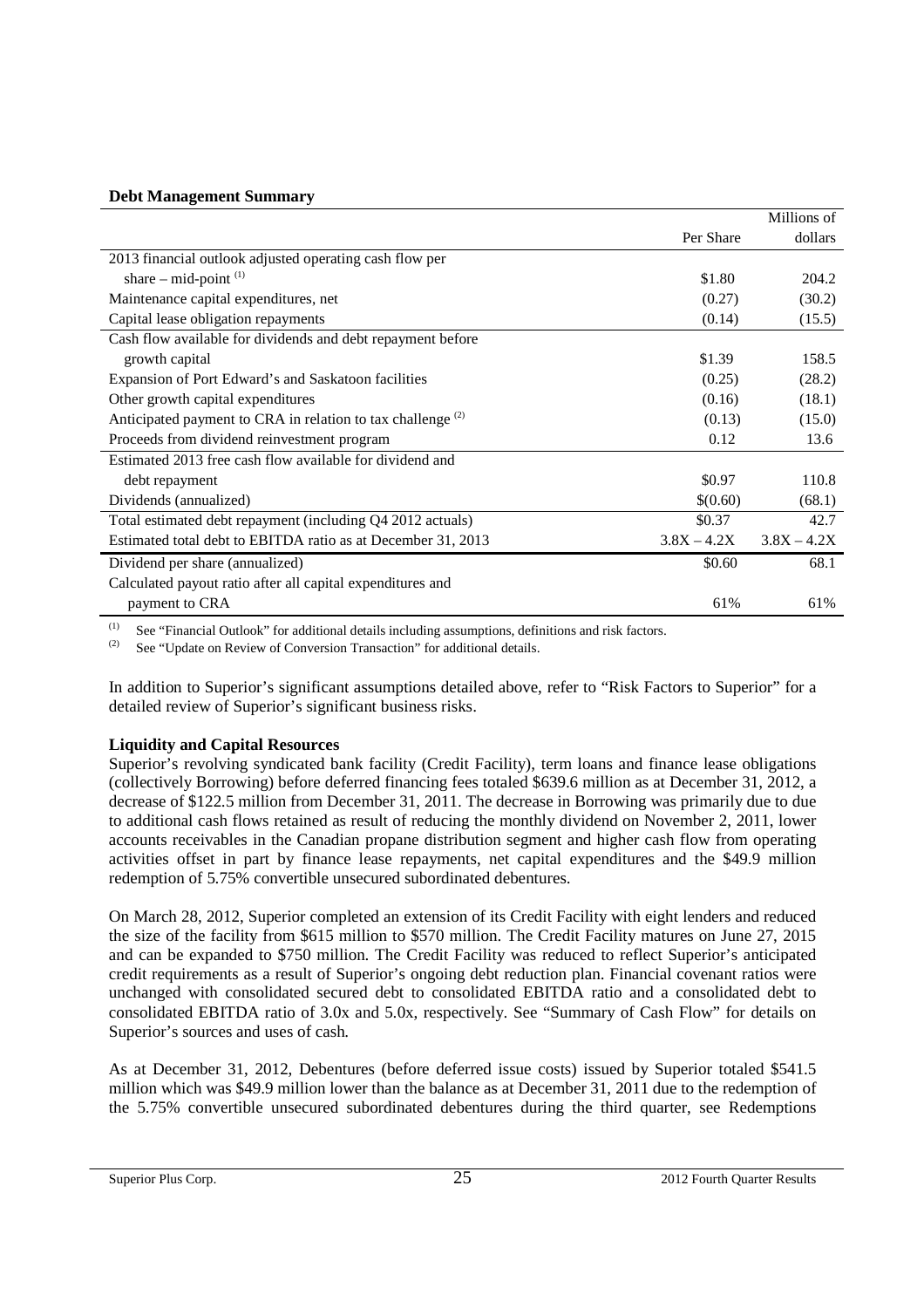**Debt Management Summary**

| | Per Share | Millions of dollars |
|---|---|---|
| 2013 financial outlook adjusted operating cash flow per share – mid-point [(1)] | \$1.80 | 204.2 |
| Maintenance capital expenditures, net | (0.27) | (30.2) |
| Capital lease obligation repayments | (0.14) | (15.5) |
| Cash flow available for dividends and debt repayment before growth capital | \$1.39 | 158.5 |
| Expansion of Port Edward's and Saskatoon facilities | (0.25) | (28.2) |
| Other growth capital expenditures | (0.16) | (18.1) |
| Anticipated payment to CRA in relation to tax challenge [(2)] | (0.13) | (15.0) |
| Proceeds from dividend reinvestment program | 0.12 | 13.6 |
| Estimated 2013 free cash flow available for dividend and debt repayment | \$0.97 | 110.8 |
| Dividends (annualized) | \$(0.60) | (68.1) |
| Total estimated debt repayment (including Q4 2012 actuals) | \$0.37 | 42.7 |
| Estimated total debt to EBITDA ratio as at December 31, 2013 | 3.8X – 4.2X | 3.8X – 4.2X |
| Dividend per share (annualized) | \$0.60 | 68.1 |
| Calculated payout ratio after all capital expenditures and payment to CRA | 61% | 61% |

(1) See "Financial Outlook" for additional details including assumptions, definitions and risk factors.

(2) See "Update on Review of Conversion Transaction" for additional details.

In addition to Superior's significant assumptions detailed above, refer to "Risk Factors to Superior" for a detailed review of Superior's significant business risks.

**Liquidity and Capital Resources**

Superior's revolving syndicated bank facility (Credit Facility), term loans and finance lease obligations (collectively Borrowing) before deferred financing fees totaled \$639.6 million as at December 31, 2012, a decrease of \$122.5 million from December 31, 2011. The decrease in Borrowing was primarily due to due to additional cash flows retained as result of reducing the monthly dividend on November 2, 2011, lower accounts receivables in the Canadian propane distribution segment and higher cash flow from operating activities offset in part by finance lease repayments, net capital expenditures and the \$49.9 million redemption of 5.75% convertible unsecured subordinated debentures.

On March 28, 2012, Superior completed an extension of its Credit Facility with eight lenders and reduced the size of the facility from \$615 million to \$570 million. The Credit Facility matures on June 27, 2015 and can be expanded to \$750 million. The Credit Facility was reduced to reflect Superior's anticipated credit requirements as a result of Superior's ongoing debt reduction plan. Financial covenant ratios were unchanged with consolidated secured debt to consolidated EBITDA ratio and a consolidated debt to consolidated EBITDA ratio of 3.0x and 5.0x, respectively. See "Summary of Cash Flow" for details on Superior's sources and uses of cash.

As at December 31, 2012, Debentures (before deferred issue costs) issued by Superior totaled \$541.5 million which was \$49.9 million lower than the balance as at December 31, 2011 due to the redemption of the 5.75% convertible unsecured subordinated debentures during the third quarter, see Redemptions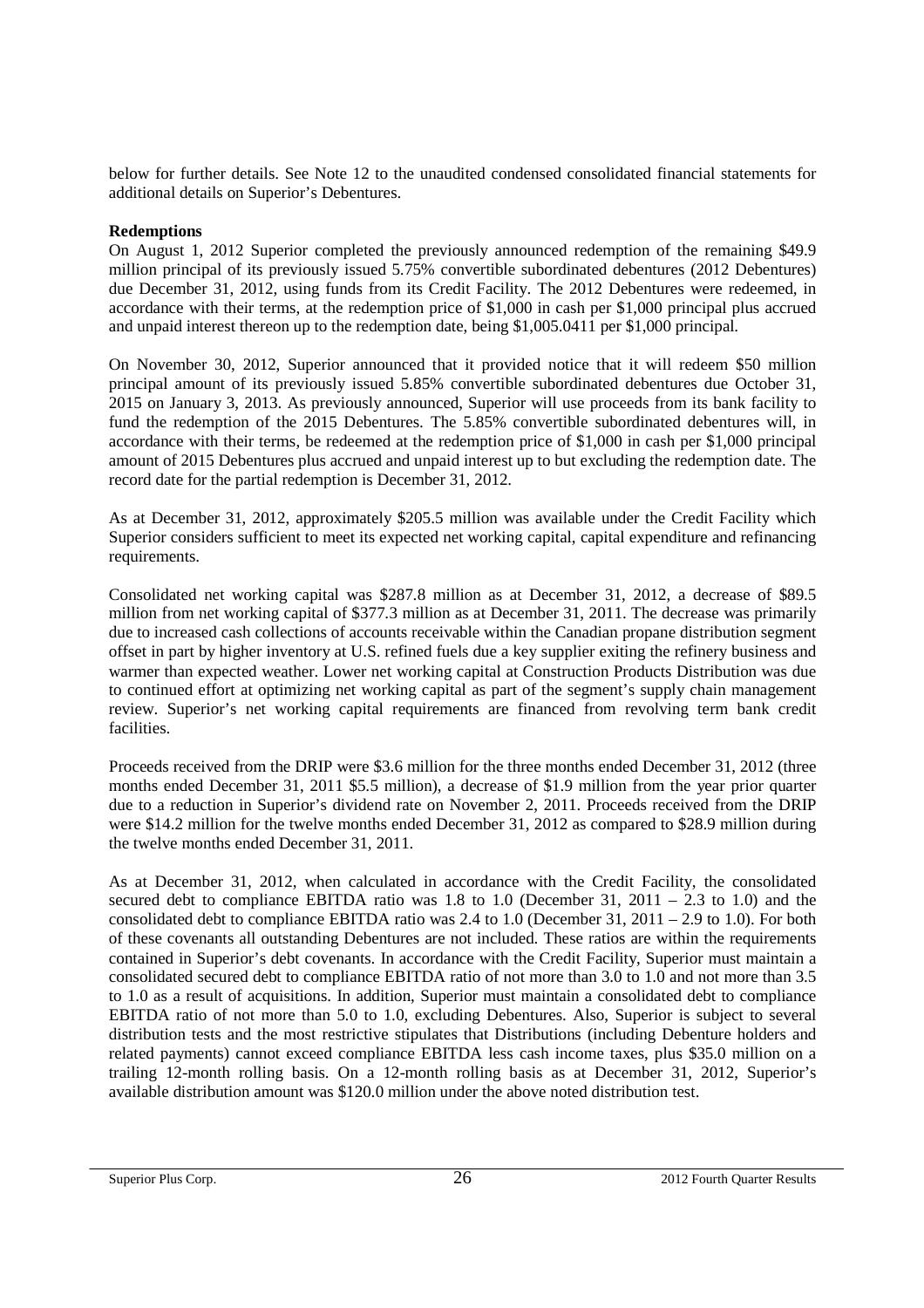below for further details. See Note 12 to the unaudited condensed consolidated financial statements for additional details on Superior's Debentures.

**Redemptions**

On August 1, 2012 Superior completed the previously announced redemption of the remaining $49.9 million principal of its previously issued 5.75% convertible subordinated debentures (2012 Debentures) due December 31, 2012, using funds from its Credit Facility. The 2012 Debentures were redeemed, in accordance with their terms, at the redemption price of $1,000 in cash per $1,000 principal plus accrued and unpaid interest thereon up to the redemption date, being $1,005.0411 per $1,000 principal.

On November 30, 2012, Superior announced that it provided notice that it will redeem $50 million principal amount of its previously issued 5.85% convertible subordinated debentures due October 31, 2015 on January 3, 2013. As previously announced, Superior will use proceeds from its bank facility to fund the redemption of the 2015 Debentures. The 5.85% convertible subordinated debentures will, in accordance with their terms, be redeemed at the redemption price of $1,000 in cash per $1,000 principal amount of 2015 Debentures plus accrued and unpaid interest up to but excluding the redemption date. The record date for the partial redemption is December 31, 2012.

As at December 31, 2012, approximately $205.5 million was available under the Credit Facility which Superior considers sufficient to meet its expected net working capital, capital expenditure and refinancing requirements.

Consolidated net working capital was $287.8 million as at December 31, 2012, a decrease of $89.5 million from net working capital of $377.3 million as at December 31, 2011. The decrease was primarily due to increased cash collections of accounts receivable within the Canadian propane distribution segment offset in part by higher inventory at U.S. refined fuels due a key supplier exiting the refinery business and warmer than expected weather. Lower net working capital at Construction Products Distribution was due to continued effort at optimizing net working capital as part of the segment's supply chain management review. Superior's net working capital requirements are financed from revolving term bank credit facilities.

Proceeds received from the DRIP were $3.6 million for the three months ended December 31, 2012 (three months ended December 31, 2011 $5.5 million), a decrease of $1.9 million from the year prior quarter due to a reduction in Superior's dividend rate on November 2, 2011. Proceeds received from the DRIP were $14.2 million for the twelve months ended December 31, 2012 as compared to $28.9 million during the twelve months ended December 31, 2011.

As at December 31, 2012, when calculated in accordance with the Credit Facility, the consolidated secured debt to compliance EBITDA ratio was 1.8 to 1.0 (December 31, 2011 – 2.3 to 1.0) and the consolidated debt to compliance EBITDA ratio was 2.4 to 1.0 (December 31, 2011 – 2.9 to 1.0). For both of these covenants all outstanding Debentures are not included. These ratios are within the requirements contained in Superior's debt covenants. In accordance with the Credit Facility, Superior must maintain a consolidated secured debt to compliance EBITDA ratio of not more than 3.0 to 1.0 and not more than 3.5 to 1.0 as a result of acquisitions. In addition, Superior must maintain a consolidated debt to compliance EBITDA ratio of not more than 5.0 to 1.0, excluding Debentures. Also, Superior is subject to several distribution tests and the most restrictive stipulates that Distributions (including Debenture holders and related payments) cannot exceed compliance EBITDA less cash income taxes, plus $35.0 million on a trailing 12-month rolling basis. On a 12-month rolling basis as at December 31, 2012, Superior's available distribution amount was $120.0 million under the above noted distribution test.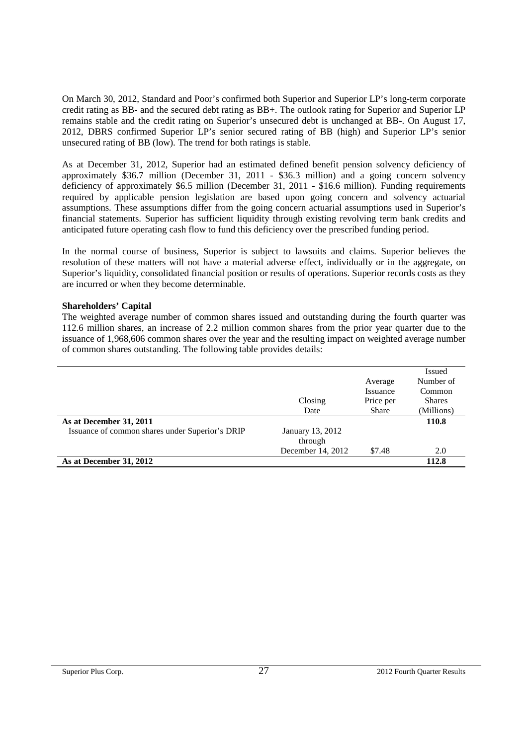On March 30, 2012, Standard and Poor's confirmed both Superior and Superior LP's long-term corporate credit rating as BB- and the secured debt rating as BB+. The outlook rating for Superior and Superior LP remains stable and the credit rating on Superior's unsecured debt is unchanged at BB-. On August 17, 2012, DBRS confirmed Superior LP's senior secured rating of BB (high) and Superior LP's senior unsecured rating of BB (low). The trend for both ratings is stable.

As at December 31, 2012, Superior had an estimated defined benefit pension solvency deficiency of approximately $36.7 million (December 31, 2011 - $36.3 million) and a going concern solvency deficiency of approximately $6.5 million (December 31, 2011 - $16.6 million). Funding requirements required by applicable pension legislation are based upon going concern and solvency actuarial assumptions. These assumptions differ from the going concern actuarial assumptions used in Superior's financial statements. Superior has sufficient liquidity through existing revolving term bank credits and anticipated future operating cash flow to fund this deficiency over the prescribed funding period.

In the normal course of business, Superior is subject to lawsuits and claims. Superior believes the resolution of these matters will not have a material adverse effect, individually or in the aggregate, on Superior's liquidity, consolidated financial position or results of operations. Superior records costs as they are incurred or when they become determinable.

**Shareholders' Capital**

The weighted average number of common shares issued and outstanding during the fourth quarter was 112.6 million shares, an increase of 2.2 million common shares from the prior year quarter due to the issuance of 1,968,606 common shares over the year and the resulting impact on weighted average number of common shares outstanding. The following table provides details:

| | Closing Date | Average Issuance Price per Share | Issued Number of Common Shares (Millions) |
|---|---|---|---|
| **As at December 31, 2011** | | | **110.8** |
| Issuance of common shares under Superior's DRIP | January 13, 2012 through December 14, 2012 | $7.48 | 2.0 |
| **As at December 31, 2012** | | | **112.8** |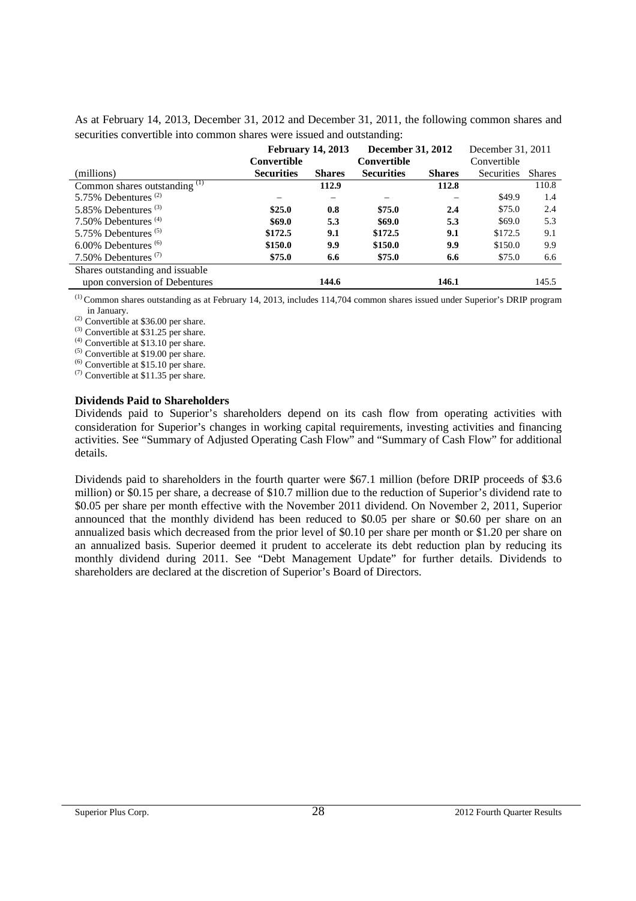As at February 14, 2013, December 31, 2012 and December 31, 2011, the following common shares and securities convertible into common shares were issued and outstanding:

| (millions) | **February 14, 2013** Convertible Securities | **Shares** | **December 31, 2012** Convertible Securities | **Shares** | December 31, 2011 Convertible Securities | Shares |
|---|---|---|---|---|---|---|
| Common shares outstanding [(1)] | | **112.9** | | **112.8** | | 110.8 |
| 5.75% Debentures [(2)] | – | – | – | – | \$49.9 | 1.4 |
| 5.85% Debentures [(3)] | **\$25.0** | **0.8** | **\$75.0** | **2.4** | \$75.0 | 2.4 |
| 7.50% Debentures [(4)] | **\$69.0** | **5.3** | **\$69.0** | **5.3** | \$69.0 | 5.3 |
| 5.75% Debentures [(5)] | **\$172.5** | **9.1** | **\$172.5** | **9.1** | \$172.5 | 9.1 |
| 6.00% Debentures [(6)] | **\$150.0** | **9.9** | **\$150.0** | **9.9** | \$150.0 | 9.9 |
| 7.50% Debentures [(7)] | **\$75.0** | **6.6** | **\$75.0** | **6.6** | \$75.0 | 6.6 |
| Shares outstanding and issuable upon conversion of Debentures | | **144.6** | | **146.1** | | 145.5 |

[(1)] Common shares outstanding as at February 14, 2013, includes 114,704 common shares issued under Superior's DRIP program in January.

[(2)] Convertible at \$36.00 per share.

[(3)] Convertible at \$31.25 per share.

[(4)] Convertible at \$13.10 per share.

[(5)] Convertible at \$19.00 per share.

[(6)] Convertible at \$15.10 per share.

[(7)] Convertible at \$11.35 per share.

**Dividends Paid to Shareholders**

Dividends paid to Superior's shareholders depend on its cash flow from operating activities with consideration for Superior's changes in working capital requirements, investing activities and financing activities. See "Summary of Adjusted Operating Cash Flow" and "Summary of Cash Flow" for additional details.

Dividends paid to shareholders in the fourth quarter were \$67.1 million (before DRIP proceeds of \$3.6 million) or \$0.15 per share, a decrease of \$10.7 million due to the reduction of Superior's dividend rate to \$0.05 per share per month effective with the November 2011 dividend. On November 2, 2011, Superior announced that the monthly dividend has been reduced to \$0.05 per share or \$0.60 per share on an annualized basis which decreased from the prior level of \$0.10 per share per month or \$1.20 per share on an annualized basis. Superior deemed it prudent to accelerate its debt reduction plan by reducing its monthly dividend during 2011. See "Debt Management Update" for further details. Dividends to shareholders are declared at the discretion of Superior's Board of Directors.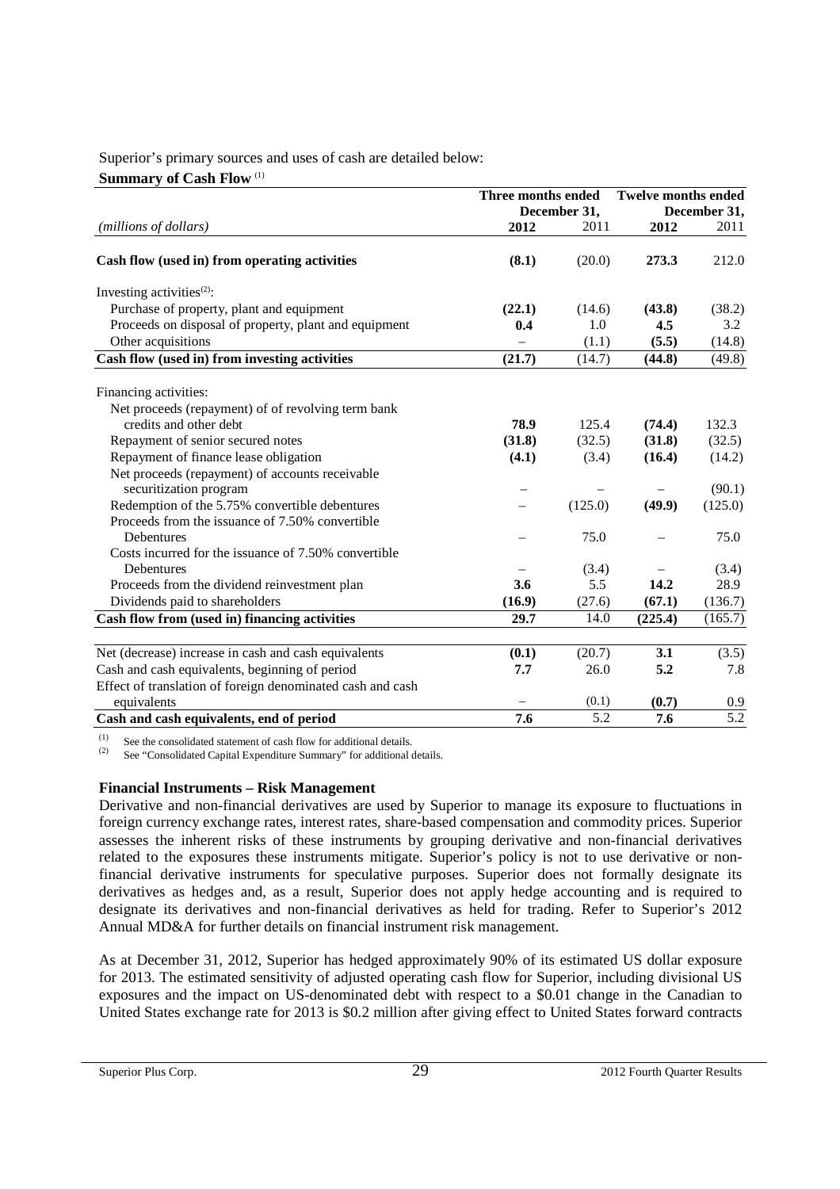Superior's primary sources and uses of cash are detailed below:

**Summary of Cash Flow** [(1)]

| | Three months ended December 31, | | Twelve months ended December 31, | |
|---|---|---|---|---|
| *(millions of dollars)* | **2012** | 2011 | **2012** | 2011 |
| **Cash flow (used in) from operating activities** | **(8.1)** | (20.0) | **273.3** | 212.0 |
| Investing activities[(2)]: | | | | |
| Purchase of property, plant and equipment | **(22.1)** | (14.6) | **(43.8)** | (38.2) |
| Proceeds on disposal of property, plant and equipment | **0.4** | 1.0 | **4.5** | 3.2 |
| Other acquisitions | – | (1.1) | **(5.5)** | (14.8) |
| **Cash flow (used in) from investing activities** | **(21.7)** | (14.7) | **(44.8)** | (49.8) |
| Financing activities: | | | | |
| Net proceeds (repayment) of of revolving term bank credits and other debt | **78.9** | 125.4 | **(74.4)** | 132.3 |
| Repayment of senior secured notes | **(31.8)** | (32.5) | **(31.8)** | (32.5) |
| Repayment of finance lease obligation | **(4.1)** | (3.4) | **(16.4)** | (14.2) |
| Net proceeds (repayment) of accounts receivable securitization program | – | – | – | (90.1) |
| Redemption of the 5.75% convertible debentures | – | (125.0) | **(49.9)** | (125.0) |
| Proceeds from the issuance of 7.50% convertible Debentures | – | 75.0 | – | 75.0 |
| Costs incurred for the issuance of 7.50% convertible Debentures | – | (3.4) | – | (3.4) |
| Proceeds from the dividend reinvestment plan | **3.6** | 5.5 | **14.2** | 28.9 |
| Dividends paid to shareholders | **(16.9)** | (27.6) | **(67.1)** | (136.7) |
| **Cash flow from (used in) financing activities** | **29.7** | 14.0 | **(225.4)** | (165.7) |
| Net (decrease) increase in cash and cash equivalents | **(0.1)** | (20.7) | **3.1** | (3.5) |
| Cash and cash equivalents, beginning of period | **7.7** | 26.0 | **5.2** | 7.8 |
| Effect of translation of foreign denominated cash and cash equivalents | – | (0.1) | **(0.7)** | 0.9 |
| **Cash and cash equivalents, end of period** | **7.6** | 5.2 | **7.6** | 5.2 |

(1) See the consolidated statement of cash flow for additional details.
(2) See "Consolidated Capital Expenditure Summary" for additional details.

**Financial Instruments – Risk Management**

Derivative and non-financial derivatives are used by Superior to manage its exposure to fluctuations in foreign currency exchange rates, interest rates, share-based compensation and commodity prices. Superior assesses the inherent risks of these instruments by grouping derivative and non-financial derivatives related to the exposures these instruments mitigate. Superior's policy is not to use derivative or non-financial derivative instruments for speculative purposes. Superior does not formally designate its derivatives as hedges and, as a result, Superior does not apply hedge accounting and is required to designate its derivatives and non-financial derivatives as held for trading. Refer to Superior's 2012 Annual MD&A for further details on financial instrument risk management.

As at December 31, 2012, Superior has hedged approximately 90% of its estimated US dollar exposure for 2013. The estimated sensitivity of adjusted operating cash flow for Superior, including divisional US exposures and the impact on US-denominated debt with respect to a $0.01 change in the Canadian to United States exchange rate for 2013 is $0.2 million after giving effect to United States forward contracts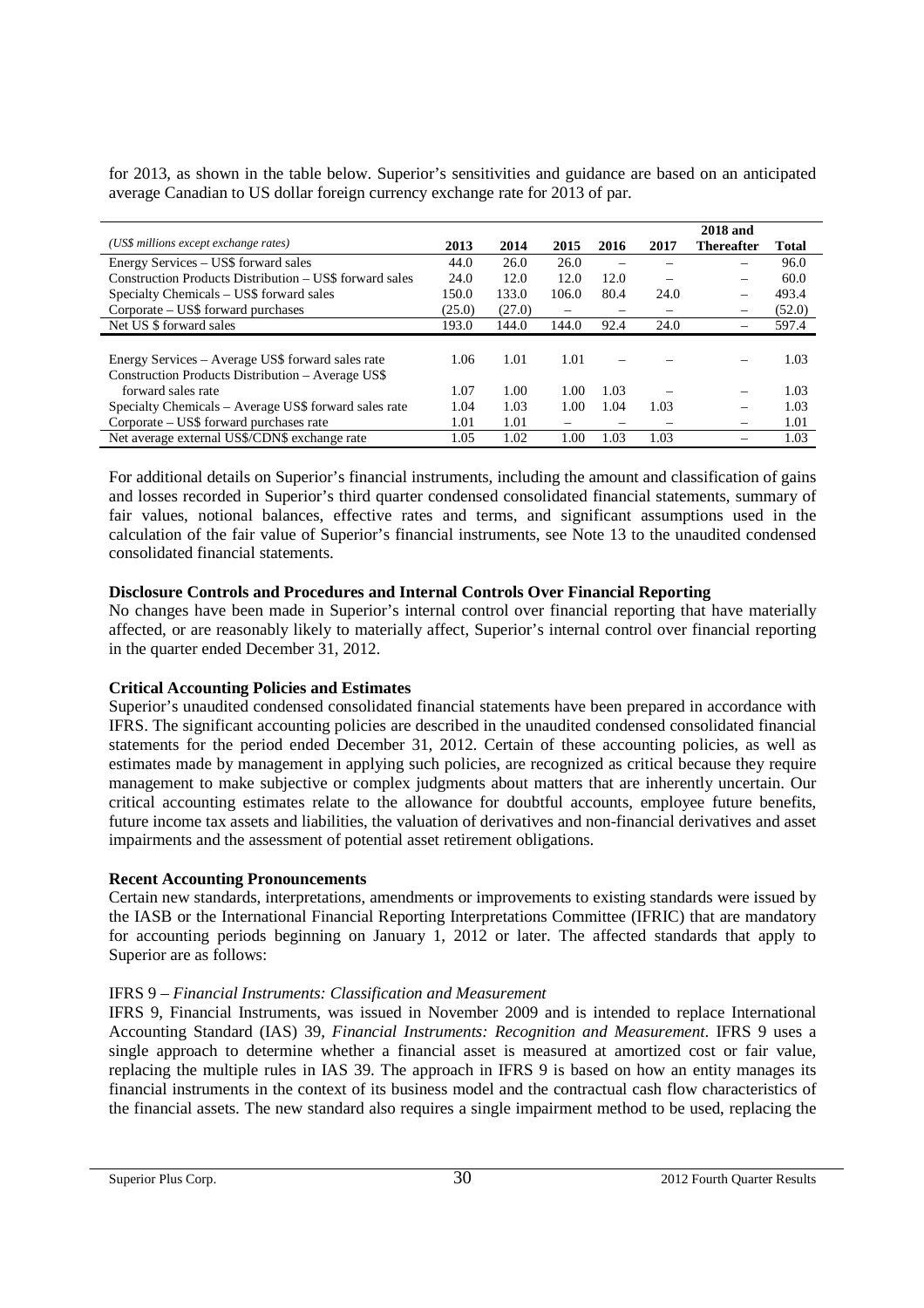for 2013, as shown in the table below. Superior's sensitivities and guidance are based on an anticipated average Canadian to US dollar foreign currency exchange rate for 2013 of par.

| *(US$ millions except exchange rates)* | 2013 | 2014 | 2015 | 2016 | 2017 | 2018 and Thereafter | Total |
|---|---|---|---|---|---|---|---|
| Energy Services – US$ forward sales | 44.0 | 26.0 | 26.0 | – | – | – | 96.0 |
| Construction Products Distribution – US$ forward sales | 24.0 | 12.0 | 12.0 | 12.0 | – | – | 60.0 |
| Specialty Chemicals – US$ forward sales | 150.0 | 133.0 | 106.0 | 80.4 | 24.0 | – | 493.4 |
| Corporate – US$ forward purchases | (25.0) | (27.0) | – | – | – | – | (52.0) |
| Net US $ forward sales | 193.0 | 144.0 | 144.0 | 92.4 | 24.0 | – | 597.4 |
| | | | | | | | |
| Energy Services – Average US$ forward sales rate | 1.06 | 1.01 | 1.01 | – | – | – | 1.03 |
| Construction Products Distribution – Average US$ forward sales rate | 1.07 | 1.00 | 1.00 | 1.03 | – | – | 1.03 |
| Specialty Chemicals – Average US$ forward sales rate | 1.04 | 1.03 | 1.00 | 1.04 | 1.03 | – | 1.03 |
| Corporate – US$ forward purchases rate | 1.01 | 1.01 | – | – | – | – | 1.01 |
| Net average external US$/CDN$ exchange rate | 1.05 | 1.02 | 1.00 | 1.03 | 1.03 | – | 1.03 |

For additional details on Superior's financial instruments, including the amount and classification of gains and losses recorded in Superior's third quarter condensed consolidated financial statements, summary of fair values, notional balances, effective rates and terms, and significant assumptions used in the calculation of the fair value of Superior's financial instruments, see Note 13 to the unaudited condensed consolidated financial statements.

**Disclosure Controls and Procedures and Internal Controls Over Financial Reporting**

No changes have been made in Superior's internal control over financial reporting that have materially affected, or are reasonably likely to materially affect, Superior's internal control over financial reporting in the quarter ended December 31, 2012.

**Critical Accounting Policies and Estimates**

Superior's unaudited condensed consolidated financial statements have been prepared in accordance with IFRS. The significant accounting policies are described in the unaudited condensed consolidated financial statements for the period ended December 31, 2012. Certain of these accounting policies, as well as estimates made by management in applying such policies, are recognized as critical because they require management to make subjective or complex judgments about matters that are inherently uncertain. Our critical accounting estimates relate to the allowance for doubtful accounts, employee future benefits, future income tax assets and liabilities, the valuation of derivatives and non-financial derivatives and asset impairments and the assessment of potential asset retirement obligations.

**Recent Accounting Pronouncements**

Certain new standards, interpretations, amendments or improvements to existing standards were issued by the IASB or the International Financial Reporting Interpretations Committee (IFRIC) that are mandatory for accounting periods beginning on January 1, 2012 or later. The affected standards that apply to Superior are as follows:

IFRS 9 – *Financial Instruments: Classification and Measurement*

IFRS 9, Financial Instruments, was issued in November 2009 and is intended to replace International Accounting Standard (IAS) 39, *Financial Instruments: Recognition and Measurement*. IFRS 9 uses a single approach to determine whether a financial asset is measured at amortized cost or fair value, replacing the multiple rules in IAS 39. The approach in IFRS 9 is based on how an entity manages its financial instruments in the context of its business model and the contractual cash flow characteristics of the financial assets. The new standard also requires a single impairment method to be used, replacing the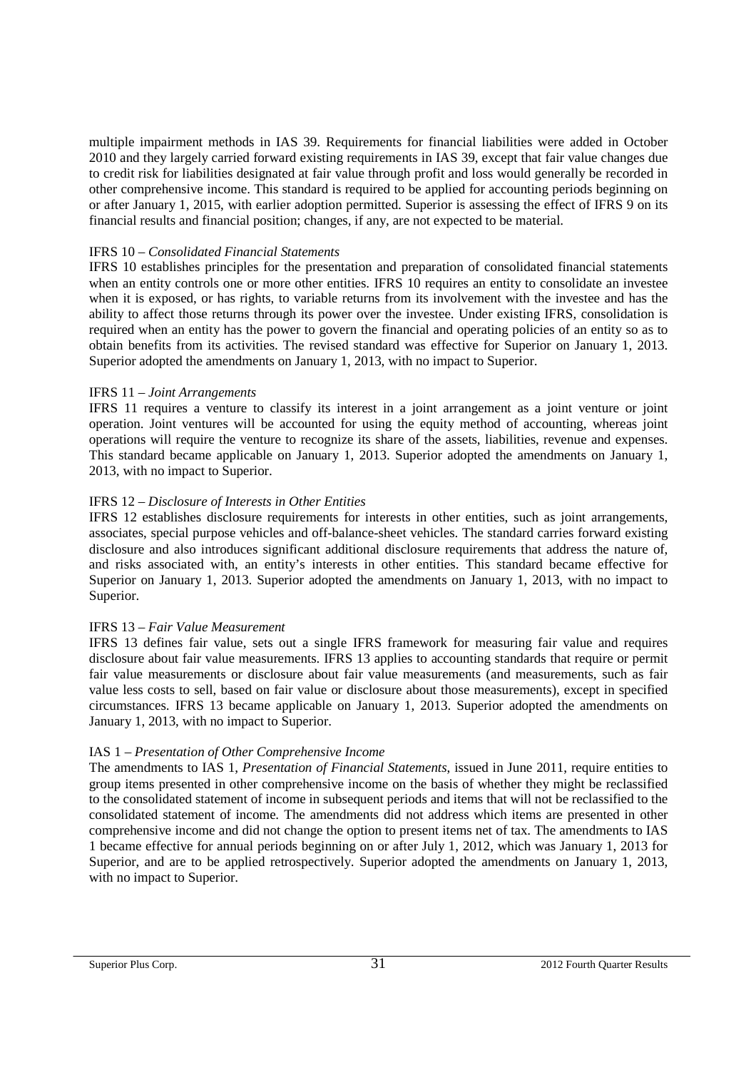multiple impairment methods in IAS 39. Requirements for financial liabilities were added in October 2010 and they largely carried forward existing requirements in IAS 39, except that fair value changes due to credit risk for liabilities designated at fair value through profit and loss would generally be recorded in other comprehensive income. This standard is required to be applied for accounting periods beginning on or after January 1, 2015, with earlier adoption permitted. Superior is assessing the effect of IFRS 9 on its financial results and financial position; changes, if any, are not expected to be material.

IFRS 10 – *Consolidated Financial Statements*

IFRS 10 establishes principles for the presentation and preparation of consolidated financial statements when an entity controls one or more other entities. IFRS 10 requires an entity to consolidate an investee when it is exposed, or has rights, to variable returns from its involvement with the investee and has the ability to affect those returns through its power over the investee. Under existing IFRS, consolidation is required when an entity has the power to govern the financial and operating policies of an entity so as to obtain benefits from its activities. The revised standard was effective for Superior on January 1, 2013. Superior adopted the amendments on January 1, 2013, with no impact to Superior.

IFRS 11 – *Joint Arrangements*

IFRS 11 requires a venture to classify its interest in a joint arrangement as a joint venture or joint operation. Joint ventures will be accounted for using the equity method of accounting, whereas joint operations will require the venture to recognize its share of the assets, liabilities, revenue and expenses. This standard became applicable on January 1, 2013. Superior adopted the amendments on January 1, 2013, with no impact to Superior.

IFRS 12 – *Disclosure of Interests in Other Entities*

IFRS 12 establishes disclosure requirements for interests in other entities, such as joint arrangements, associates, special purpose vehicles and off-balance-sheet vehicles. The standard carries forward existing disclosure and also introduces significant additional disclosure requirements that address the nature of, and risks associated with, an entity's interests in other entities. This standard became effective for Superior on January 1, 2013. Superior adopted the amendments on January 1, 2013, with no impact to Superior.

IFRS 13 – *Fair Value Measurement*

IFRS 13 defines fair value, sets out a single IFRS framework for measuring fair value and requires disclosure about fair value measurements. IFRS 13 applies to accounting standards that require or permit fair value measurements or disclosure about fair value measurements (and measurements, such as fair value less costs to sell, based on fair value or disclosure about those measurements), except in specified circumstances. IFRS 13 became applicable on January 1, 2013. Superior adopted the amendments on January 1, 2013, with no impact to Superior.

IAS 1 – *Presentation of Other Comprehensive Income*

The amendments to IAS 1, *Presentation of Financial Statements*, issued in June 2011, require entities to group items presented in other comprehensive income on the basis of whether they might be reclassified to the consolidated statement of income in subsequent periods and items that will not be reclassified to the consolidated statement of income. The amendments did not address which items are presented in other comprehensive income and did not change the option to present items net of tax. The amendments to IAS 1 became effective for annual periods beginning on or after July 1, 2012, which was January 1, 2013 for Superior, and are to be applied retrospectively. Superior adopted the amendments on January 1, 2013, with no impact to Superior.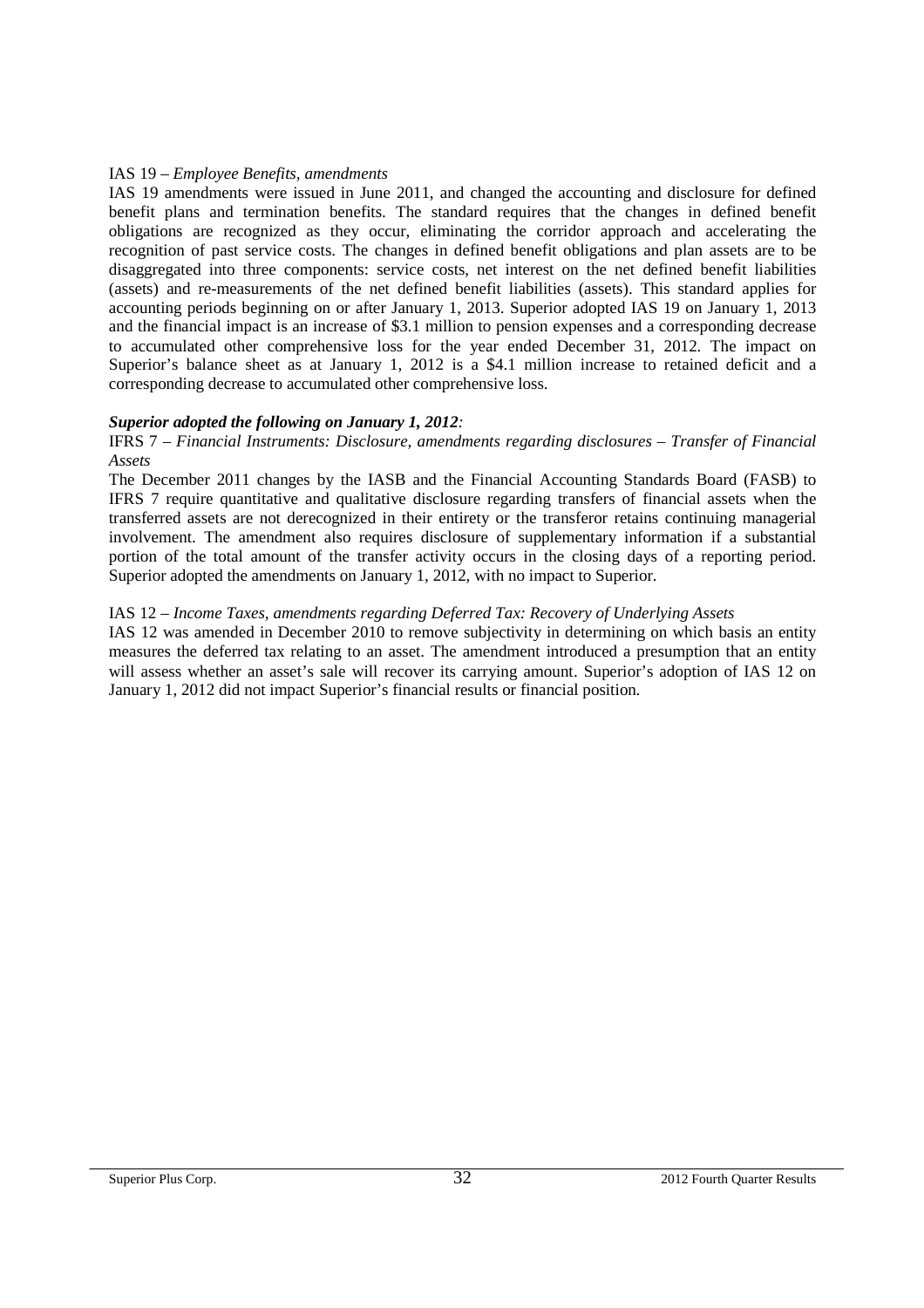IAS 19 – *Employee Benefits, amendments*

IAS 19 amendments were issued in June 2011, and changed the accounting and disclosure for defined benefit plans and termination benefits. The standard requires that the changes in defined benefit obligations are recognized as they occur, eliminating the corridor approach and accelerating the recognition of past service costs. The changes in defined benefit obligations and plan assets are to be disaggregated into three components: service costs, net interest on the net defined benefit liabilities (assets) and re-measurements of the net defined benefit liabilities (assets). This standard applies for accounting periods beginning on or after January 1, 2013. Superior adopted IAS 19 on January 1, 2013 and the financial impact is an increase of $3.1 million to pension expenses and a corresponding decrease to accumulated other comprehensive loss for the year ended December 31, 2012. The impact on Superior's balance sheet as at January 1, 2012 is a $4.1 million increase to retained deficit and a corresponding decrease to accumulated other comprehensive loss.

***Superior adopted the following on January 1, 2012:***

IFRS 7 – *Financial Instruments: Disclosure, amendments regarding disclosures – Transfer of Financial Assets*

The December 2011 changes by the IASB and the Financial Accounting Standards Board (FASB) to IFRS 7 require quantitative and qualitative disclosure regarding transfers of financial assets when the transferred assets are not derecognized in their entirety or the transferor retains continuing managerial involvement. The amendment also requires disclosure of supplementary information if a substantial portion of the total amount of the transfer activity occurs in the closing days of a reporting period. Superior adopted the amendments on January 1, 2012, with no impact to Superior.

IAS 12 – *Income Taxes, amendments regarding Deferred Tax: Recovery of Underlying Assets*

IAS 12 was amended in December 2010 to remove subjectivity in determining on which basis an entity measures the deferred tax relating to an asset. The amendment introduced a presumption that an entity will assess whether an asset's sale will recover its carrying amount. Superior's adoption of IAS 12 on January 1, 2012 did not impact Superior's financial results or financial position.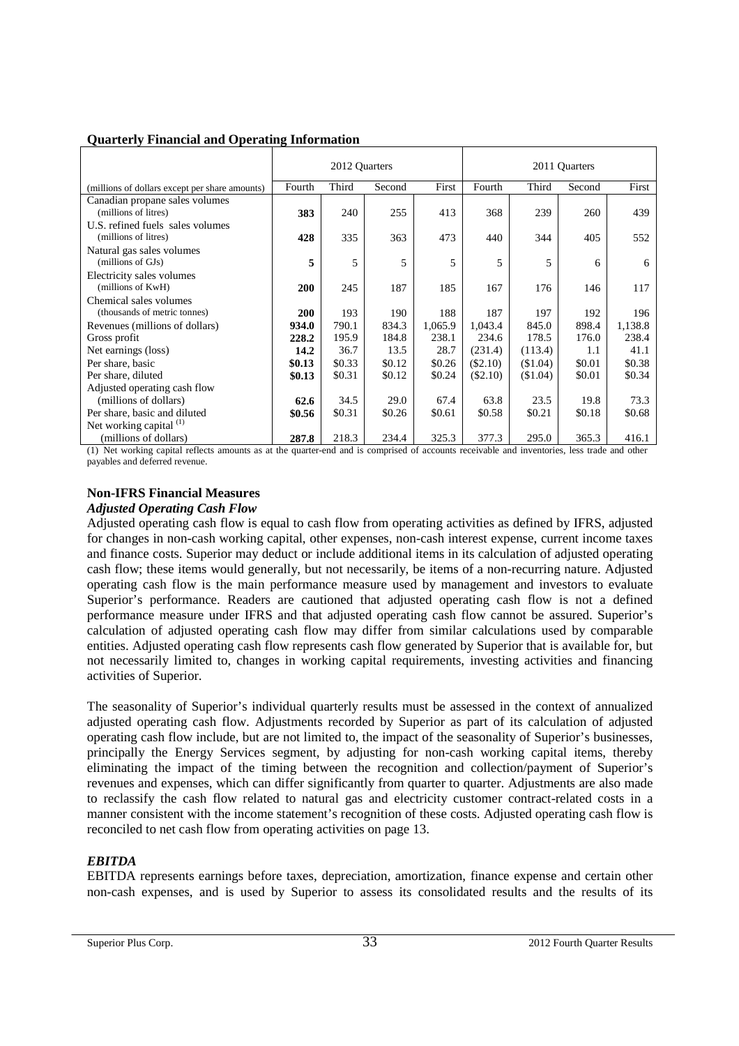**Quarterly Financial and Operating Information**

| (millions of dollars except per share amounts) | 2012 Quarters | | | | 2011 Quarters | | | |
|---|---|---|---|---|---|---|---|---|
| | Fourth | Third | Second | First | Fourth | Third | Second | First |
| Canadian propane sales volumes (millions of litres) | **383** | 240 | 255 | 413 | 368 | 239 | 260 | 439 |
| U.S. refined fuels sales volumes (millions of litres) | **428** | 335 | 363 | 473 | 440 | 344 | 405 | 552 |
| Natural gas sales volumes (millions of GJs) | **5** | 5 | 5 | 5 | 5 | 5 | 6 | 6 |
| Electricity sales volumes (millions of KwH) | **200** | 245 | 187 | 185 | 167 | 176 | 146 | 117 |
| Chemical sales volumes (thousands of metric tonnes) | **200** | 193 | 190 | 188 | 187 | 197 | 192 | 196 |
| Revenues (millions of dollars) | **934.0** | 790.1 | 834.3 | 1,065.9 | 1,043.4 | 845.0 | 898.4 | 1,138.8 |
| Gross profit | **228.2** | 195.9 | 184.8 | 238.1 | 234.6 | 178.5 | 176.0 | 238.4 |
| Net earnings (loss) | **14.2** | 36.7 | 13.5 | 28.7 | (231.4) | (113.4) | 1.1 | 41.1 |
| Per share, basic | **$0.13** | $0.33 | $0.12 | $0.26 | ($2.10) | ($1.04) | $0.01 | $0.38 |
| Per share, diluted | **$0.13** | $0.31 | $0.12 | $0.24 | ($2.10) | ($1.04) | $0.01 | $0.34 |
| Adjusted operating cash flow (millions of dollars) | **62.6** | 34.5 | 29.0 | 67.4 | 63.8 | 23.5 | 19.8 | 73.3 |
| Per share, basic and diluted | **$0.56** | $0.31 | $0.26 | $0.61 | $0.58 | $0.21 | $0.18 | $0.68 |
| Net working capital [(1)] (millions of dollars) | **287.8** | 218.3 | 234.4 | 325.3 | 377.3 | 295.0 | 365.3 | 416.1 |

(1) Net working capital reflects amounts as at the quarter-end and is comprised of accounts receivable and inventories, less trade and other payables and deferred revenue.

## Non-IFRS Financial Measures

### *Adjusted Operating Cash Flow*

Adjusted operating cash flow is equal to cash flow from operating activities as defined by IFRS, adjusted for changes in non-cash working capital, other expenses, non-cash interest expense, current income taxes and finance costs. Superior may deduct or include additional items in its calculation of adjusted operating cash flow; these items would generally, but not necessarily, be items of a non-recurring nature. Adjusted operating cash flow is the main performance measure used by management and investors to evaluate Superior's performance. Readers are cautioned that adjusted operating cash flow is not a defined performance measure under IFRS and that adjusted operating cash flow cannot be assured. Superior's calculation of adjusted operating cash flow may differ from similar calculations used by comparable entities. Adjusted operating cash flow represents cash flow generated by Superior that is available for, but not necessarily limited to, changes in working capital requirements, investing activities and financing activities of Superior.

The seasonality of Superior's individual quarterly results must be assessed in the context of annualized adjusted operating cash flow. Adjustments recorded by Superior as part of its calculation of adjusted operating cash flow include, but are not limited to, the impact of the seasonality of Superior's businesses, principally the Energy Services segment, by adjusting for non-cash working capital items, thereby eliminating the impact of the timing between the recognition and collection/payment of Superior's revenues and expenses, which can differ significantly from quarter to quarter. Adjustments are also made to reclassify the cash flow related to natural gas and electricity customer contract-related costs in a manner consistent with the income statement's recognition of these costs. Adjusted operating cash flow is reconciled to net cash flow from operating activities on page 13.

### *EBITDA*

EBITDA represents earnings before taxes, depreciation, amortization, finance expense and certain other non-cash expenses, and is used by Superior to assess its consolidated results and the results of its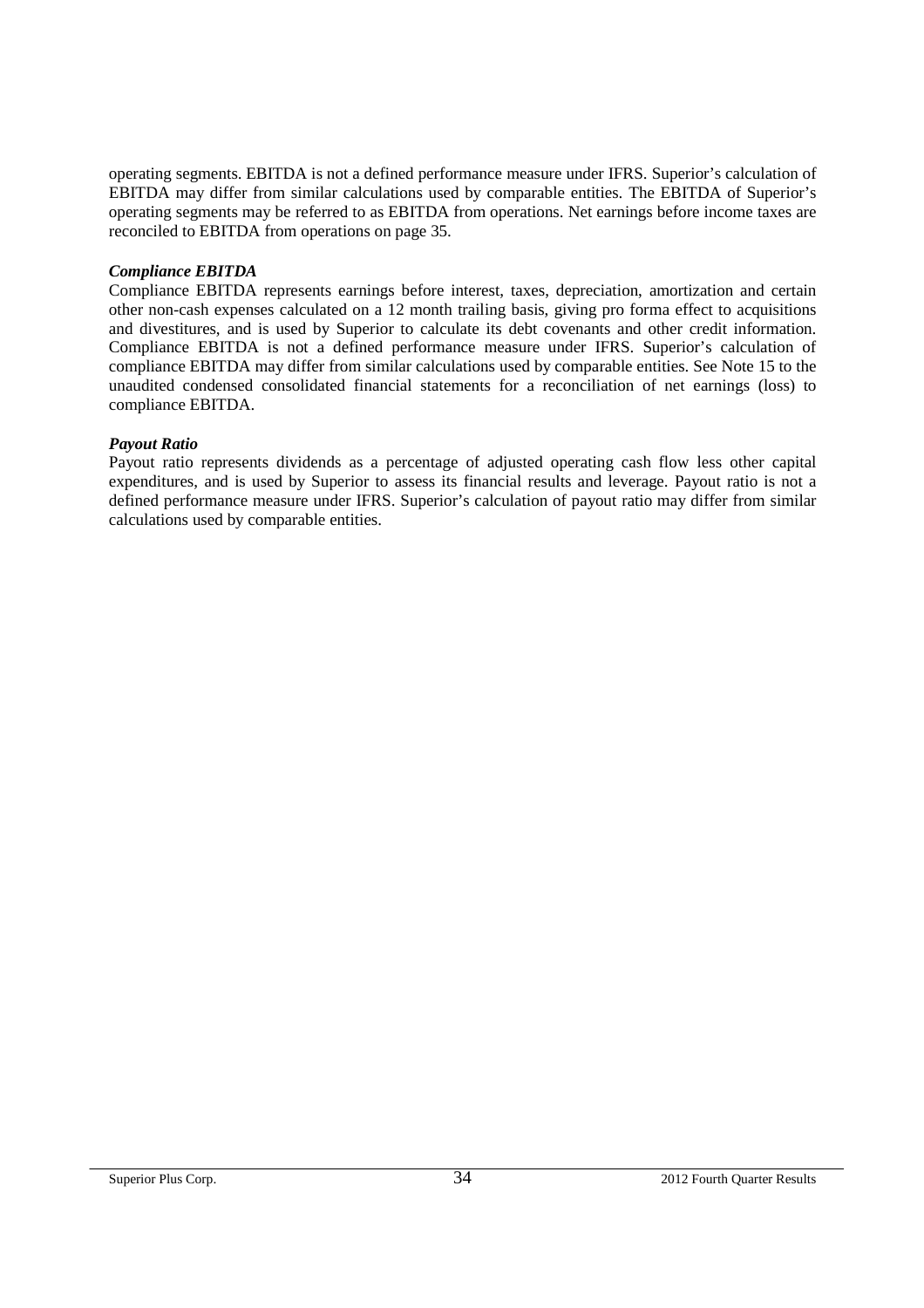operating segments. EBITDA is not a defined performance measure under IFRS. Superior's calculation of EBITDA may differ from similar calculations used by comparable entities. The EBITDA of Superior's operating segments may be referred to as EBITDA from operations. Net earnings before income taxes are reconciled to EBITDA from operations on page 35.

***Compliance EBITDA***

Compliance EBITDA represents earnings before interest, taxes, depreciation, amortization and certain other non-cash expenses calculated on a 12 month trailing basis, giving pro forma effect to acquisitions and divestitures, and is used by Superior to calculate its debt covenants and other credit information. Compliance EBITDA is not a defined performance measure under IFRS. Superior's calculation of compliance EBITDA may differ from similar calculations used by comparable entities. See Note 15 to the unaudited condensed consolidated financial statements for a reconciliation of net earnings (loss) to compliance EBITDA.

***Payout Ratio***

Payout ratio represents dividends as a percentage of adjusted operating cash flow less other capital expenditures, and is used by Superior to assess its financial results and leverage. Payout ratio is not a defined performance measure under IFRS. Superior's calculation of payout ratio may differ from similar calculations used by comparable entities.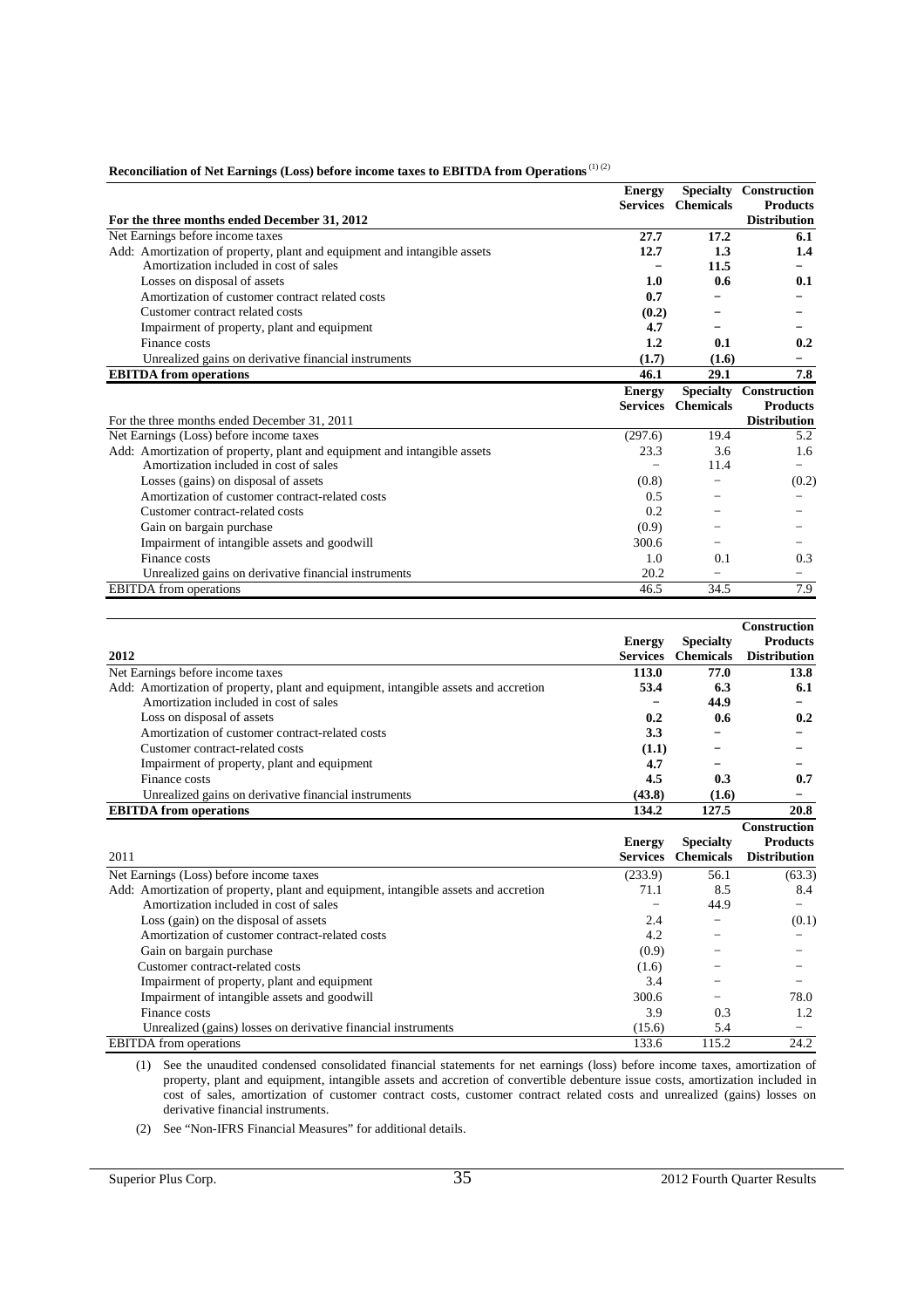**Reconciliation of Net Earnings (Loss) before income taxes to EBITDA from Operations** (1) (2)

| For the three months ended December 31, 2012 | Energy Services | Specialty Chemicals | Construction Products Distribution |
|---|---|---|---|
| Net Earnings before income taxes | **27.7** | **17.2** | **6.1** |
| Add: Amortization of property, plant and equipment and intangible assets | **12.7** | **1.3** | **1.4** |
| Amortization included in cost of sales | **–** | **11.5** | **–** |
| Losses on disposal of assets | **1.0** | **0.6** | **0.1** |
| Amortization of customer contract related costs | **0.7** | **–** | **–** |
| Customer contract related costs | **(0.2)** | **–** | **–** |
| Impairment of property, plant and equipment | **4.7** | **–** | **–** |
| Finance costs | **1.2** | **0.1** | **0.2** |
| Unrealized gains on derivative financial instruments | **(1.7)** | **(1.6)** | **–** |
| **EBITDA from operations** | **46.1** | **29.1** | **7.8** |

| For the three months ended December 31, 2011 | Energy Services | Specialty Chemicals | Construction Products Distribution |
|---|---|---|---|
| Net Earnings (Loss) before income taxes | (297.6) | 19.4 | 5.2 |
| Add: Amortization of property, plant and equipment and intangible assets | 23.3 | 3.6 | 1.6 |
| Amortization included in cost of sales | – | 11.4 | – |
| Losses (gains) on disposal of assets | (0.8) | – | (0.2) |
| Amortization of customer contract-related costs | 0.5 | – | – |
| Customer contract-related costs | 0.2 | – | – |
| Gain on bargain purchase | (0.9) | – | – |
| Impairment of intangible assets and goodwill | 300.6 | – | – |
| Finance costs | 1.0 | 0.1 | 0.3 |
| Unrealized gains on derivative financial instruments | 20.2 | – | – |
| EBITDA from operations | 46.5 | 34.5 | 7.9 |

| 2012 | Energy Services | Specialty Chemicals | Construction Products Distribution |
|---|---|---|---|
| Net Earnings before income taxes | **113.0** | **77.0** | **13.8** |
| Add: Amortization of property, plant and equipment, intangible assets and accretion | **53.4** | **6.3** | **6.1** |
| Amortization included in cost of sales | **–** | **44.9** | **–** |
| Loss on disposal of assets | **0.2** | **0.6** | **0.2** |
| Amortization of customer contract-related costs | **3.3** | **–** | **–** |
| Customer contract-related costs | **(1.1)** | **–** | **–** |
| Impairment of property, plant and equipment | **4.7** | **–** | **–** |
| Finance costs | **4.5** | **0.3** | **0.7** |
| Unrealized gains on derivative financial instruments | **(43.8)** | **(1.6)** | **–** |
| **EBITDA from operations** | **134.2** | **127.5** | **20.8** |

| 2011 | Energy Services | Specialty Chemicals | Construction Products Distribution |
|---|---|---|---|
| Net Earnings (Loss) before income taxes | (233.9) | 56.1 | (63.3) |
| Add: Amortization of property, plant and equipment, intangible assets and accretion | 71.1 | 8.5 | 8.4 |
| Amortization included in cost of sales | – | 44.9 | – |
| Loss (gain) on the disposal of assets | 2.4 | – | (0.1) |
| Amortization of customer contract-related costs | 4.2 | – | – |
| Gain on bargain purchase | (0.9) | – | – |
| Customer contract-related costs | (1.6) | – | – |
| Impairment of property, plant and equipment | 3.4 | – | – |
| Impairment of intangible assets and goodwill | 300.6 | – | 78.0 |
| Finance costs | 3.9 | 0.3 | 1.2 |
| Unrealized (gains) losses on derivative financial instruments | (15.6) | 5.4 | – |
| EBITDA from operations | 133.6 | 115.2 | 24.2 |

(1) See the unaudited condensed consolidated financial statements for net earnings (loss) before income taxes, amortization of property, plant and equipment, intangible assets and accretion of convertible debenture issue costs, amortization included in cost of sales, amortization of customer contract costs, customer contract related costs and unrealized (gains) losses on derivative financial instruments.

(2) See "Non-IFRS Financial Measures" for additional details.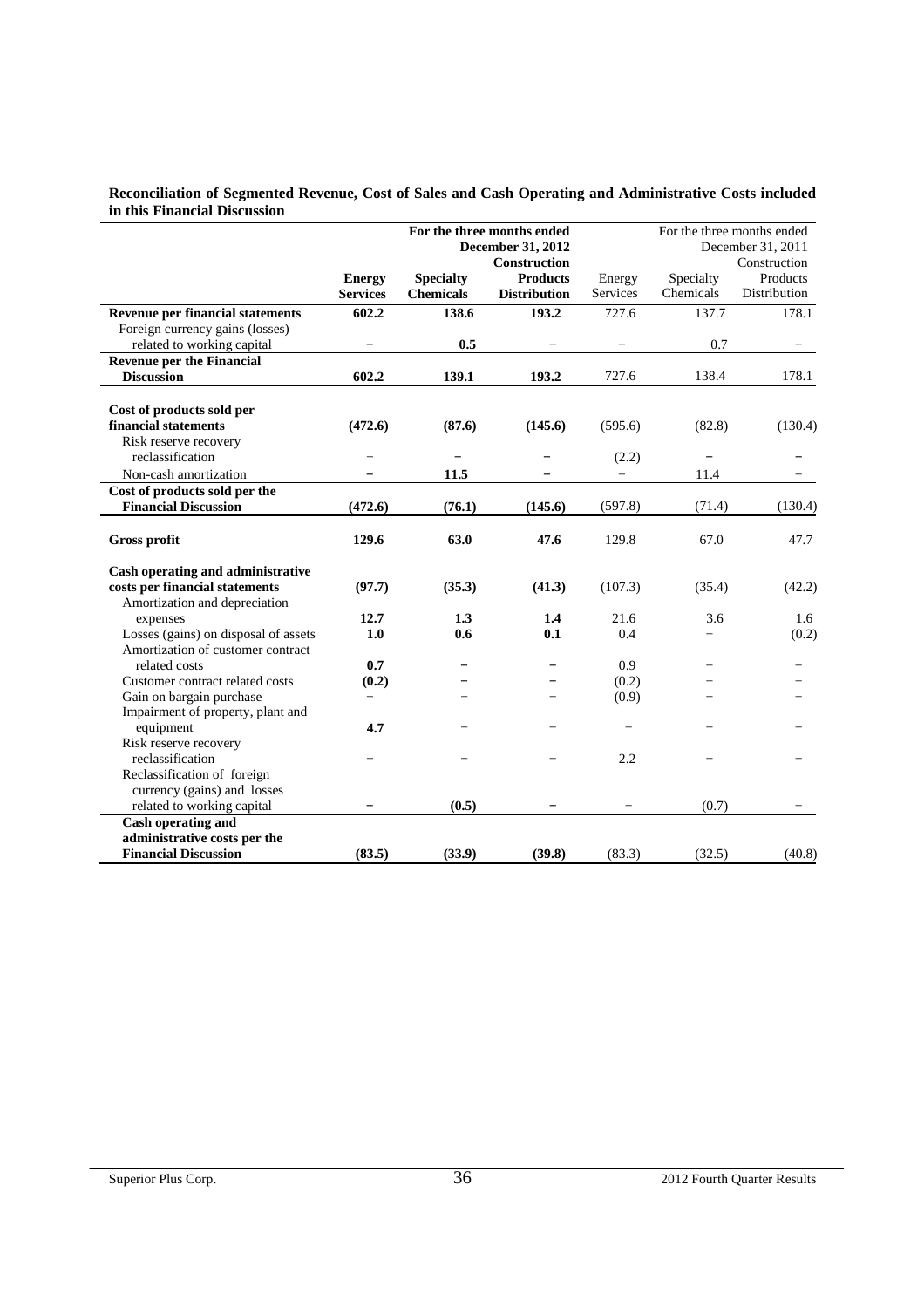**Reconciliation of Segmented Revenue, Cost of Sales and Cash Operating and Administrative Costs included in this Financial Discussion**

| | For the three months ended December 31, 2012 | | | For the three months ended December 31, 2011 | | |
|---|---|---|---|---|---|---|
| | **Energy Services** | **Specialty Chemicals** | **Construction Products Distribution** | Energy Services | Specialty Chemicals | Construction Products Distribution |
| **Revenue per financial statements** | **602.2** | **138.6** | **193.2** | 727.6 | 137.7 | 178.1 |
| Foreign currency gains (losses) related to working capital | – | **0.5** | – | – | 0.7 | – |
| **Revenue per the Financial Discussion** | **602.2** | **139.1** | **193.2** | 727.6 | 138.4 | 178.1 |
| **Cost of products sold per financial statements** | **(472.6)** | **(87.6)** | **(145.6)** | (595.6) | (82.8) | (130.4) |
| Risk reserve recovery reclassification | – | – | – | (2.2) | – | – |
| Non-cash amortization | – | **11.5** | – | – | 11.4 | – |
| **Cost of products sold per the Financial Discussion** | **(472.6)** | **(76.1)** | **(145.6)** | (597.8) | (71.4) | (130.4) |
| **Gross profit** | **129.6** | **63.0** | **47.6** | 129.8 | 67.0 | 47.7 |
| **Cash operating and administrative costs per financial statements** | **(97.7)** | **(35.3)** | **(41.3)** | (107.3) | (35.4) | (42.2) |
| Amortization and depreciation expenses | **12.7** | **1.3** | **1.4** | 21.6 | 3.6 | 1.6 |
| Losses (gains) on disposal of assets | **1.0** | **0.6** | **0.1** | 0.4 | – | (0.2) |
| Amortization of customer contract related costs | **0.7** | – | – | 0.9 | – | – |
| Customer contract related costs | **(0.2)** | – | – | (0.2) | – | – |
| Gain on bargain purchase | – | – | – | (0.9) | – | – |
| Impairment of property, plant and equipment | **4.7** | – | – | – | – | – |
| Risk reserve recovery reclassification | – | – | – | 2.2 | – | – |
| Reclassification of foreign currency (gains) and losses related to working capital | – | **(0.5)** | – | – | (0.7) | – |
| **Cash operating and administrative costs per the Financial Discussion** | **(83.5)** | **(33.9)** | **(39.8)** | (83.3) | (32.5) | (40.8) |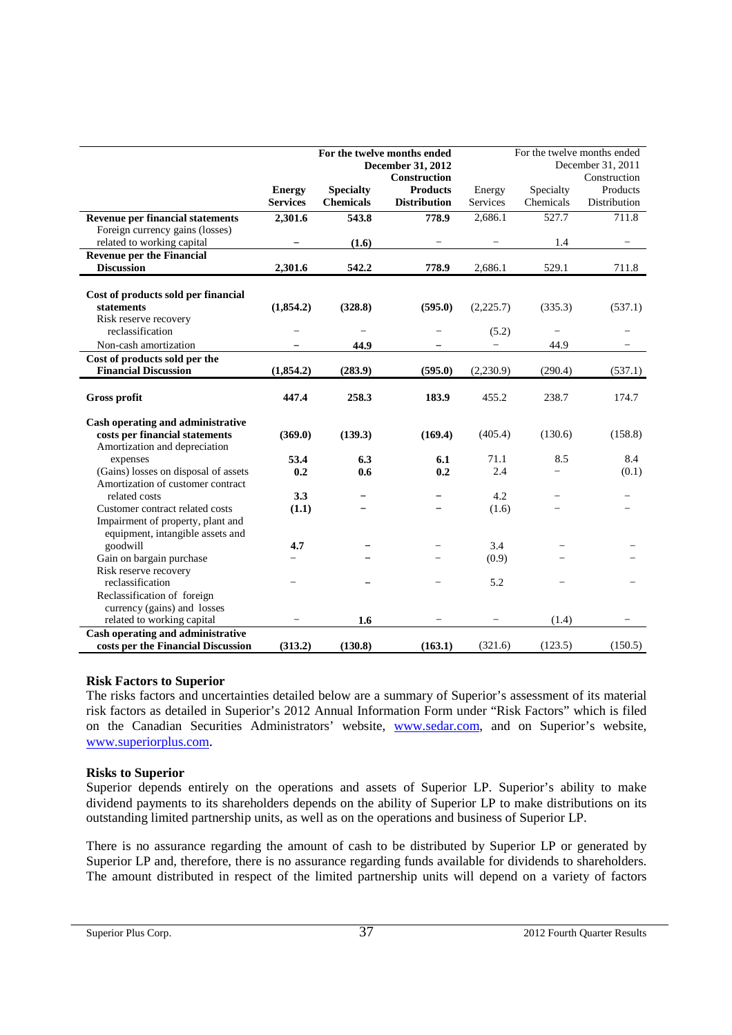| | For the twelve months ended December 31, 2012 | | | For the twelve months ended December 31, 2011 | | |
|---|---|---|---|---|---|---|
| | **Energy Services** | **Specialty Chemicals** | **Construction Products Distribution** | Energy Services | Specialty Chemicals | Construction Products Distribution |
| **Revenue per financial statements** | **2,301.6** | **543.8** | **778.9** | 2,686.1 | 527.7 | 711.8 |
| Foreign currency gains (losses) related to working capital | – | **(1.6)** | – | – | 1.4 | – |
| **Revenue per the Financial Discussion** | **2,301.6** | **542.2** | **778.9** | 2,686.1 | 529.1 | 711.8 |
| | | | | | | |
| **Cost of products sold per financial statements** | **(1,854.2)** | **(328.8)** | **(595.0)** | (2,225.7) | (335.3) | (537.1) |
| Risk reserve recovery reclassification | – | – | – | (5.2) | – | – |
| Non-cash amortization | – | **44.9** | – | – | 44.9 | – |
| **Cost of products sold per the Financial Discussion** | **(1,854.2)** | **(283.9)** | **(595.0)** | (2,230.9) | (290.4) | (537.1) |
| | | | | | | |
| **Gross profit** | **447.4** | **258.3** | **183.9** | 455.2 | 238.7 | 174.7 |
| | | | | | | |
| **Cash operating and administrative costs per financial statements** | **(369.0)** | **(139.3)** | **(169.4)** | (405.4) | (130.6) | (158.8) |
| Amortization and depreciation expenses | **53.4** | **6.3** | **6.1** | 71.1 | 8.5 | 8.4 |
| (Gains) losses on disposal of assets | **0.2** | **0.6** | **0.2** | 2.4 | – | (0.1) |
| Amortization of customer contract related costs | **3.3** | – | – | 4.2 | – | – |
| Customer contract related costs | **(1.1)** | – | – | (1.6) | – | – |
| Impairment of property, plant and equipment, intangible assets and goodwill | **4.7** | – | – | 3.4 | – | – |
| Gain on bargain purchase | – | – | – | (0.9) | – | – |
| Risk reserve recovery reclassification | – | – | – | 5.2 | – | – |
| Reclassification of foreign currency (gains) and losses related to working capital | – | **1.6** | – | – | (1.4) | – |
| **Cash operating and administrative costs per the Financial Discussion** | **(313.2)** | **(130.8)** | **(163.1)** | (321.6) | (123.5) | (150.5) |

### Risk Factors to Superior

The risks factors and uncertainties detailed below are a summary of Superior's assessment of its material risk factors as detailed in Superior's 2012 Annual Information Form under "Risk Factors" which is filed on the Canadian Securities Administrators' website, www.sedar.com, and on Superior's website, www.superiorplus.com.

### Risks to Superior

Superior depends entirely on the operations and assets of Superior LP. Superior's ability to make dividend payments to its shareholders depends on the ability of Superior LP to make distributions on its outstanding limited partnership units, as well as on the operations and business of Superior LP.

There is no assurance regarding the amount of cash to be distributed by Superior LP or generated by Superior LP and, therefore, there is no assurance regarding funds available for dividends to shareholders. The amount distributed in respect of the limited partnership units will depend on a variety of factors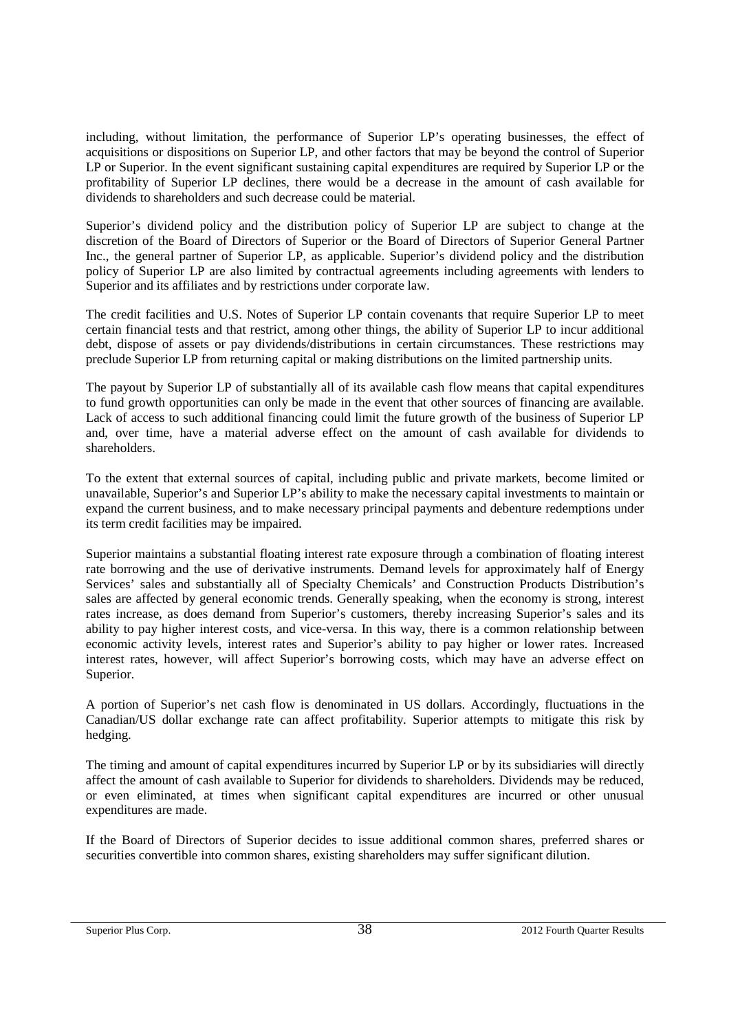including, without limitation, the performance of Superior LP's operating businesses, the effect of acquisitions or dispositions on Superior LP, and other factors that may be beyond the control of Superior LP or Superior. In the event significant sustaining capital expenditures are required by Superior LP or the profitability of Superior LP declines, there would be a decrease in the amount of cash available for dividends to shareholders and such decrease could be material.

Superior's dividend policy and the distribution policy of Superior LP are subject to change at the discretion of the Board of Directors of Superior or the Board of Directors of Superior General Partner Inc., the general partner of Superior LP, as applicable. Superior's dividend policy and the distribution policy of Superior LP are also limited by contractual agreements including agreements with lenders to Superior and its affiliates and by restrictions under corporate law.

The credit facilities and U.S. Notes of Superior LP contain covenants that require Superior LP to meet certain financial tests and that restrict, among other things, the ability of Superior LP to incur additional debt, dispose of assets or pay dividends/distributions in certain circumstances. These restrictions may preclude Superior LP from returning capital or making distributions on the limited partnership units.

The payout by Superior LP of substantially all of its available cash flow means that capital expenditures to fund growth opportunities can only be made in the event that other sources of financing are available. Lack of access to such additional financing could limit the future growth of the business of Superior LP and, over time, have a material adverse effect on the amount of cash available for dividends to shareholders.

To the extent that external sources of capital, including public and private markets, become limited or unavailable, Superior's and Superior LP's ability to make the necessary capital investments to maintain or expand the current business, and to make necessary principal payments and debenture redemptions under its term credit facilities may be impaired.

Superior maintains a substantial floating interest rate exposure through a combination of floating interest rate borrowing and the use of derivative instruments. Demand levels for approximately half of Energy Services' sales and substantially all of Specialty Chemicals' and Construction Products Distribution's sales are affected by general economic trends. Generally speaking, when the economy is strong, interest rates increase, as does demand from Superior's customers, thereby increasing Superior's sales and its ability to pay higher interest costs, and vice-versa. In this way, there is a common relationship between economic activity levels, interest rates and Superior's ability to pay higher or lower rates. Increased interest rates, however, will affect Superior's borrowing costs, which may have an adverse effect on Superior.

A portion of Superior's net cash flow is denominated in US dollars. Accordingly, fluctuations in the Canadian/US dollar exchange rate can affect profitability. Superior attempts to mitigate this risk by hedging.

The timing and amount of capital expenditures incurred by Superior LP or by its subsidiaries will directly affect the amount of cash available to Superior for dividends to shareholders. Dividends may be reduced, or even eliminated, at times when significant capital expenditures are incurred or other unusual expenditures are made.

If the Board of Directors of Superior decides to issue additional common shares, preferred shares or securities convertible into common shares, existing shareholders may suffer significant dilution.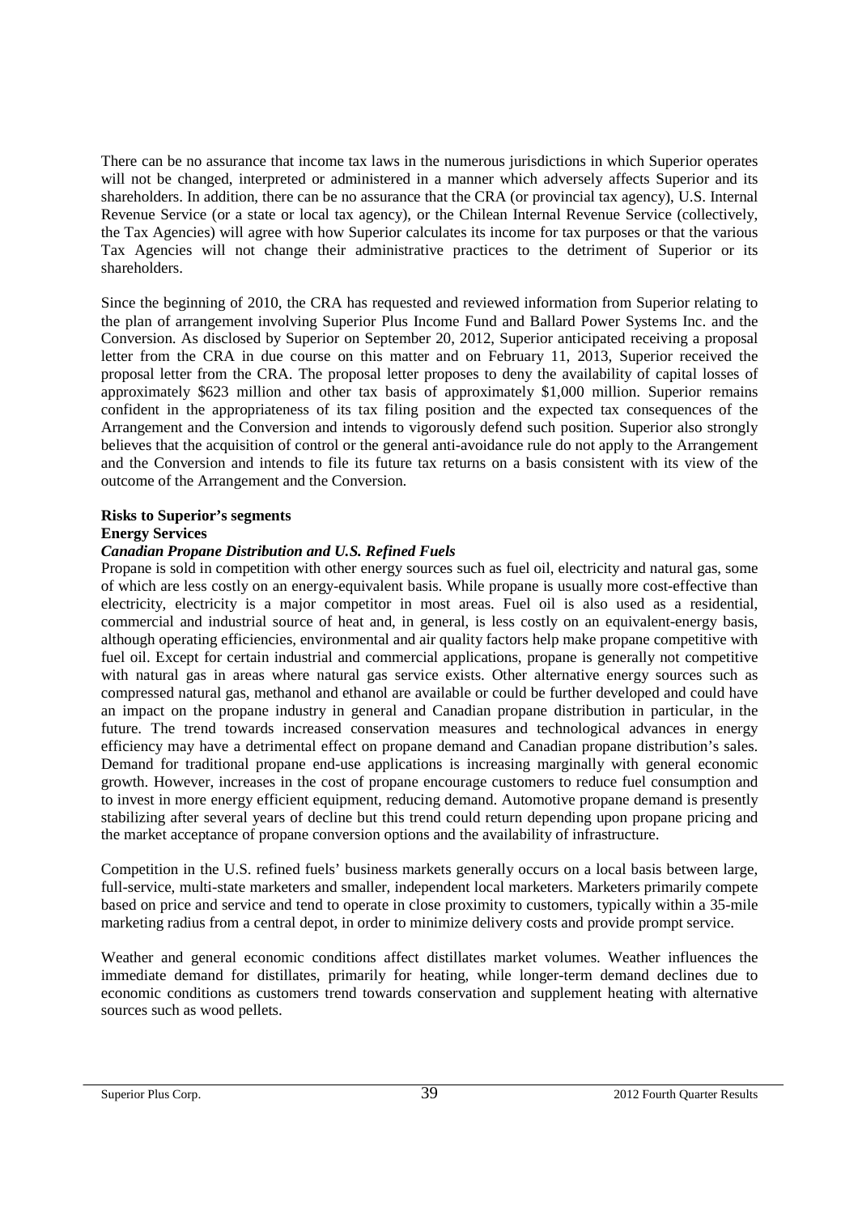There can be no assurance that income tax laws in the numerous jurisdictions in which Superior operates will not be changed, interpreted or administered in a manner which adversely affects Superior and its shareholders. In addition, there can be no assurance that the CRA (or provincial tax agency), U.S. Internal Revenue Service (or a state or local tax agency), or the Chilean Internal Revenue Service (collectively, the Tax Agencies) will agree with how Superior calculates its income for tax purposes or that the various Tax Agencies will not change their administrative practices to the detriment of Superior or its shareholders.

Since the beginning of 2010, the CRA has requested and reviewed information from Superior relating to the plan of arrangement involving Superior Plus Income Fund and Ballard Power Systems Inc. and the Conversion. As disclosed by Superior on September 20, 2012, Superior anticipated receiving a proposal letter from the CRA in due course on this matter and on February 11, 2013, Superior received the proposal letter from the CRA. The proposal letter proposes to deny the availability of capital losses of approximately $623 million and other tax basis of approximately $1,000 million. Superior remains confident in the appropriateness of its tax filing position and the expected tax consequences of the Arrangement and the Conversion and intends to vigorously defend such position. Superior also strongly believes that the acquisition of control or the general anti-avoidance rule do not apply to the Arrangement and the Conversion and intends to file its future tax returns on a basis consistent with its view of the outcome of the Arrangement and the Conversion.

**Risks to Superior's segments**

**Energy Services**

***Canadian Propane Distribution and U.S. Refined Fuels***

Propane is sold in competition with other energy sources such as fuel oil, electricity and natural gas, some of which are less costly on an energy-equivalent basis. While propane is usually more cost-effective than electricity, electricity is a major competitor in most areas. Fuel oil is also used as a residential, commercial and industrial source of heat and, in general, is less costly on an equivalent-energy basis, although operating efficiencies, environmental and air quality factors help make propane competitive with fuel oil. Except for certain industrial and commercial applications, propane is generally not competitive with natural gas in areas where natural gas service exists. Other alternative energy sources such as compressed natural gas, methanol and ethanol are available or could be further developed and could have an impact on the propane industry in general and Canadian propane distribution in particular, in the future. The trend towards increased conservation measures and technological advances in energy efficiency may have a detrimental effect on propane demand and Canadian propane distribution's sales. Demand for traditional propane end-use applications is increasing marginally with general economic growth. However, increases in the cost of propane encourage customers to reduce fuel consumption and to invest in more energy efficient equipment, reducing demand. Automotive propane demand is presently stabilizing after several years of decline but this trend could return depending upon propane pricing and the market acceptance of propane conversion options and the availability of infrastructure.

Competition in the U.S. refined fuels' business markets generally occurs on a local basis between large, full-service, multi-state marketers and smaller, independent local marketers. Marketers primarily compete based on price and service and tend to operate in close proximity to customers, typically within a 35-mile marketing radius from a central depot, in order to minimize delivery costs and provide prompt service.

Weather and general economic conditions affect distillates market volumes. Weather influences the immediate demand for distillates, primarily for heating, while longer-term demand declines due to economic conditions as customers trend towards conservation and supplement heating with alternative sources such as wood pellets.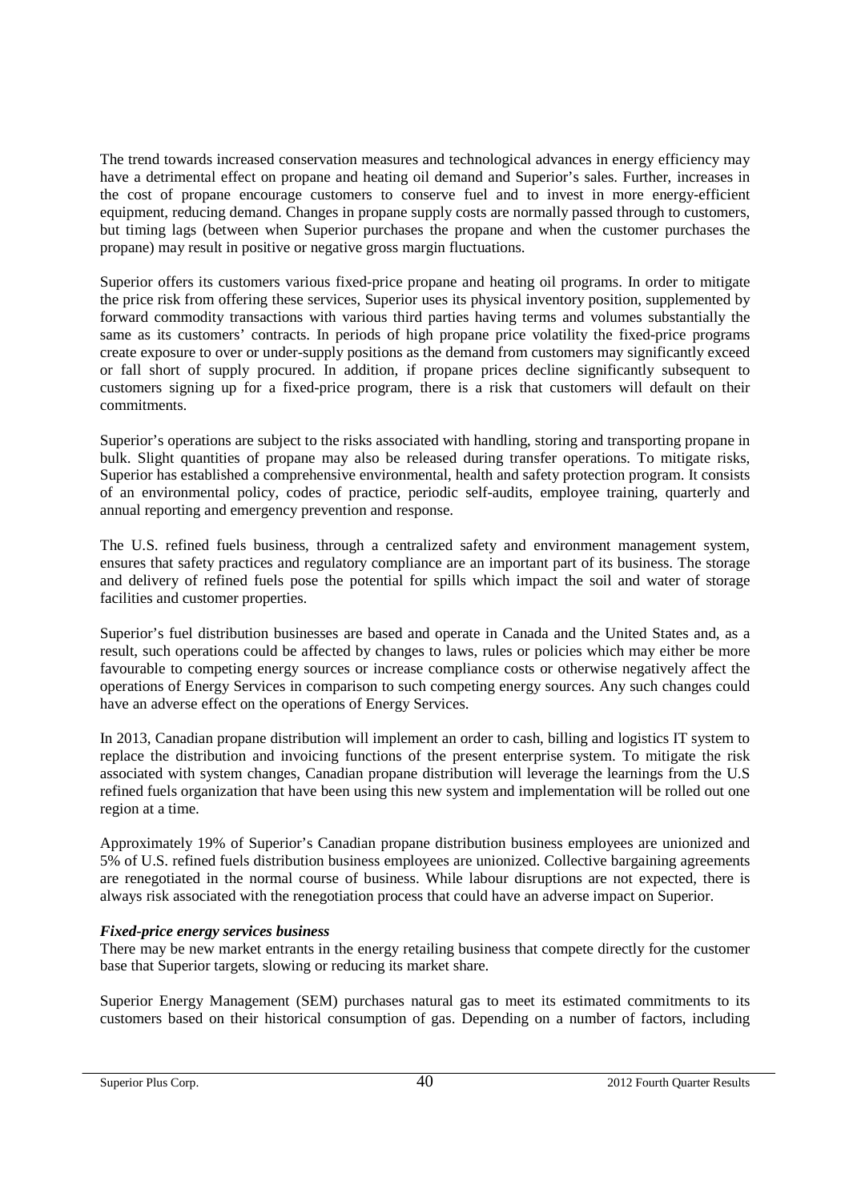The trend towards increased conservation measures and technological advances in energy efficiency may have a detrimental effect on propane and heating oil demand and Superior's sales. Further, increases in the cost of propane encourage customers to conserve fuel and to invest in more energy-efficient equipment, reducing demand. Changes in propane supply costs are normally passed through to customers, but timing lags (between when Superior purchases the propane and when the customer purchases the propane) may result in positive or negative gross margin fluctuations.

Superior offers its customers various fixed-price propane and heating oil programs. In order to mitigate the price risk from offering these services, Superior uses its physical inventory position, supplemented by forward commodity transactions with various third parties having terms and volumes substantially the same as its customers' contracts. In periods of high propane price volatility the fixed-price programs create exposure to over or under-supply positions as the demand from customers may significantly exceed or fall short of supply procured. In addition, if propane prices decline significantly subsequent to customers signing up for a fixed-price program, there is a risk that customers will default on their commitments.

Superior's operations are subject to the risks associated with handling, storing and transporting propane in bulk. Slight quantities of propane may also be released during transfer operations. To mitigate risks, Superior has established a comprehensive environmental, health and safety protection program. It consists of an environmental policy, codes of practice, periodic self-audits, employee training, quarterly and annual reporting and emergency prevention and response.

The U.S. refined fuels business, through a centralized safety and environment management system, ensures that safety practices and regulatory compliance are an important part of its business. The storage and delivery of refined fuels pose the potential for spills which impact the soil and water of storage facilities and customer properties.

Superior's fuel distribution businesses are based and operate in Canada and the United States and, as a result, such operations could be affected by changes to laws, rules or policies which may either be more favourable to competing energy sources or increase compliance costs or otherwise negatively affect the operations of Energy Services in comparison to such competing energy sources. Any such changes could have an adverse effect on the operations of Energy Services.

In 2013, Canadian propane distribution will implement an order to cash, billing and logistics IT system to replace the distribution and invoicing functions of the present enterprise system. To mitigate the risk associated with system changes, Canadian propane distribution will leverage the learnings from the U.S refined fuels organization that have been using this new system and implementation will be rolled out one region at a time.

Approximately 19% of Superior's Canadian propane distribution business employees are unionized and 5% of U.S. refined fuels distribution business employees are unionized. Collective bargaining agreements are renegotiated in the normal course of business. While labour disruptions are not expected, there is always risk associated with the renegotiation process that could have an adverse impact on Superior.

***Fixed-price energy services business***

There may be new market entrants in the energy retailing business that compete directly for the customer base that Superior targets, slowing or reducing its market share.

Superior Energy Management (SEM) purchases natural gas to meet its estimated commitments to its customers based on their historical consumption of gas. Depending on a number of factors, including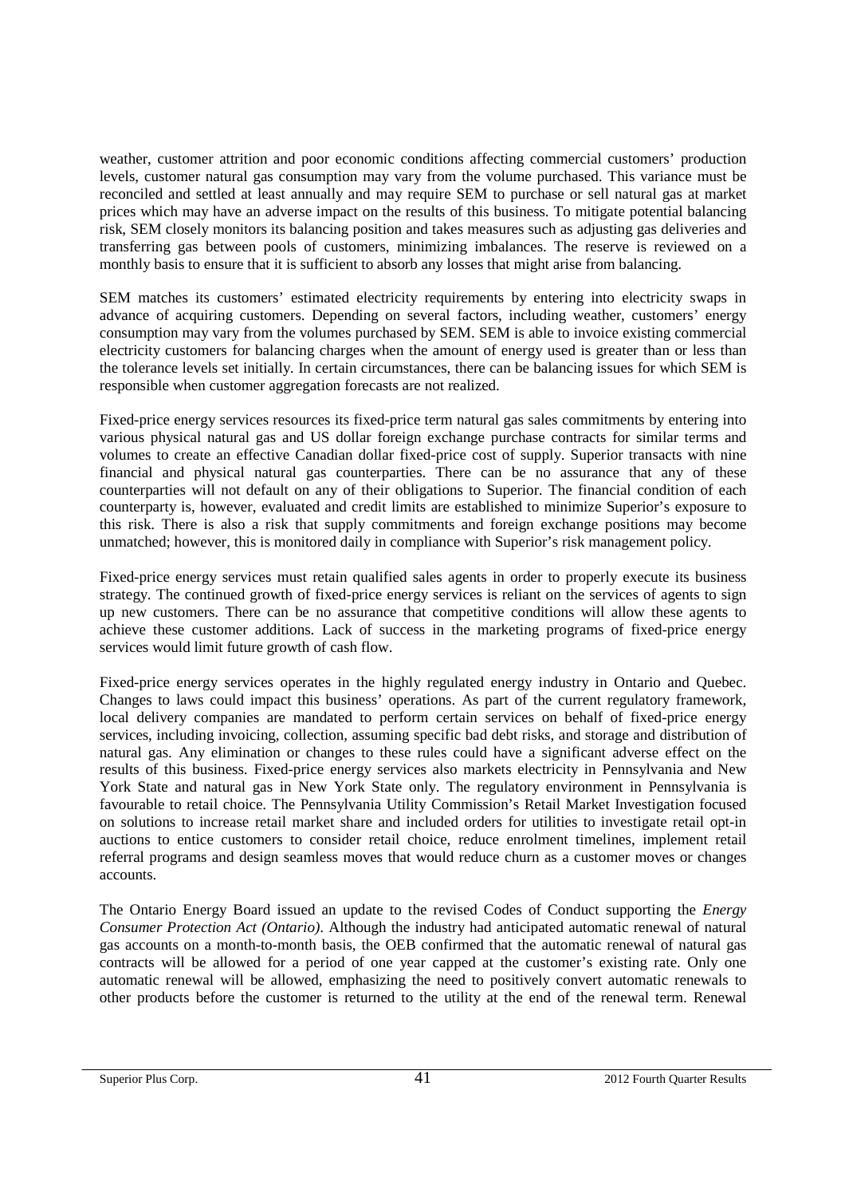weather, customer attrition and poor economic conditions affecting commercial customers' production levels, customer natural gas consumption may vary from the volume purchased. This variance must be reconciled and settled at least annually and may require SEM to purchase or sell natural gas at market prices which may have an adverse impact on the results of this business. To mitigate potential balancing risk, SEM closely monitors its balancing position and takes measures such as adjusting gas deliveries and transferring gas between pools of customers, minimizing imbalances. The reserve is reviewed on a monthly basis to ensure that it is sufficient to absorb any losses that might arise from balancing.

SEM matches its customers' estimated electricity requirements by entering into electricity swaps in advance of acquiring customers. Depending on several factors, including weather, customers' energy consumption may vary from the volumes purchased by SEM. SEM is able to invoice existing commercial electricity customers for balancing charges when the amount of energy used is greater than or less than the tolerance levels set initially. In certain circumstances, there can be balancing issues for which SEM is responsible when customer aggregation forecasts are not realized.

Fixed-price energy services resources its fixed-price term natural gas sales commitments by entering into various physical natural gas and US dollar foreign exchange purchase contracts for similar terms and volumes to create an effective Canadian dollar fixed-price cost of supply. Superior transacts with nine financial and physical natural gas counterparties. There can be no assurance that any of these counterparties will not default on any of their obligations to Superior. The financial condition of each counterparty is, however, evaluated and credit limits are established to minimize Superior's exposure to this risk. There is also a risk that supply commitments and foreign exchange positions may become unmatched; however, this is monitored daily in compliance with Superior's risk management policy.

Fixed-price energy services must retain qualified sales agents in order to properly execute its business strategy. The continued growth of fixed-price energy services is reliant on the services of agents to sign up new customers. There can be no assurance that competitive conditions will allow these agents to achieve these customer additions. Lack of success in the marketing programs of fixed-price energy services would limit future growth of cash flow.

Fixed-price energy services operates in the highly regulated energy industry in Ontario and Quebec. Changes to laws could impact this business' operations. As part of the current regulatory framework, local delivery companies are mandated to perform certain services on behalf of fixed-price energy services, including invoicing, collection, assuming specific bad debt risks, and storage and distribution of natural gas. Any elimination or changes to these rules could have a significant adverse effect on the results of this business. Fixed-price energy services also markets electricity in Pennsylvania and New York State and natural gas in New York State only. The regulatory environment in Pennsylvania is favourable to retail choice. The Pennsylvania Utility Commission's Retail Market Investigation focused on solutions to increase retail market share and included orders for utilities to investigate retail opt-in auctions to entice customers to consider retail choice, reduce enrolment timelines, implement retail referral programs and design seamless moves that would reduce churn as a customer moves or changes accounts.

The Ontario Energy Board issued an update to the revised Codes of Conduct supporting the *Energy Consumer Protection Act (Ontario)*. Although the industry had anticipated automatic renewal of natural gas accounts on a month-to-month basis, the OEB confirmed that the automatic renewal of natural gas contracts will be allowed for a period of one year capped at the customer's existing rate. Only one automatic renewal will be allowed, emphasizing the need to positively convert automatic renewals to other products before the customer is returned to the utility at the end of the renewal term. Renewal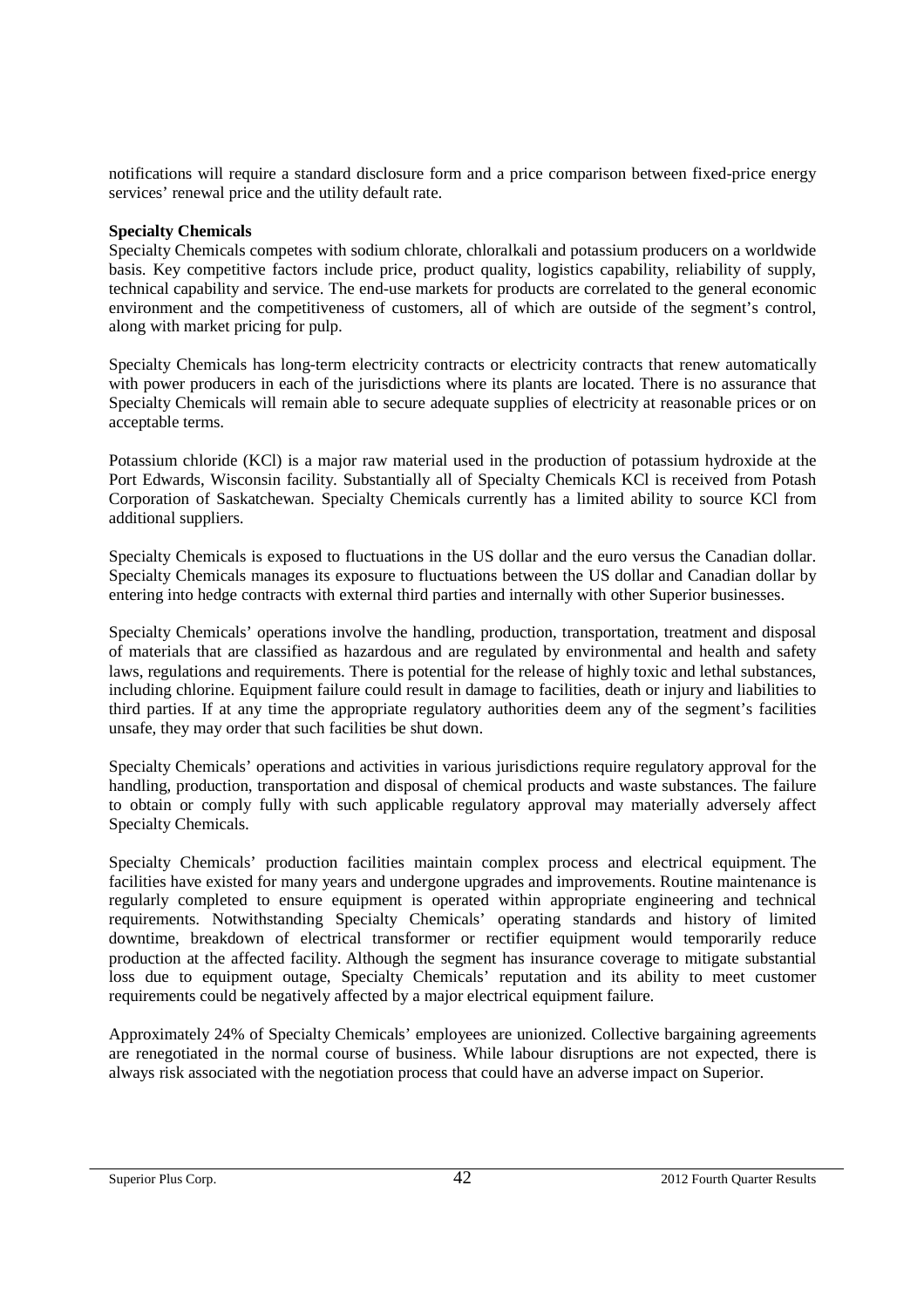notifications will require a standard disclosure form and a price comparison between fixed-price energy services' renewal price and the utility default rate.

**Specialty Chemicals**

Specialty Chemicals competes with sodium chlorate, chloralkali and potassium producers on a worldwide basis. Key competitive factors include price, product quality, logistics capability, reliability of supply, technical capability and service. The end-use markets for products are correlated to the general economic environment and the competitiveness of customers, all of which are outside of the segment's control, along with market pricing for pulp.

Specialty Chemicals has long-term electricity contracts or electricity contracts that renew automatically with power producers in each of the jurisdictions where its plants are located. There is no assurance that Specialty Chemicals will remain able to secure adequate supplies of electricity at reasonable prices or on acceptable terms.

Potassium chloride (KCl) is a major raw material used in the production of potassium hydroxide at the Port Edwards, Wisconsin facility. Substantially all of Specialty Chemicals KCl is received from Potash Corporation of Saskatchewan. Specialty Chemicals currently has a limited ability to source KCl from additional suppliers.

Specialty Chemicals is exposed to fluctuations in the US dollar and the euro versus the Canadian dollar. Specialty Chemicals manages its exposure to fluctuations between the US dollar and Canadian dollar by entering into hedge contracts with external third parties and internally with other Superior businesses.

Specialty Chemicals' operations involve the handling, production, transportation, treatment and disposal of materials that are classified as hazardous and are regulated by environmental and health and safety laws, regulations and requirements. There is potential for the release of highly toxic and lethal substances, including chlorine. Equipment failure could result in damage to facilities, death or injury and liabilities to third parties. If at any time the appropriate regulatory authorities deem any of the segment's facilities unsafe, they may order that such facilities be shut down.

Specialty Chemicals' operations and activities in various jurisdictions require regulatory approval for the handling, production, transportation and disposal of chemical products and waste substances. The failure to obtain or comply fully with such applicable regulatory approval may materially adversely affect Specialty Chemicals.

Specialty Chemicals' production facilities maintain complex process and electrical equipment. The facilities have existed for many years and undergone upgrades and improvements. Routine maintenance is regularly completed to ensure equipment is operated within appropriate engineering and technical requirements. Notwithstanding Specialty Chemicals' operating standards and history of limited downtime, breakdown of electrical transformer or rectifier equipment would temporarily reduce production at the affected facility. Although the segment has insurance coverage to mitigate substantial loss due to equipment outage, Specialty Chemicals' reputation and its ability to meet customer requirements could be negatively affected by a major electrical equipment failure.

Approximately 24% of Specialty Chemicals' employees are unionized. Collective bargaining agreements are renegotiated in the normal course of business. While labour disruptions are not expected, there is always risk associated with the negotiation process that could have an adverse impact on Superior.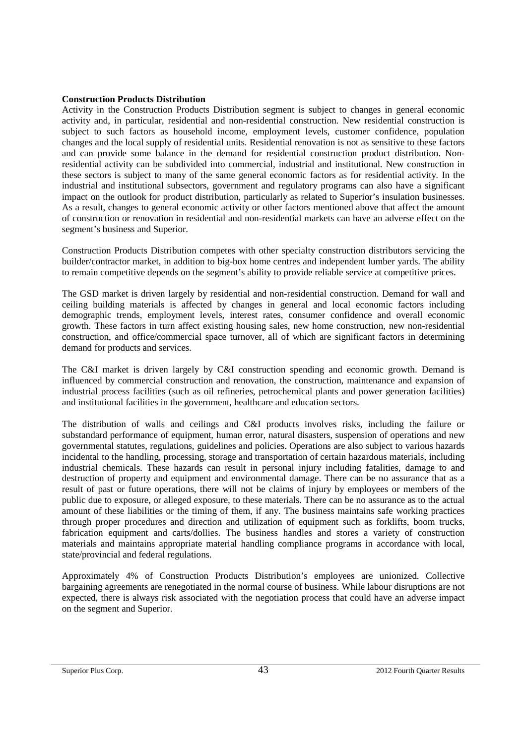**Construction Products Distribution**

Activity in the Construction Products Distribution segment is subject to changes in general economic activity and, in particular, residential and non-residential construction. New residential construction is subject to such factors as household income, employment levels, customer confidence, population changes and the local supply of residential units. Residential renovation is not as sensitive to these factors and can provide some balance in the demand for residential construction product distribution. Non-residential activity can be subdivided into commercial, industrial and institutional. New construction in these sectors is subject to many of the same general economic factors as for residential activity. In the industrial and institutional subsectors, government and regulatory programs can also have a significant impact on the outlook for product distribution, particularly as related to Superior's insulation businesses. As a result, changes to general economic activity or other factors mentioned above that affect the amount of construction or renovation in residential and non-residential markets can have an adverse effect on the segment's business and Superior.

Construction Products Distribution competes with other specialty construction distributors servicing the builder/contractor market, in addition to big-box home centres and independent lumber yards. The ability to remain competitive depends on the segment's ability to provide reliable service at competitive prices.

The GSD market is driven largely by residential and non-residential construction. Demand for wall and ceiling building materials is affected by changes in general and local economic factors including demographic trends, employment levels, interest rates, consumer confidence and overall economic growth. These factors in turn affect existing housing sales, new home construction, new non-residential construction, and office/commercial space turnover, all of which are significant factors in determining demand for products and services.

The C&I market is driven largely by C&I construction spending and economic growth. Demand is influenced by commercial construction and renovation, the construction, maintenance and expansion of industrial process facilities (such as oil refineries, petrochemical plants and power generation facilities) and institutional facilities in the government, healthcare and education sectors.

The distribution of walls and ceilings and C&I products involves risks, including the failure or substandard performance of equipment, human error, natural disasters, suspension of operations and new governmental statutes, regulations, guidelines and policies. Operations are also subject to various hazards incidental to the handling, processing, storage and transportation of certain hazardous materials, including industrial chemicals. These hazards can result in personal injury including fatalities, damage to and destruction of property and equipment and environmental damage. There can be no assurance that as a result of past or future operations, there will not be claims of injury by employees or members of the public due to exposure, or alleged exposure, to these materials. There can be no assurance as to the actual amount of these liabilities or the timing of them, if any. The business maintains safe working practices through proper procedures and direction and utilization of equipment such as forklifts, boom trucks, fabrication equipment and carts/dollies. The business handles and stores a variety of construction materials and maintains appropriate material handling compliance programs in accordance with local, state/provincial and federal regulations.

Approximately 4% of Construction Products Distribution's employees are unionized. Collective bargaining agreements are renegotiated in the normal course of business. While labour disruptions are not expected, there is always risk associated with the negotiation process that could have an adverse impact on the segment and Superior.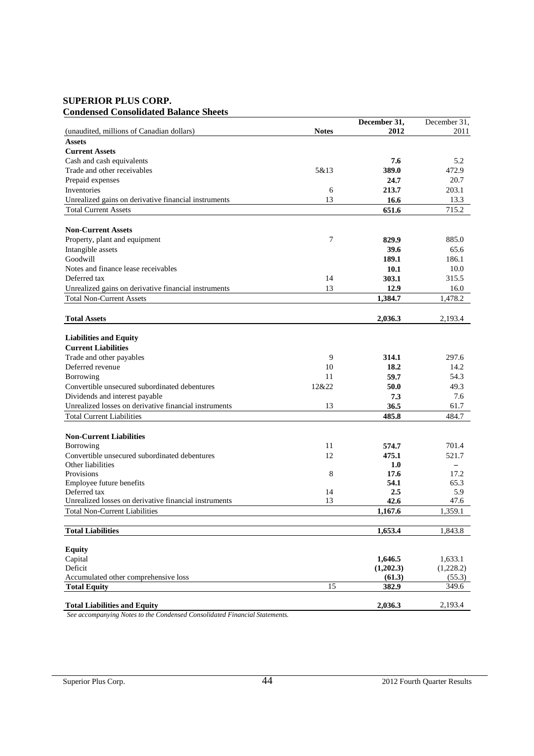**SUPERIOR PLUS CORP.**
**Condensed Consolidated Balance Sheets**

| (unaudited, millions of Canadian dollars) | Notes | December 31, 2012 | December 31, 2011 |
|---|---|---|---|
| **Assets** | | | |
| **Current Assets** | | | |
| Cash and cash equivalents | | **7.6** | 5.2 |
| Trade and other receivables | 5&13 | **389.0** | 472.9 |
| Prepaid expenses | | **24.7** | 20.7 |
| Inventories | 6 | **213.7** | 203.1 |
| Unrealized gains on derivative financial instruments | 13 | **16.6** | 13.3 |
| Total Current Assets | | **651.6** | 715.2 |
| | | | |
| **Non-Current Assets** | | | |
| Property, plant and equipment | 7 | **829.9** | 885.0 |
| Intangible assets | | **39.6** | 65.6 |
| Goodwill | | **189.1** | 186.1 |
| Notes and finance lease receivables | | **10.1** | 10.0 |
| Deferred tax | 14 | **303.1** | 315.5 |
| Unrealized gains on derivative financial instruments | 13 | **12.9** | 16.0 |
| Total Non-Current Assets | | **1,384.7** | 1,478.2 |
| | | | |
| **Total Assets** | | **2,036.3** | 2,193.4 |
| | | | |
| **Liabilities and Equity** | | | |
| **Current Liabilities** | | | |
| Trade and other payables | 9 | **314.1** | 297.6 |
| Deferred revenue | 10 | **18.2** | 14.2 |
| Borrowing | 11 | **59.7** | 54.3 |
| Convertible unsecured subordinated debentures | 12&22 | **50.0** | 49.3 |
| Dividends and interest payable | | **7.3** | 7.6 |
| Unrealized losses on derivative financial instruments | 13 | **36.5** | 61.7 |
| Total Current Liabilities | | **485.8** | 484.7 |
| | | | |
| **Non-Current Liabilities** | | | |
| Borrowing | 11 | **574.7** | 701.4 |
| Convertible unsecured subordinated debentures | 12 | **475.1** | 521.7 |
| Other liabilities | | **1.0** | – |
| Provisions | 8 | **17.6** | 17.2 |
| Employee future benefits | | **54.1** | 65.3 |
| Deferred tax | 14 | **2.5** | 5.9 |
| Unrealized losses on derivative financial instruments | 13 | **42.6** | 47.6 |
| Total Non-Current Liabilities | | **1,167.6** | 1,359.1 |
| | | | |
| **Total Liabilities** | | **1,653.4** | 1,843.8 |
| | | | |
| **Equity** | | | |
| Capital | | **1,646.5** | 1,633.1 |
| Deficit | | **(1,202.3)** | (1,228.2) |
| Accumulated other comprehensive loss | | **(61.3)** | (55.3) |
| **Total Equity** | 15 | **382.9** | 349.6 |
| | | | |
| **Total Liabilities and Equity** | | **2,036.3** | 2,193.4 |

*See accompanying Notes to the Condensed Consolidated Financial Statements.*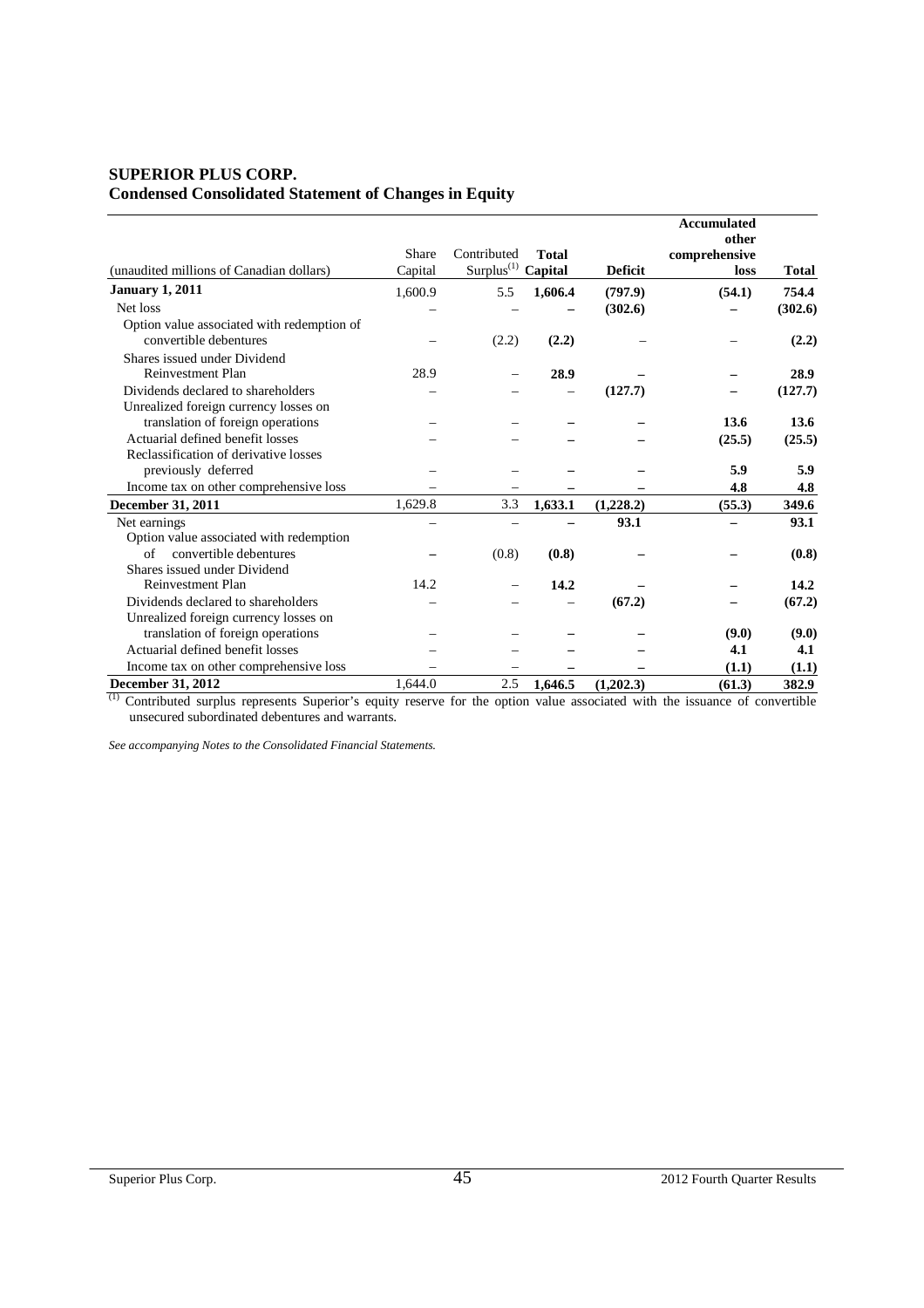## SUPERIOR PLUS CORP.
### Condensed Consolidated Statement of Changes in Equity

| (unaudited millions of Canadian dollars) | Share Capital | Contributed Surplus[(1)] | **Total Capital** | **Deficit** | **Accumulated other comprehensive loss** | **Total** |
|---|---|---|---|---|---|---|
| **January 1, 2011** | 1,600.9 | 5.5 | **1,606.4** | **(797.9)** | **(54.1)** | **754.4** |
| Net loss | – | – | **–** | **(302.6)** | **–** | **(302.6)** |
| Option value associated with redemption of convertible debentures | – | (2.2) | **(2.2)** | – | – | **(2.2)** |
| Shares issued under Dividend Reinvestment Plan | 28.9 | – | **28.9** | **–** | **–** | **28.9** |
| Dividends declared to shareholders | – | – | – | **(127.7)** | **–** | **(127.7)** |
| Unrealized foreign currency losses on translation of foreign operations | – | – | **–** | **–** | **13.6** | **13.6** |
| Actuarial defined benefit losses | – | – | **–** | **–** | **(25.5)** | **(25.5)** |
| Reclassification of derivative losses previously deferred | – | – | **–** | **–** | **5.9** | **5.9** |
| Income tax on other comprehensive loss | – | – | **–** | **–** | **4.8** | **4.8** |
| **December 31, 2011** | 1,629.8 | 3.3 | **1,633.1** | **(1,228.2)** | **(55.3)** | **349.6** |
| Net earnings | – | – | **–** | **93.1** | **–** | **93.1** |
| Option value associated with redemption of convertible debentures | **–** | (0.8) | **(0.8)** | **–** | **–** | **(0.8)** |
| Shares issued under Dividend Reinvestment Plan | 14.2 | – | **14.2** | **–** | **–** | **14.2** |
| Dividends declared to shareholders | – | – | – | **(67.2)** | **–** | **(67.2)** |
| Unrealized foreign currency losses on translation of foreign operations | – | – | **–** | **–** | **(9.0)** | **(9.0)** |
| Actuarial defined benefit losses | – | – | **–** | **–** | **4.1** | **4.1** |
| Income tax on other comprehensive loss | – | – | **–** | **–** | **(1.1)** | **(1.1)** |
| **December 31, 2012** | 1,644.0 | 2.5 | **1,646.5** | **(1,202.3)** | **(61.3)** | **382.9** |

(1) Contributed surplus represents Superior's equity reserve for the option value associated with the issuance of convertible unsecured subordinated debentures and warrants.

*See accompanying Notes to the Consolidated Financial Statements.*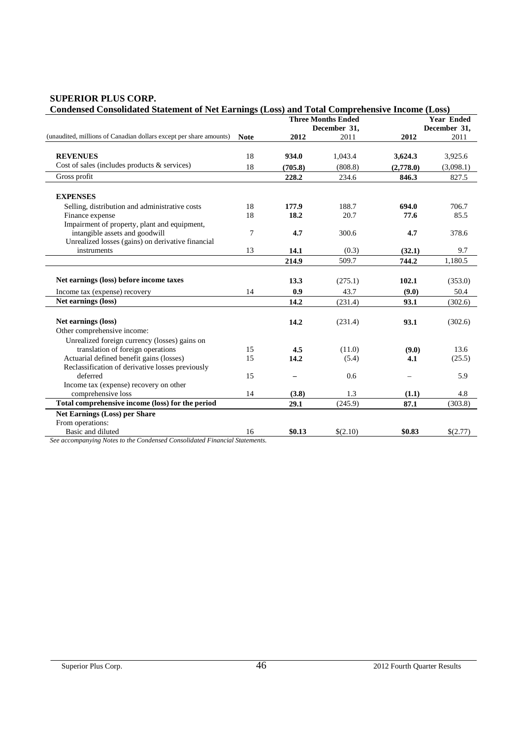**SUPERIOR PLUS CORP.**

**Condensed Consolidated Statement of Net Earnings (Loss) and Total Comprehensive Income (Loss)**

| (unaudited, millions of Canadian dollars except per share amounts) | Note | Three Months Ended December 31, 2012 | Three Months Ended December 31, 2011 | Year Ended December 31, 2012 | Year Ended December 31, 2011 |
|---|---|---|---|---|---|
| **REVENUES** | 18 | **934.0** | 1,043.4 | **3,624.3** | 3,925.6 |
| Cost of sales (includes products & services) | 18 | **(705.8)** | (808.8) | **(2,778.0)** | (3,098.1) |
| Gross profit | | **228.2** | 234.6 | **846.3** | 827.5 |
| **EXPENSES** | | | | | |
| Selling, distribution and administrative costs | 18 | **177.9** | 188.7 | **694.0** | 706.7 |
| Finance expense | 18 | **18.2** | 20.7 | **77.6** | 85.5 |
| Impairment of property, plant and equipment, intangible assets and goodwill | 7 | **4.7** | 300.6 | **4.7** | 378.6 |
| Unrealized losses (gains) on derivative financial instruments | 13 | **14.1** | (0.3) | **(32.1)** | 9.7 |
| | | **214.9** | 509.7 | **744.2** | 1,180.5 |
| **Net earnings (loss) before income taxes** | | **13.3** | (275.1) | **102.1** | (353.0) |
| Income tax (expense) recovery | 14 | **0.9** | 43.7 | **(9.0)** | 50.4 |
| **Net earnings (loss)** | | **14.2** | (231.4) | **93.1** | (302.6) |
| **Net earnings (loss)** | | **14.2** | (231.4) | **93.1** | (302.6) |
| Other comprehensive income: | | | | | |
| Unrealized foreign currency (losses) gains on translation of foreign operations | 15 | **4.5** | (11.0) | **(9.0)** | 13.6 |
| Actuarial defined benefit gains (losses) | 15 | **14.2** | (5.4) | **4.1** | (25.5) |
| Reclassification of derivative losses previously deferred | 15 | **–** | 0.6 | – | 5.9 |
| Income tax (expense) recovery on other comprehensive loss | 14 | **(3.8)** | 1.3 | **(1.1)** | 4.8 |
| **Total comprehensive income (loss) for the period** | | **29.1** | (245.9) | **87.1** | (303.8) |
| **Net Earnings (Loss) per Share** | | | | | |
| From operations: | | | | | |
| Basic and diluted | 16 | **$0.13** | $(2.10) | **$0.83** | $(2.77) |

*See accompanying Notes to the Condensed Consolidated Financial Statements.*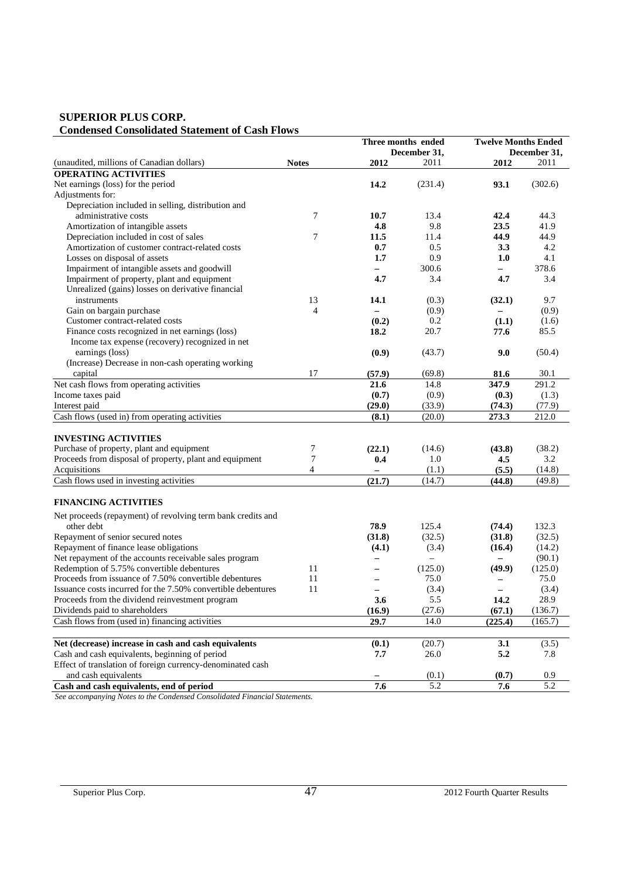# SUPERIOR PLUS CORP.

## Condensed Consolidated Statement of Cash Flows

| (unaudited, millions of Canadian dollars) | Notes | Three months ended December 31, 2012 | 2011 | Twelve Months Ended December 31, 2012 | 2011 |
|---|---|---|---|---|---|
| **OPERATING ACTIVITIES** | | | | | |
| Net earnings (loss) for the period | | **14.2** | (231.4) | **93.1** | (302.6) |
| Adjustments for: | | | | | |
| Depreciation included in selling, distribution and administrative costs | 7 | **10.7** | 13.4 | **42.4** | 44.3 |
| Amortization of intangible assets | | **4.8** | 9.8 | **23.5** | 41.9 |
| Depreciation included in cost of sales | 7 | **11.5** | 11.4 | **44.9** | 44.9 |
| Amortization of customer contract-related costs | | **0.7** | 0.5 | **3.3** | 4.2 |
| Losses on disposal of assets | | **1.7** | 0.9 | **1.0** | 4.1 |
| Impairment of intangible assets and goodwill | | **–** | 300.6 | **–** | 378.6 |
| Impairment of property, plant and equipment | | **4.7** | 3.4 | **4.7** | 3.4 |
| Unrealized (gains) losses on derivative financial instruments | 13 | **14.1** | (0.3) | **(32.1)** | 9.7 |
| Gain on bargain purchase | 4 | **–** | (0.9) | **–** | (0.9) |
| Customer contract-related costs | | **(0.2)** | 0.2 | **(1.1)** | (1.6) |
| Finance costs recognized in net earnings (loss) | | **18.2** | 20.7 | **77.6** | 85.5 |
| Income tax expense (recovery) recognized in net earnings (loss) | | **(0.9)** | (43.7) | **9.0** | (50.4) |
| (Increase) Decrease in non-cash operating working capital | 17 | **(57.9)** | (69.8) | **81.6** | 30.1 |
| Net cash flows from operating activities | | **21.6** | 14.8 | **347.9** | 291.2 |
| Income taxes paid | | **(0.7)** | (0.9) | **(0.3)** | (1.3) |
| Interest paid | | **(29.0)** | (33.9) | **(74.3)** | (77.9) |
| Cash flows (used in) from operating activities | | **(8.1)** | (20.0) | **273.3** | 212.0 |
| | | | | | |
| **INVESTING ACTIVITIES** | | | | | |
| Purchase of property, plant and equipment | 7 | **(22.1)** | (14.6) | **(43.8)** | (38.2) |
| Proceeds from disposal of property, plant and equipment | 7 | **0.4** | 1.0 | **4.5** | 3.2 |
| Acquisitions | 4 | **–** | (1.1) | **(5.5)** | (14.8) |
| Cash flows used in investing activities | | **(21.7)** | (14.7) | **(44.8)** | (49.8) |
| | | | | | |
| **FINANCING ACTIVITIES** | | | | | |
| Net proceeds (repayment) of revolving term bank credits and other debt | | **78.9** | 125.4 | **(74.4)** | 132.3 |
| Repayment of senior secured notes | | **(31.8)** | (32.5) | **(31.8)** | (32.5) |
| Repayment of finance lease obligations | | **(4.1)** | (3.4) | **(16.4)** | (14.2) |
| Net repayment of the accounts receivable sales program | | **–** | – | **–** | (90.1) |
| Redemption of 5.75% convertible debentures | 11 | **–** | (125.0) | **(49.9)** | (125.0) |
| Proceeds from issuance of 7.50% convertible debentures | 11 | **–** | 75.0 | **–** | 75.0 |
| Issuance costs incurred for the 7.50% convertible debentures | 11 | **–** | (3.4) | **–** | (3.4) |
| Proceeds from the dividend reinvestment program | | **3.6** | 5.5 | **14.2** | 28.9 |
| Dividends paid to shareholders | | **(16.9)** | (27.6) | **(67.1)** | (136.7) |
| Cash flows from (used in) financing activities | | **29.7** | 14.0 | **(225.4)** | (165.7) |
| | | | | | |
| **Net (decrease) increase in cash and cash equivalents** | | **(0.1)** | (20.7) | **3.1** | (3.5) |
| Cash and cash equivalents, beginning of period | | **7.7** | 26.0 | **5.2** | 7.8 |
| Effect of translation of foreign currency-denominated cash and cash equivalents | | **–** | (0.1) | **(0.7)** | 0.9 |
| **Cash and cash equivalents, end of period** | | **7.6** | 5.2 | **7.6** | 5.2 |

*See accompanying Notes to the Condensed Consolidated Financial Statements.*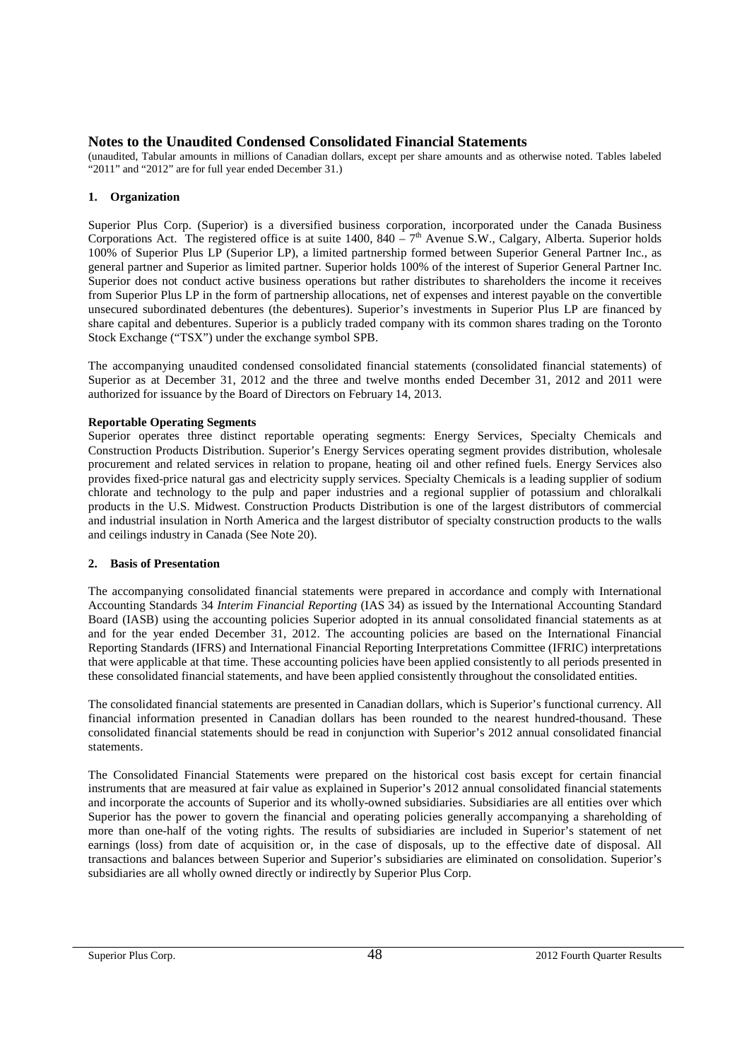# Notes to the Unaudited Condensed Consolidated Financial Statements

(unaudited, Tabular amounts in millions of Canadian dollars, except per share amounts and as otherwise noted. Tables labeled "2011" and "2012" are for full year ended December 31.)

## 1. Organization

Superior Plus Corp. (Superior) is a diversified business corporation, incorporated under the Canada Business Corporations Act. The registered office is at suite 1400, 840 – 7th Avenue S.W., Calgary, Alberta. Superior holds 100% of Superior Plus LP (Superior LP), a limited partnership formed between Superior General Partner Inc., as general partner and Superior as limited partner. Superior holds 100% of the interest of Superior General Partner Inc. Superior does not conduct active business operations but rather distributes to shareholders the income it receives from Superior Plus LP in the form of partnership allocations, net of expenses and interest payable on the convertible unsecured subordinated debentures (the debentures). Superior's investments in Superior Plus LP are financed by share capital and debentures. Superior is a publicly traded company with its common shares trading on the Toronto Stock Exchange ("TSX") under the exchange symbol SPB.

The accompanying unaudited condensed consolidated financial statements (consolidated financial statements) of Superior as at December 31, 2012 and the three and twelve months ended December 31, 2012 and 2011 were authorized for issuance by the Board of Directors on February 14, 2013.

### Reportable Operating Segments

Superior operates three distinct reportable operating segments: Energy Services, Specialty Chemicals and Construction Products Distribution. Superior's Energy Services operating segment provides distribution, wholesale procurement and related services in relation to propane, heating oil and other refined fuels. Energy Services also provides fixed-price natural gas and electricity supply services. Specialty Chemicals is a leading supplier of sodium chlorate and technology to the pulp and paper industries and a regional supplier of potassium and chloralkali products in the U.S. Midwest. Construction Products Distribution is one of the largest distributors of commercial and industrial insulation in North America and the largest distributor of specialty construction products to the walls and ceilings industry in Canada (See Note 20).

## 2. Basis of Presentation

The accompanying consolidated financial statements were prepared in accordance and comply with International Accounting Standards 34 *Interim Financial Reporting* (IAS 34) as issued by the International Accounting Standard Board (IASB) using the accounting policies Superior adopted in its annual consolidated financial statements as at and for the year ended December 31, 2012. The accounting policies are based on the International Financial Reporting Standards (IFRS) and International Financial Reporting Interpretations Committee (IFRIC) interpretations that were applicable at that time. These accounting policies have been applied consistently to all periods presented in these consolidated financial statements, and have been applied consistently throughout the consolidated entities.

The consolidated financial statements are presented in Canadian dollars, which is Superior's functional currency. All financial information presented in Canadian dollars has been rounded to the nearest hundred-thousand. These consolidated financial statements should be read in conjunction with Superior's 2012 annual consolidated financial statements.

The Consolidated Financial Statements were prepared on the historical cost basis except for certain financial instruments that are measured at fair value as explained in Superior's 2012 annual consolidated financial statements and incorporate the accounts of Superior and its wholly-owned subsidiaries. Subsidiaries are all entities over which Superior has the power to govern the financial and operating policies generally accompanying a shareholding of more than one-half of the voting rights. The results of subsidiaries are included in Superior's statement of net earnings (loss) from date of acquisition or, in the case of disposals, up to the effective date of disposal. All transactions and balances between Superior and Superior's subsidiaries are eliminated on consolidation. Superior's subsidiaries are all wholly owned directly or indirectly by Superior Plus Corp.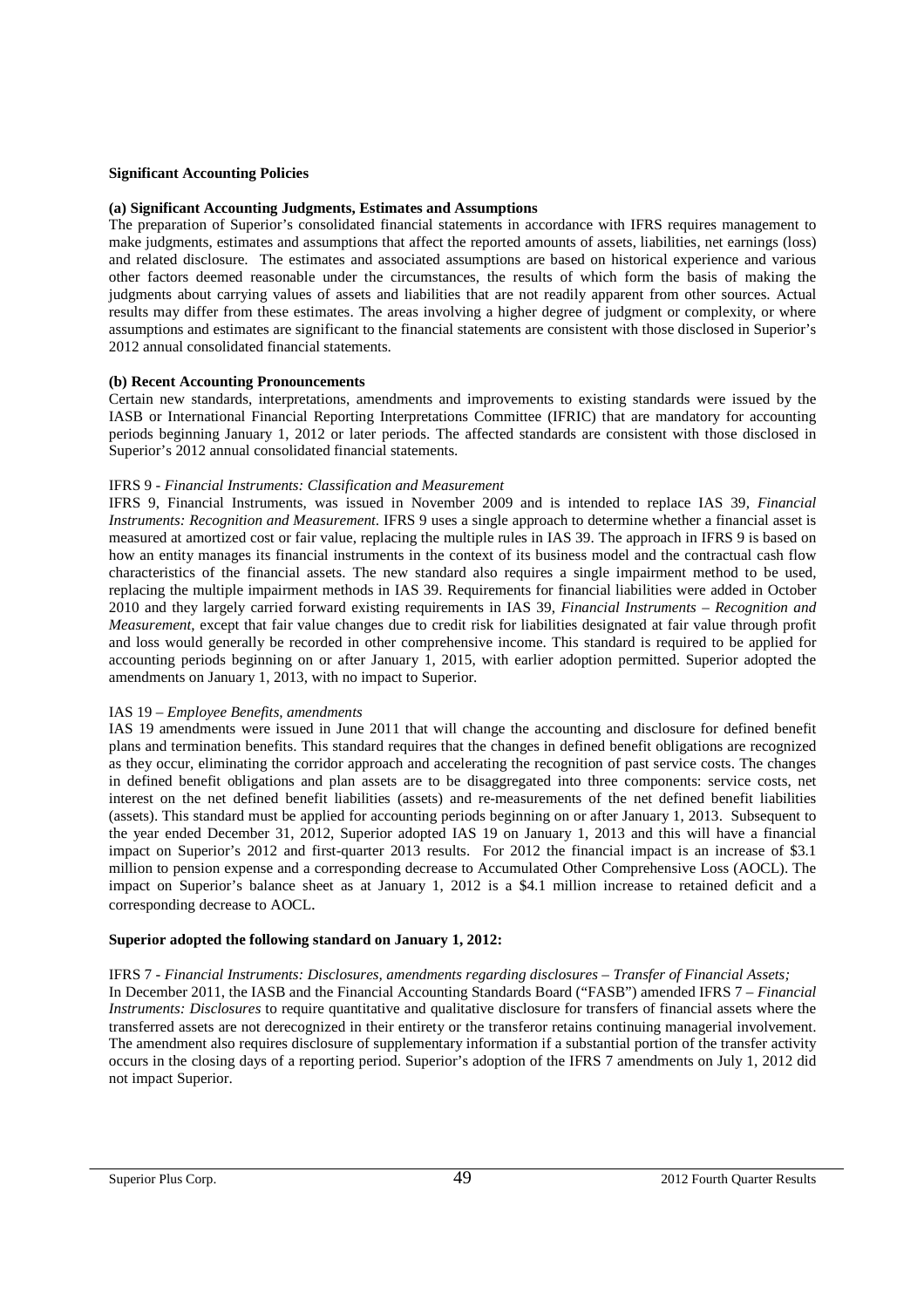**Significant Accounting Policies**

**(a) Significant Accounting Judgments, Estimates and Assumptions**

The preparation of Superior's consolidated financial statements in accordance with IFRS requires management to make judgments, estimates and assumptions that affect the reported amounts of assets, liabilities, net earnings (loss) and related disclosure. The estimates and associated assumptions are based on historical experience and various other factors deemed reasonable under the circumstances, the results of which form the basis of making the judgments about carrying values of assets and liabilities that are not readily apparent from other sources. Actual results may differ from these estimates. The areas involving a higher degree of judgment or complexity, or where assumptions and estimates are significant to the financial statements are consistent with those disclosed in Superior's 2012 annual consolidated financial statements.

**(b) Recent Accounting Pronouncements**

Certain new standards, interpretations, amendments and improvements to existing standards were issued by the IASB or International Financial Reporting Interpretations Committee (IFRIC) that are mandatory for accounting periods beginning January 1, 2012 or later periods. The affected standards are consistent with those disclosed in Superior's 2012 annual consolidated financial statements.

IFRS 9 - *Financial Instruments: Classification and Measurement*

IFRS 9, Financial Instruments, was issued in November 2009 and is intended to replace IAS 39, *Financial Instruments: Recognition and Measurement*. IFRS 9 uses a single approach to determine whether a financial asset is measured at amortized cost or fair value, replacing the multiple rules in IAS 39. The approach in IFRS 9 is based on how an entity manages its financial instruments in the context of its business model and the contractual cash flow characteristics of the financial assets. The new standard also requires a single impairment method to be used, replacing the multiple impairment methods in IAS 39. Requirements for financial liabilities were added in October 2010 and they largely carried forward existing requirements in IAS 39, *Financial Instruments – Recognition and Measurement*, except that fair value changes due to credit risk for liabilities designated at fair value through profit and loss would generally be recorded in other comprehensive income. This standard is required to be applied for accounting periods beginning on or after January 1, 2015, with earlier adoption permitted. Superior adopted the amendments on January 1, 2013, with no impact to Superior.

IAS 19 – *Employee Benefits, amendments*

IAS 19 amendments were issued in June 2011 that will change the accounting and disclosure for defined benefit plans and termination benefits. This standard requires that the changes in defined benefit obligations are recognized as they occur, eliminating the corridor approach and accelerating the recognition of past service costs. The changes in defined benefit obligations and plan assets are to be disaggregated into three components: service costs, net interest on the net defined benefit liabilities (assets) and re-measurements of the net defined benefit liabilities (assets). This standard must be applied for accounting periods beginning on or after January 1, 2013. Subsequent to the year ended December 31, 2012, Superior adopted IAS 19 on January 1, 2013 and this will have a financial impact on Superior's 2012 and first-quarter 2013 results. For 2012 the financial impact is an increase of $3.1 million to pension expense and a corresponding decrease to Accumulated Other Comprehensive Loss (AOCL). The impact on Superior's balance sheet as at January 1, 2012 is a $4.1 million increase to retained deficit and a corresponding decrease to AOCL.

**Superior adopted the following standard on January 1, 2012:**

IFRS 7 - *Financial Instruments: Disclosures, amendments regarding disclosures – Transfer of Financial Assets;*

In December 2011, the IASB and the Financial Accounting Standards Board ("FASB") amended IFRS 7 – *Financial Instruments: Disclosures* to require quantitative and qualitative disclosure for transfers of financial assets where the transferred assets are not derecognized in their entirety or the transferor retains continuing managerial involvement. The amendment also requires disclosure of supplementary information if a substantial portion of the transfer activity occurs in the closing days of a reporting period. Superior's adoption of the IFRS 7 amendments on July 1, 2012 did not impact Superior.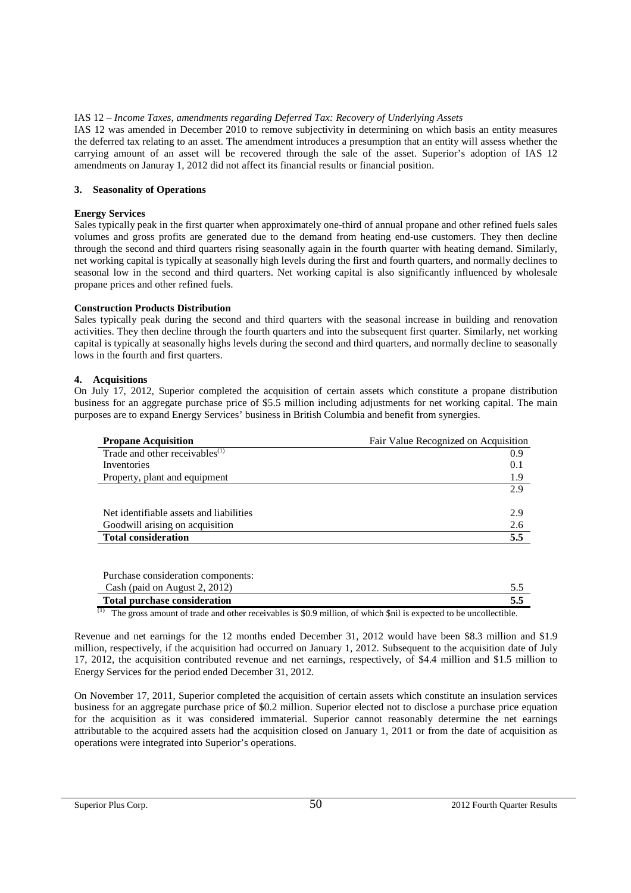IAS 12 – *Income Taxes, amendments regarding Deferred Tax: Recovery of Underlying Assets*

IAS 12 was amended in December 2010 to remove subjectivity in determining on which basis an entity measures the deferred tax relating to an asset. The amendment introduces a presumption that an entity will assess whether the carrying amount of an asset will be recovered through the sale of the asset. Superior's adoption of IAS 12 amendments on Januray 1, 2012 did not affect its financial results or financial position.

## 3. Seasonality of Operations

**Energy Services**

Sales typically peak in the first quarter when approximately one-third of annual propane and other refined fuels sales volumes and gross profits are generated due to the demand from heating end-use customers. They then decline through the second and third quarters rising seasonally again in the fourth quarter with heating demand. Similarly, net working capital is typically at seasonally high levels during the first and fourth quarters, and normally declines to seasonal low in the second and third quarters. Net working capital is also significantly influenced by wholesale propane prices and other refined fuels.

**Construction Products Distribution**

Sales typically peak during the second and third quarters with the seasonal increase in building and renovation activities. They then decline through the fourth quarters and into the subsequent first quarter. Similarly, net working capital is typically at seasonally highs levels during the second and third quarters, and normally decline to seasonally lows in the fourth and first quarters.

## 4. Acquisitions

On July 17, 2012, Superior completed the acquisition of certain assets which constitute a propane distribution business for an aggregate purchase price of $5.5 million including adjustments for net working capital. The main purposes are to expand Energy Services' business in British Columbia and benefit from synergies.

| **Propane Acquisition** | Fair Value Recognized on Acquisition |
|---|---|
| Trade and other receivables[(1)] | 0.9 |
| Inventories | 0.1 |
| Property, plant and equipment | 1.9 |
| | 2.9 |
| Net identifiable assets and liabilities | 2.9 |
| Goodwill arising on acquisition | 2.6 |
| **Total consideration** | **5.5** |
| | |
| Purchase consideration components: | |
| Cash (paid on August 2, 2012) | 5.5 |
| **Total purchase consideration** | **5.5** |

(1) The gross amount of trade and other receivables is $0.9 million, of which $nil is expected to be uncollectible.

Revenue and net earnings for the 12 months ended December 31, 2012 would have been $8.3 million and $1.9 million, respectively, if the acquisition had occurred on January 1, 2012. Subsequent to the acquisition date of July 17, 2012, the acquisition contributed revenue and net earnings, respectively, of $4.4 million and $1.5 million to Energy Services for the period ended December 31, 2012.

On November 17, 2011, Superior completed the acquisition of certain assets which constitute an insulation services business for an aggregate purchase price of $0.2 million. Superior elected not to disclose a purchase price equation for the acquisition as it was considered immaterial. Superior cannot reasonably determine the net earnings attributable to the acquired assets had the acquisition closed on January 1, 2011 or from the date of acquisition as operations were integrated into Superior's operations.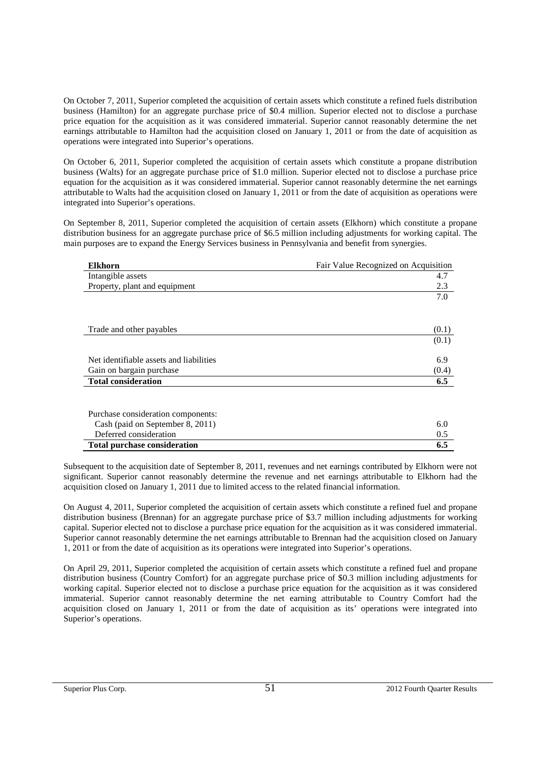On October 7, 2011, Superior completed the acquisition of certain assets which constitute a refined fuels distribution business (Hamilton) for an aggregate purchase price of $0.4 million. Superior elected not to disclose a purchase price equation for the acquisition as it was considered immaterial. Superior cannot reasonably determine the net earnings attributable to Hamilton had the acquisition closed on January 1, 2011 or from the date of acquisition as operations were integrated into Superior's operations.

On October 6, 2011, Superior completed the acquisition of certain assets which constitute a propane distribution business (Walts) for an aggregate purchase price of $1.0 million. Superior elected not to disclose a purchase price equation for the acquisition as it was considered immaterial. Superior cannot reasonably determine the net earnings attributable to Walts had the acquisition closed on January 1, 2011 or from the date of acquisition as operations were integrated into Superior's operations.

On September 8, 2011, Superior completed the acquisition of certain assets (Elkhorn) which constitute a propane distribution business for an aggregate purchase price of $6.5 million including adjustments for working capital. The main purposes are to expand the Energy Services business in Pennsylvania and benefit from synergies.

| **Elkhorn** | Fair Value Recognized on Acquisition |
|---|---|
| Intangible assets | 4.7 |
| Property, plant and equipment | 2.3 |
| | 7.0 |
| | |
| Trade and other payables | (0.1) |
| | (0.1) |
| | |
| Net identifiable assets and liabilities | 6.9 |
| Gain on bargain purchase | (0.4) |
| **Total consideration** | **6.5** |
| | |
| Purchase consideration components: | |
| Cash (paid on September 8, 2011) | 6.0 |
| Deferred consideration | 0.5 |
| **Total purchase consideration** | **6.5** |

Subsequent to the acquisition date of September 8, 2011, revenues and net earnings contributed by Elkhorn were not significant. Superior cannot reasonably determine the revenue and net earnings attributable to Elkhorn had the acquisition closed on January 1, 2011 due to limited access to the related financial information.

On August 4, 2011, Superior completed the acquisition of certain assets which constitute a refined fuel and propane distribution business (Brennan) for an aggregate purchase price of $3.7 million including adjustments for working capital. Superior elected not to disclose a purchase price equation for the acquisition as it was considered immaterial. Superior cannot reasonably determine the net earnings attributable to Brennan had the acquisition closed on January 1, 2011 or from the date of acquisition as its operations were integrated into Superior's operations.

On April 29, 2011, Superior completed the acquisition of certain assets which constitute a refined fuel and propane distribution business (Country Comfort) for an aggregate purchase price of $0.3 million including adjustments for working capital. Superior elected not to disclose a purchase price equation for the acquisition as it was considered immaterial. Superior cannot reasonably determine the net earning attributable to Country Comfort had the acquisition closed on January 1, 2011 or from the date of acquisition as its' operations were integrated into Superior's operations.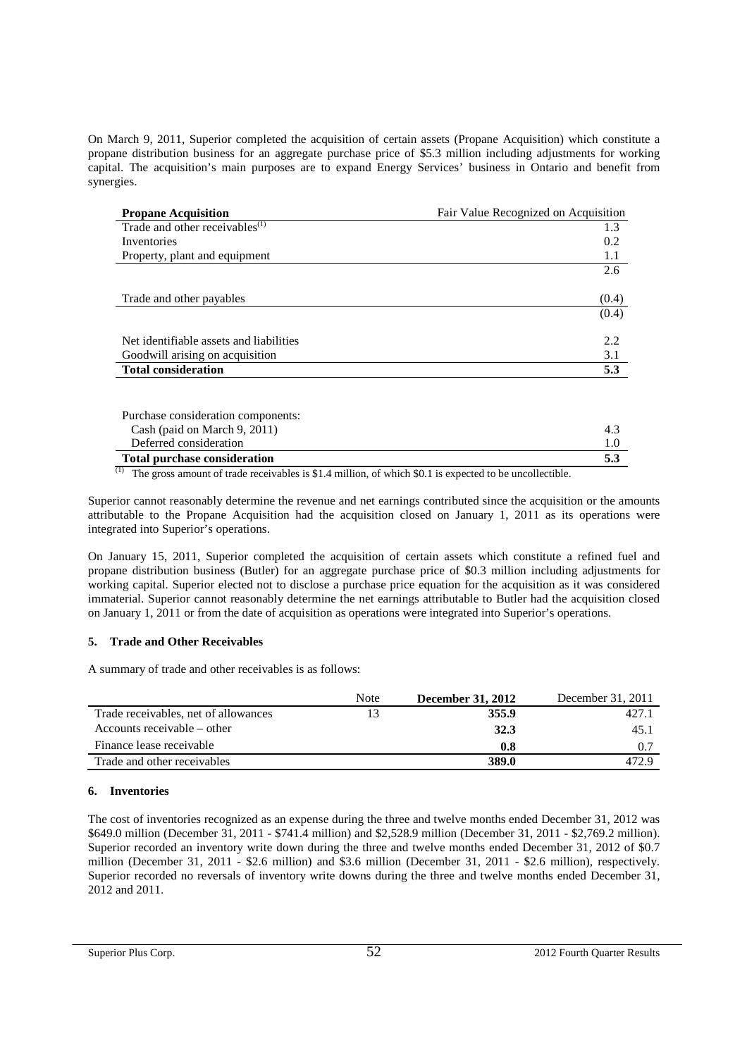On March 9, 2011, Superior completed the acquisition of certain assets (Propane Acquisition) which constitute a propane distribution business for an aggregate purchase price of \$5.3 million including adjustments for working capital. The acquisition's main purposes are to expand Energy Services' business in Ontario and benefit from synergies.

| **Propane Acquisition** | Fair Value Recognized on Acquisition |
|---|---|
| Trade and other receivables[(1)] | 1.3 |
| Inventories | 0.2 |
| Property, plant and equipment | 1.1 |
| | 2.6 |
| Trade and other payables | (0.4) |
| | (0.4) |
| Net identifiable assets and liabilities | 2.2 |
| Goodwill arising on acquisition | 3.1 |
| **Total consideration** | **5.3** |
| Purchase consideration components: | |
| Cash (paid on March 9, 2011) | 4.3 |
| Deferred consideration | 1.0 |
| **Total purchase consideration** | **5.3** |

(1) The gross amount of trade receivables is \$1.4 million, of which \$0.1 is expected to be uncollectible.

Superior cannot reasonably determine the revenue and net earnings contributed since the acquisition or the amounts attributable to the Propane Acquisition had the acquisition closed on January 1, 2011 as its operations were integrated into Superior's operations.

On January 15, 2011, Superior completed the acquisition of certain assets which constitute a refined fuel and propane distribution business (Butler) for an aggregate purchase price of \$0.3 million including adjustments for working capital. Superior elected not to disclose a purchase price equation for the acquisition as it was considered immaterial. Superior cannot reasonably determine the net earnings attributable to Butler had the acquisition closed on January 1, 2011 or from the date of acquisition as operations were integrated into Superior's operations.

## 5. Trade and Other Receivables

A summary of trade and other receivables is as follows:

| | Note | **December 31, 2012** | December 31, 2011 |
|---|---|---|---|
| Trade receivables, net of allowances | 13 | **355.9** | 427.1 |
| Accounts receivable – other | | **32.3** | 45.1 |
| Finance lease receivable | | **0.8** | 0.7 |
| Trade and other receivables | | **389.0** | 472.9 |

## 6. Inventories

The cost of inventories recognized as an expense during the three and twelve months ended December 31, 2012 was \$649.0 million (December 31, 2011 - \$741.4 million) and \$2,528.9 million (December 31, 2011 - \$2,769.2 million). Superior recorded an inventory write down during the three and twelve months ended December 31, 2012 of \$0.7 million (December 31, 2011 - \$2.6 million) and \$3.6 million (December 31, 2011 - \$2.6 million), respectively. Superior recorded no reversals of inventory write downs during the three and twelve months ended December 31, 2012 and 2011.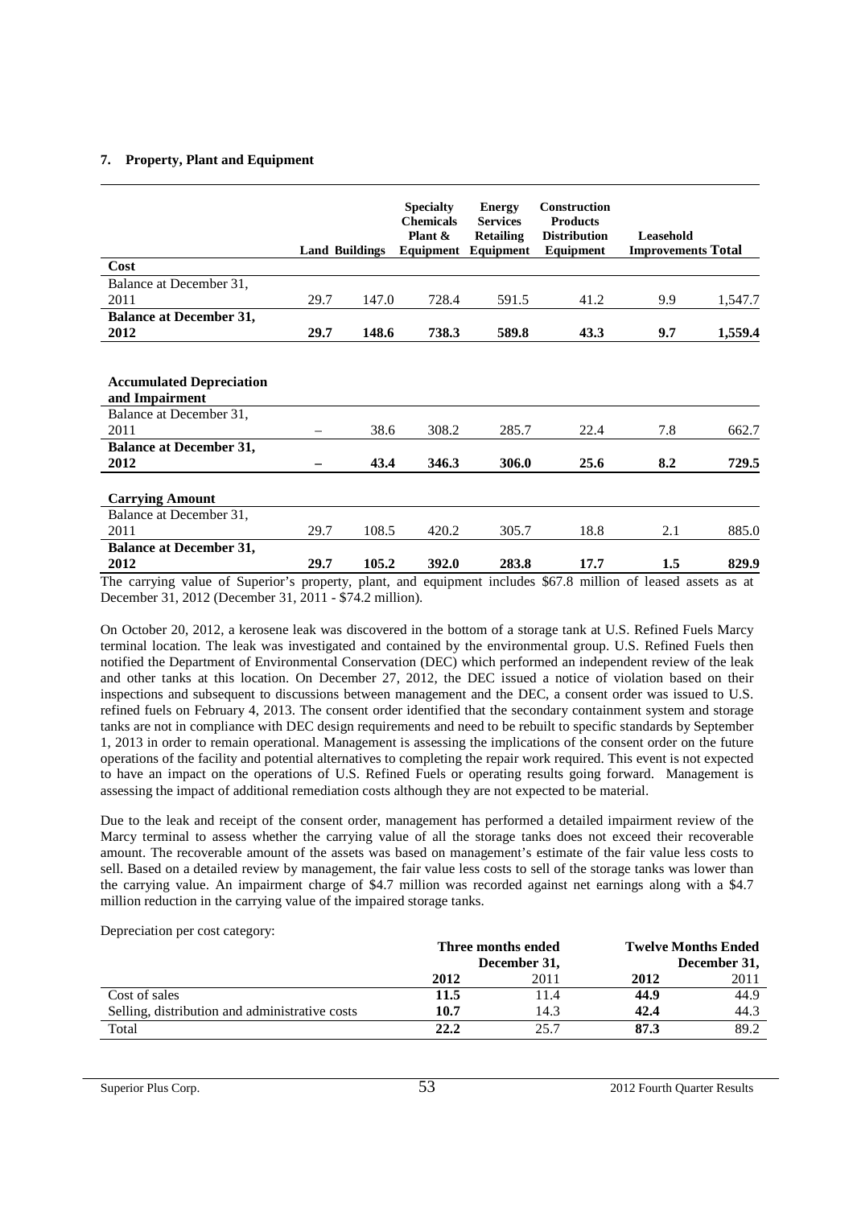## 7. Property, Plant and Equipment

| | Land | Buildings | Specialty Chemicals Plant & Equipment | Energy Services Retailing Equipment | Construction Products Distribution Equipment | Leasehold Improvements | Total |
|---|---|---|---|---|---|---|---|
| **Cost** | | | | | | | |
| Balance at December 31, 2011 | 29.7 | 147.0 | 728.4 | 591.5 | 41.2 | 9.9 | 1,547.7 |
| **Balance at December 31, 2012** | **29.7** | **148.6** | **738.3** | **589.8** | **43.3** | **9.7** | **1,559.4** |
| | | | | | | | |
| **Accumulated Depreciation and Impairment** | | | | | | | |
| Balance at December 31, 2011 | – | 38.6 | 308.2 | 285.7 | 22.4 | 7.8 | 662.7 |
| **Balance at December 31, 2012** | **–** | **43.4** | **346.3** | **306.0** | **25.6** | **8.2** | **729.5** |
| | | | | | | | |
| **Carrying Amount** | | | | | | | |
| Balance at December 31, 2011 | 29.7 | 108.5 | 420.2 | 305.7 | 18.8 | 2.1 | 885.0 |
| **Balance at December 31, 2012** | **29.7** | **105.2** | **392.0** | **283.8** | **17.7** | **1.5** | **829.9** |

The carrying value of Superior's property, plant, and equipment includes $67.8 million of leased assets as at December 31, 2012 (December 31, 2011 - $74.2 million).

On October 20, 2012, a kerosene leak was discovered in the bottom of a storage tank at U.S. Refined Fuels Marcy terminal location. The leak was investigated and contained by the environmental group. U.S. Refined Fuels then notified the Department of Environmental Conservation (DEC) which performed an independent review of the leak and other tanks at this location. On December 27, 2012, the DEC issued a notice of violation based on their inspections and subsequent to discussions between management and the DEC, a consent order was issued to U.S. refined fuels on February 4, 2013. The consent order identified that the secondary containment system and storage tanks are not in compliance with DEC design requirements and need to be rebuilt to specific standards by September 1, 2013 in order to remain operational. Management is assessing the implications of the consent order on the future operations of the facility and potential alternatives to completing the repair work required. This event is not expected to have an impact on the operations of U.S. Refined Fuels or operating results going forward. Management is assessing the impact of additional remediation costs although they are not expected to be material.

Due to the leak and receipt of the consent order, management has performed a detailed impairment review of the Marcy terminal to assess whether the carrying value of all the storage tanks does not exceed their recoverable amount. The recoverable amount of the assets was based on management's estimate of the fair value less costs to sell. Based on a detailed review by management, the fair value less costs to sell of the storage tanks was lower than the carrying value. An impairment charge of $4.7 million was recorded against net earnings along with a $4.7 million reduction in the carrying value of the impaired storage tanks.

Depreciation per cost category:

| | Three months ended December 31, | | Twelve Months Ended December 31, | |
|---|---|---|---|---|
| | **2012** | 2011 | **2012** | 2011 |
| Cost of sales | **11.5** | 11.4 | **44.9** | 44.9 |
| Selling, distribution and administrative costs | **10.7** | 14.3 | **42.4** | 44.3 |
| Total | **22.2** | 25.7 | **87.3** | 89.2 |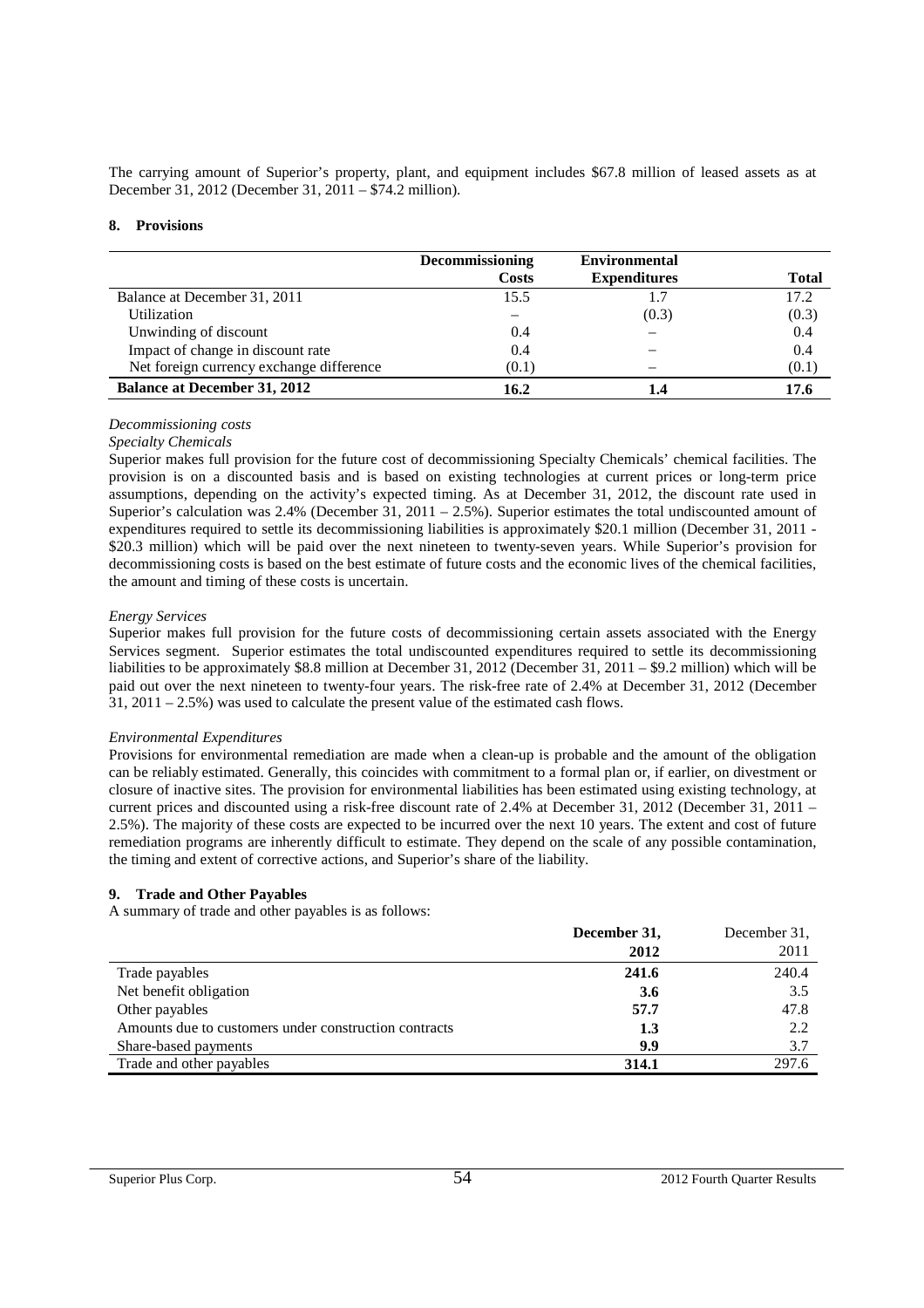The carrying amount of Superior's property, plant, and equipment includes \$67.8 million of leased assets as at December 31, 2012 (December 31, 2011 – \$74.2 million).

## 8. Provisions

| | Decommissioning Costs | Environmental Expenditures | Total |
|---|---|---|---|
| Balance at December 31, 2011 | 15.5 | 1.7 | 17.2 |
| Utilization | – | (0.3) | (0.3) |
| Unwinding of discount | 0.4 | – | 0.4 |
| Impact of change in discount rate | 0.4 | – | 0.4 |
| Net foreign currency exchange difference | (0.1) | – | (0.1) |
| **Balance at December 31, 2012** | **16.2** | **1.4** | **17.6** |

*Decommissioning costs*

*Specialty Chemicals*

Superior makes full provision for the future cost of decommissioning Specialty Chemicals' chemical facilities. The provision is on a discounted basis and is based on existing technologies at current prices or long-term price assumptions, depending on the activity's expected timing. As at December 31, 2012, the discount rate used in Superior's calculation was 2.4% (December 31, 2011 – 2.5%). Superior estimates the total undiscounted amount of expenditures required to settle its decommissioning liabilities is approximately \$20.1 million (December 31, 2011 - \$20.3 million) which will be paid over the next nineteen to twenty-seven years. While Superior's provision for decommissioning costs is based on the best estimate of future costs and the economic lives of the chemical facilities, the amount and timing of these costs is uncertain.

*Energy Services*

Superior makes full provision for the future costs of decommissioning certain assets associated with the Energy Services segment. Superior estimates the total undiscounted expenditures required to settle its decommissioning liabilities to be approximately \$8.8 million at December 31, 2012 (December 31, 2011 – \$9.2 million) which will be paid out over the next nineteen to twenty-four years. The risk-free rate of 2.4% at December 31, 2012 (December 31, 2011 – 2.5%) was used to calculate the present value of the estimated cash flows.

*Environmental Expenditures*

Provisions for environmental remediation are made when a clean-up is probable and the amount of the obligation can be reliably estimated. Generally, this coincides with commitment to a formal plan or, if earlier, on divestment or closure of inactive sites. The provision for environmental liabilities has been estimated using existing technology, at current prices and discounted using a risk-free discount rate of 2.4% at December 31, 2012 (December 31, 2011 – 2.5%). The majority of these costs are expected to be incurred over the next 10 years. The extent and cost of future remediation programs are inherently difficult to estimate. They depend on the scale of any possible contamination, the timing and extent of corrective actions, and Superior's share of the liability.

## 9. Trade and Other Payables

A summary of trade and other payables is as follows:

| | December 31, 2012 | December 31, 2011 |
|---|---|---|
| Trade payables | **241.6** | 240.4 |
| Net benefit obligation | **3.6** | 3.5 |
| Other payables | **57.7** | 47.8 |
| Amounts due to customers under construction contracts | **1.3** | 2.2 |
| Share-based payments | **9.9** | 3.7 |
| Trade and other payables | **314.1** | 297.6 |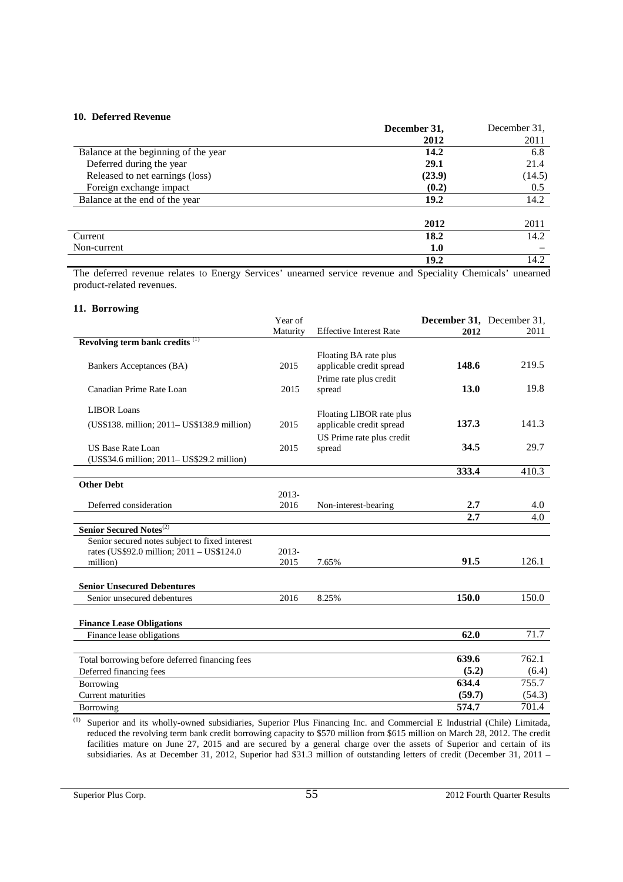## 10. Deferred Revenue

| | December 31, 2012 | December 31, 2011 |
|---|---|---|
| Balance at the beginning of the year | **14.2** | 6.8 |
| Deferred during the year | **29.1** | 21.4 |
| Released to net earnings (loss) | **(23.9)** | (14.5) |
| Foreign exchange impact | **(0.2)** | 0.5 |
| Balance at the end of the year | **19.2** | 14.2 |

| | 2012 | 2011 |
|---|---|---|
| Current | **18.2** | 14.2 |
| Non-current | **1.0** | – |
| | **19.2** | 14.2 |

The deferred revenue relates to Energy Services' unearned service revenue and Speciality Chemicals' unearned product-related revenues.

## 11. Borrowing

| | Year of Maturity | Effective Interest Rate | December 31, 2012 | December 31, 2011 |
|---|---|---|---|---|
| **Revolving term bank credits** [(1)] | | | | |
| Bankers Acceptances (BA) | 2015 | Floating BA rate plus applicable credit spread | **148.6** | 219.5 |
| Canadian Prime Rate Loan | 2015 | Prime rate plus credit spread | **13.0** | 19.8 |
| LIBOR Loans (US$138. million; 2011– US$138.9 million) | 2015 | Floating LIBOR rate plus applicable credit spread | **137.3** | 141.3 |
| US Base Rate Loan (US$34.6 million; 2011– US$29.2 million) | 2015 | US Prime rate plus credit spread | **34.5** | 29.7 |
| | | | **333.4** | 410.3 |
| **Other Debt** | | | | |
| Deferred consideration | 2013-2016 | Non-interest-bearing | **2.7** | 4.0 |
| | | | **2.7** | 4.0 |
| **Senior Secured Notes**[(2)] | | | | |
| Senior secured notes subject to fixed interest rates (US$92.0 million; 2011 – US$124.0 million) | 2013-2015 | 7.65% | **91.5** | 126.1 |
| **Senior Unsecured Debentures** | | | | |
| Senior unsecured debentures | 2016 | 8.25% | **150.0** | 150.0 |
| **Finance Lease Obligations** | | | | |
| Finance lease obligations | | | **62.0** | 71.7 |
| Total borrowing before deferred financing fees | | | **639.6** | 762.1 |
| Deferred financing fees | | | **(5.2)** | (6.4) |
| Borrowing | | | **634.4** | 755.7 |
| Current maturities | | | **(59.7)** | (54.3) |
| Borrowing | | | **574.7** | 701.4 |

(1) Superior and its wholly-owned subsidiaries, Superior Plus Financing Inc. and Commercial E Industrial (Chile) Limitada, reduced the revolving term bank credit borrowing capacity to $570 million from $615 million on March 28, 2012. The credit facilities mature on June 27, 2015 and are secured by a general charge over the assets of Superior and certain of its subsidiaries. As at December 31, 2012, Superior had $31.3 million of outstanding letters of credit (December 31, 2011 –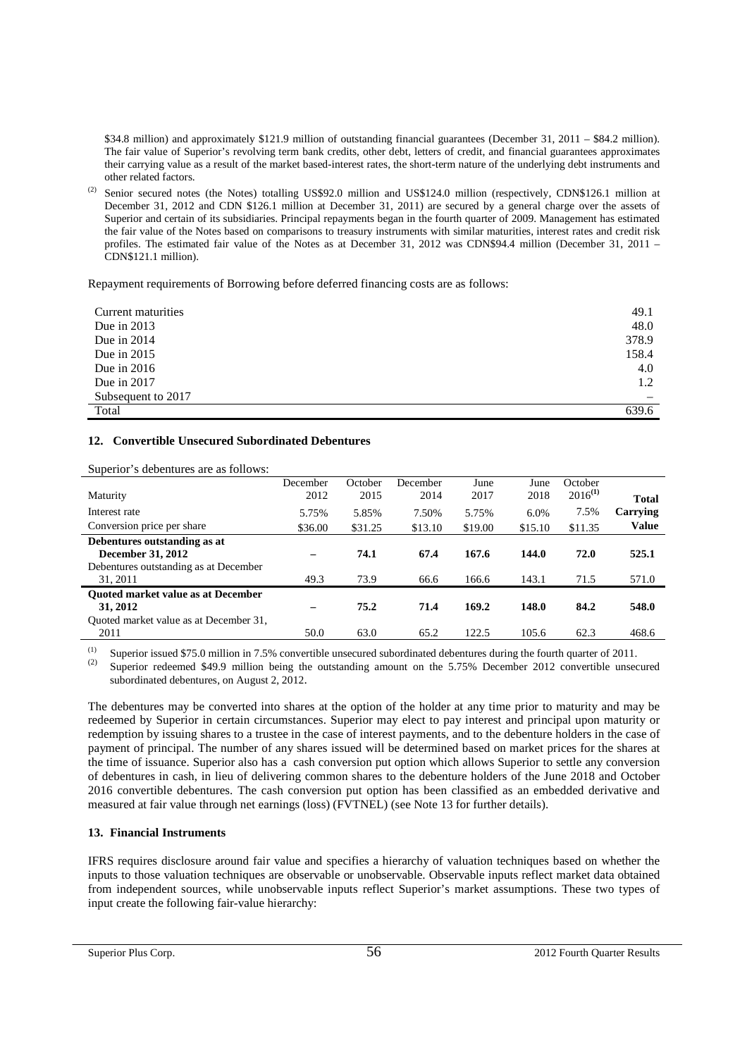\$34.8 million) and approximately \$121.9 million of outstanding financial guarantees (December 31, 2011 – \$84.2 million). The fair value of Superior's revolving term bank credits, other debt, letters of credit, and financial guarantees approximates their carrying value as a result of the market based-interest rates, the short-term nature of the underlying debt instruments and other related factors.

(2) Senior secured notes (the Notes) totalling US\$92.0 million and US\$124.0 million (respectively, CDN\$126.1 million at December 31, 2012 and CDN \$126.1 million at December 31, 2011) are secured by a general charge over the assets of Superior and certain of its subsidiaries. Principal repayments began in the fourth quarter of 2009. Management has estimated the fair value of the Notes based on comparisons to treasury instruments with similar maturities, interest rates and credit risk profiles. The estimated fair value of the Notes as at December 31, 2012 was CDN\$94.4 million (December 31, 2011 – CDN\$121.1 million).

Repayment requirements of Borrowing before deferred financing costs are as follows:

| | |
|---|---|
| Current maturities | 49.1 |
| Due in 2013 | 48.0 |
| Due in 2014 | 378.9 |
| Due in 2015 | 158.4 |
| Due in 2016 | 4.0 |
| Due in 2017 | 1.2 |
| Subsequent to 2017 | – |
| Total | 639.6 |

### 12. Convertible Unsecured Subordinated Debentures

Superior's debentures are as follows:

| Maturity | December 2012 | October 2015 | December 2014 | June 2017 | June 2018 | October 2016[(1)] | Total |
|---|---|---|---|---|---|---|---|
| Interest rate | 5.75% | 5.85% | 7.50% | 5.75% | 6.0% | 7.5% | Carrying |
| Conversion price per share | \$36.00 | \$31.25 | \$13.10 | \$19.00 | \$15.10 | \$11.35 | Value |
| **Debentures outstanding as at December 31, 2012** | **–** | **74.1** | **67.4** | **167.6** | **144.0** | **72.0** | **525.1** |
| Debentures outstanding as at December 31, 2011 | 49.3 | 73.9 | 66.6 | 166.6 | 143.1 | 71.5 | 571.0 |
| **Quoted market value as at December 31, 2012** | **–** | **75.2** | **71.4** | **169.2** | **148.0** | **84.2** | **548.0** |
| Quoted market value as at December 31, 2011 | 50.0 | 63.0 | 65.2 | 122.5 | 105.6 | 62.3 | 468.6 |

(1) Superior issued \$75.0 million in 7.5% convertible unsecured subordinated debentures during the fourth quarter of 2011.

(2) Superior redeemed \$49.9 million being the outstanding amount on the 5.75% December 2012 convertible unsecured subordinated debentures, on August 2, 2012.

The debentures may be converted into shares at the option of the holder at any time prior to maturity and may be redeemed by Superior in certain circumstances. Superior may elect to pay interest and principal upon maturity or redemption by issuing shares to a trustee in the case of interest payments, and to the debenture holders in the case of payment of principal. The number of any shares issued will be determined based on market prices for the shares at the time of issuance. Superior also has a cash conversion put option which allows Superior to settle any conversion of debentures in cash, in lieu of delivering common shares to the debenture holders of the June 2018 and October 2016 convertible debentures. The cash conversion put option has been classified as an embedded derivative and measured at fair value through net earnings (loss) (FVTNEL) (see Note 13 for further details).

### 13. Financial Instruments

IFRS requires disclosure around fair value and specifies a hierarchy of valuation techniques based on whether the inputs to those valuation techniques are observable or unobservable. Observable inputs reflect market data obtained from independent sources, while unobservable inputs reflect Superior's market assumptions. These two types of input create the following fair-value hierarchy: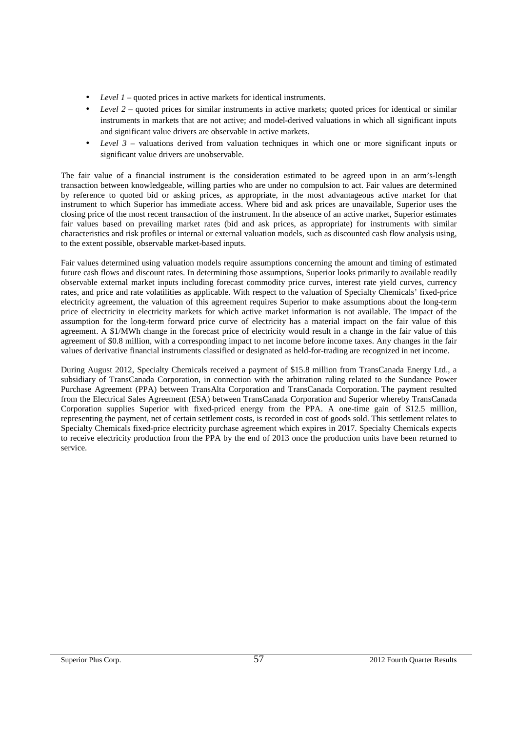- *Level 1* – quoted prices in active markets for identical instruments.
- *Level 2* – quoted prices for similar instruments in active markets; quoted prices for identical or similar instruments in markets that are not active; and model-derived valuations in which all significant inputs and significant value drivers are observable in active markets.
- *Level 3* – valuations derived from valuation techniques in which one or more significant inputs or significant value drivers are unobservable.

The fair value of a financial instrument is the consideration estimated to be agreed upon in an arm's-length transaction between knowledgeable, willing parties who are under no compulsion to act. Fair values are determined by reference to quoted bid or asking prices, as appropriate, in the most advantageous active market for that instrument to which Superior has immediate access. Where bid and ask prices are unavailable, Superior uses the closing price of the most recent transaction of the instrument. In the absence of an active market, Superior estimates fair values based on prevailing market rates (bid and ask prices, as appropriate) for instruments with similar characteristics and risk profiles or internal or external valuation models, such as discounted cash flow analysis using, to the extent possible, observable market-based inputs.

Fair values determined using valuation models require assumptions concerning the amount and timing of estimated future cash flows and discount rates. In determining those assumptions, Superior looks primarily to available readily observable external market inputs including forecast commodity price curves, interest rate yield curves, currency rates, and price and rate volatilities as applicable. With respect to the valuation of Specialty Chemicals' fixed-price electricity agreement, the valuation of this agreement requires Superior to make assumptions about the long-term price of electricity in electricity markets for which active market information is not available. The impact of the assumption for the long-term forward price curve of electricity has a material impact on the fair value of this agreement. A $1/MWh change in the forecast price of electricity would result in a change in the fair value of this agreement of $0.8 million, with a corresponding impact to net income before income taxes. Any changes in the fair values of derivative financial instruments classified or designated as held-for-trading are recognized in net income.

During August 2012, Specialty Chemicals received a payment of $15.8 million from TransCanada Energy Ltd., a subsidiary of TransCanada Corporation, in connection with the arbitration ruling related to the Sundance Power Purchase Agreement (PPA) between TransAlta Corporation and TransCanada Corporation. The payment resulted from the Electrical Sales Agreement (ESA) between TransCanada Corporation and Superior whereby TransCanada Corporation supplies Superior with fixed-priced energy from the PPA. A one-time gain of $12.5 million, representing the payment, net of certain settlement costs, is recorded in cost of goods sold. This settlement relates to Specialty Chemicals fixed-price electricity purchase agreement which expires in 2017. Specialty Chemicals expects to receive electricity production from the PPA by the end of 2013 once the production units have been returned to service.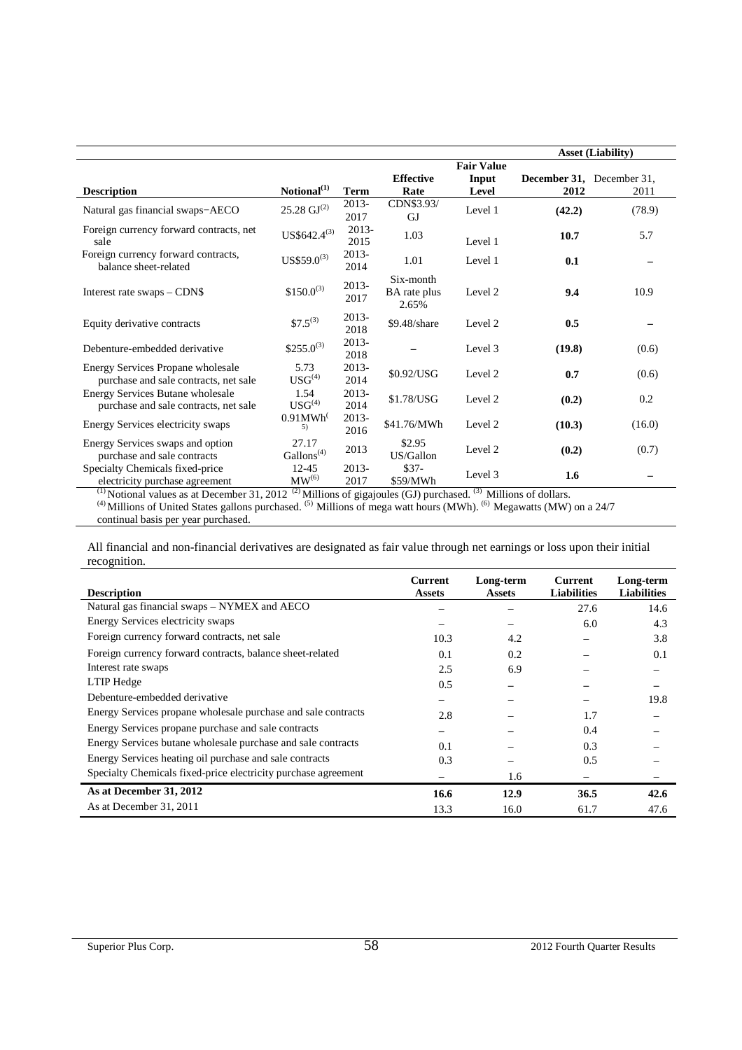| Description | Notional[(1)] | Term | Effective Rate | Fair Value Input Level | Asset (Liability) | |
|---|---|---|---|---|---|---|
| | | | | | **December 31, 2012** | December 31, 2011 |
| Natural gas financial swaps−AECO | 25.28 GJ[(2)] | 2013-2017 | CDN$3.93/GJ | Level 1 | **(42.2)** | (78.9) |
| Foreign currency forward contracts, net sale | US$642.4[(3)] | 2013-2015 | 1.03 | Level 1 | **10.7** | 5.7 |
| Foreign currency forward contracts, balance sheet-related | US$59.0[(3)] | 2013-2014 | 1.01 | Level 1 | **0.1** | – |
| Interest rate swaps – CDN$ | $150.0[(3)] | 2013-2017 | Six-month BA rate plus 2.65% | Level 2 | **9.4** | 10.9 |
| Equity derivative contracts | $7.5[(3)] | 2013-2018 | $9.48/share | Level 2 | **0.5** | – |
| Debenture-embedded derivative | $255.0[(3)] | 2013-2018 | – | Level 3 | **(19.8)** | (0.6) |
| Energy Services Propane wholesale purchase and sale contracts, net sale | 5.73 USG[(4)] | 2013-2014 | $0.92/USG | Level 2 | **0.7** | (0.6) |
| Energy Services Butane wholesale purchase and sale contracts, net sale | 1.54 USG[(4)] | 2013-2014 | $1.78/USG | Level 2 | **(0.2)** | 0.2 |
| Energy Services electricity swaps | 0.91MWh[(5)] | 2013-2016 | $41.76/MWh | Level 2 | **(10.3)** | (16.0) |
| Energy Services swaps and option purchase and sale contracts | 27.17 Gallons[(4)] | 2013 | $2.95 US/Gallon | Level 2 | **(0.2)** | (0.7) |
| Specialty Chemicals fixed-price electricity purchase agreement | 12-45 MW[(6)] | 2013-2017 | $37-$59/MWh | Level 3 | **1.6** | – |

[(1)] Notional values as at December 31, 2012 [(2)] Millions of gigajoules (GJ) purchased. [(3)] Millions of dollars. [(4)] Millions of United States gallons purchased. [(5)] Millions of mega watt hours (MWh). [(6)] Megawatts (MW) on a 24/7 continual basis per year purchased.

All financial and non-financial derivatives are designated as fair value through net earnings or loss upon their initial recognition.

| Description | Current Assets | Long-term Assets | Current Liabilities | Long-term Liabilities |
|---|---|---|---|---|
| Natural gas financial swaps – NYMEX and AECO | – | – | 27.6 | 14.6 |
| Energy Services electricity swaps | – | – | 6.0 | 4.3 |
| Foreign currency forward contracts, net sale | 10.3 | 4.2 | – | 3.8 |
| Foreign currency forward contracts, balance sheet-related | 0.1 | 0.2 | – | 0.1 |
| Interest rate swaps | 2.5 | 6.9 | – | – |
| LTIP Hedge | 0.5 | – | – | – |
| Debenture-embedded derivative | – | – | – | 19.8 |
| Energy Services propane wholesale purchase and sale contracts | 2.8 | – | 1.7 | – |
| Energy Services propane purchase and sale contracts | – | – | 0.4 | – |
| Energy Services butane wholesale purchase and sale contracts | 0.1 | – | 0.3 | – |
| Energy Services heating oil purchase and sale contracts | 0.3 | – | 0.5 | – |
| Specialty Chemicals fixed-price electricity purchase agreement | – | 1.6 | – | – |
| **As at December 31, 2012** | **16.6** | **12.9** | **36.5** | **42.6** |
| As at December 31, 2011 | 13.3 | 16.0 | 61.7 | 47.6 |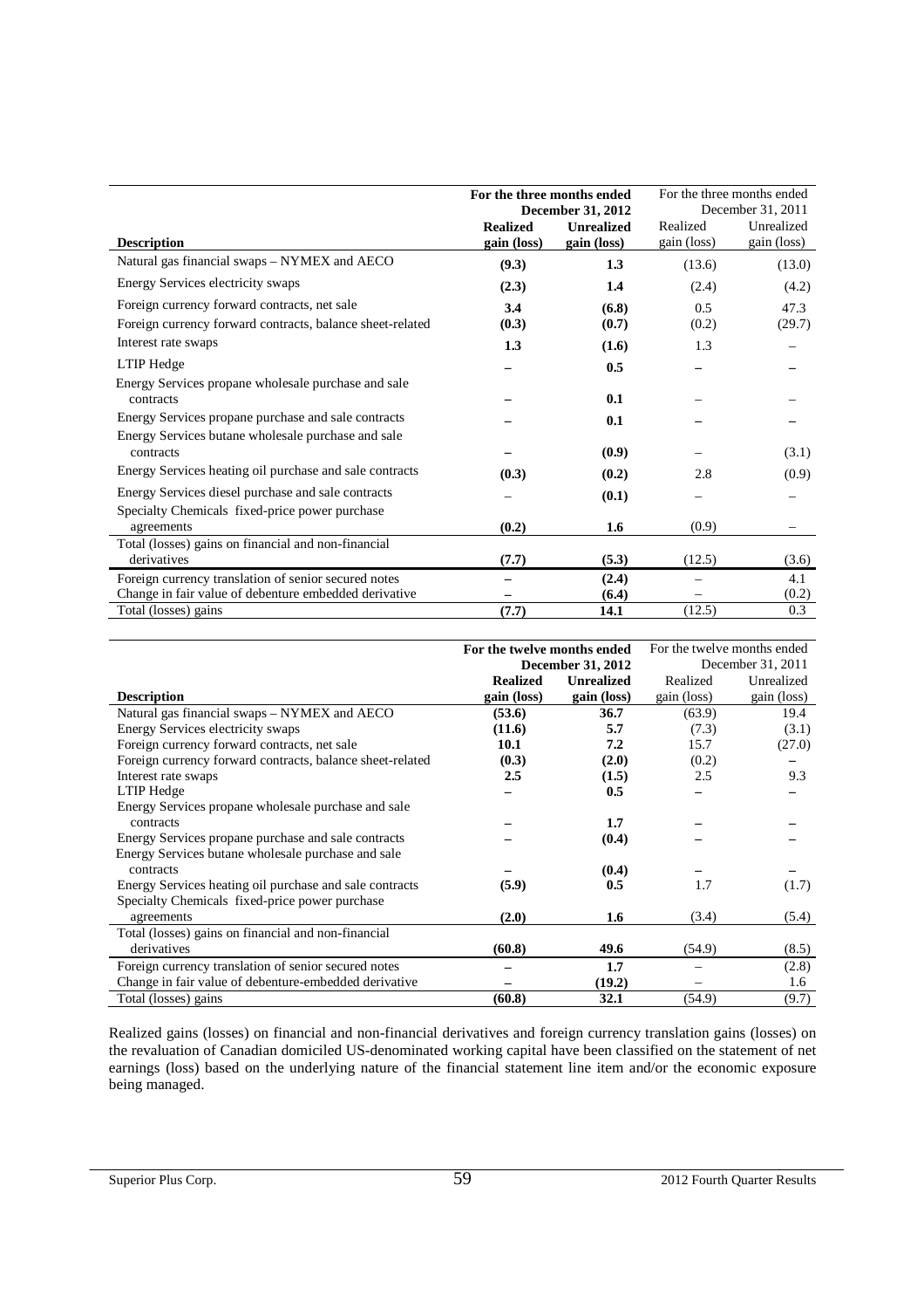| Description | For the three months ended December 31, 2012 | | For the three months ended December 31, 2011 | |
|---|---|---|---|---|
| | **Realized gain (loss)** | **Unrealized gain (loss)** | Realized gain (loss) | Unrealized gain (loss) |
| Natural gas financial swaps – NYMEX and AECO | **(9.3)** | **1.3** | (13.6) | (13.0) |
| Energy Services electricity swaps | **(2.3)** | **1.4** | (2.4) | (4.2) |
| Foreign currency forward contracts, net sale | **3.4** | **(6.8)** | 0.5 | 47.3 |
| Foreign currency forward contracts, balance sheet-related | **(0.3)** | **(0.7)** | (0.2) | (29.7) |
| Interest rate swaps | **1.3** | **(1.6)** | 1.3 | – |
| LTIP Hedge | **–** | **0.5** | **–** | **–** |
| Energy Services propane wholesale purchase and sale contracts | **–** | **0.1** | – | – |
| Energy Services propane purchase and sale contracts | **–** | **0.1** | **–** | **–** |
| Energy Services butane wholesale purchase and sale contracts | **–** | **(0.9)** | – | (3.1) |
| Energy Services heating oil purchase and sale contracts | **(0.3)** | **(0.2)** | 2.8 | (0.9) |
| Energy Services diesel purchase and sale contracts | – | **(0.1)** | – | – |
| Specialty Chemicals fixed-price power purchase agreements | **(0.2)** | **1.6** | (0.9) | – |
| Total (losses) gains on financial and non-financial derivatives | **(7.7)** | **(5.3)** | (12.5) | (3.6) |
| Foreign currency translation of senior secured notes | **–** | **(2.4)** | – | 4.1 |
| Change in fair value of debenture embedded derivative | **–** | **(6.4)** | – | (0.2) |
| Total (losses) gains | **(7.7)** | **14.1** | (12.5) | 0.3 |

| Description | For the twelve months ended December 31, 2012 | | For the twelve months ended December 31, 2011 | |
|---|---|---|---|---|
| | **Realized gain (loss)** | **Unrealized gain (loss)** | Realized gain (loss) | Unrealized gain (loss) |
| Natural gas financial swaps – NYMEX and AECO | **(53.6)** | **36.7** | (63.9) | 19.4 |
| Energy Services electricity swaps | **(11.6)** | **5.7** | (7.3) | (3.1) |
| Foreign currency forward contracts, net sale | **10.1** | **7.2** | 15.7 | (27.0) |
| Foreign currency forward contracts, balance sheet-related | **(0.3)** | **(2.0)** | (0.2) | **–** |
| Interest rate swaps | **2.5** | **(1.5)** | 2.5 | 9.3 |
| LTIP Hedge | **–** | **0.5** | **–** | **–** |
| Energy Services propane wholesale purchase and sale contracts | **–** | **1.7** | **–** | **–** |
| Energy Services propane purchase and sale contracts | **–** | **(0.4)** | **–** | **–** |
| Energy Services butane wholesale purchase and sale contracts | **–** | **(0.4)** | **–** | **–** |
| Energy Services heating oil purchase and sale contracts | **(5.9)** | **0.5** | 1.7 | (1.7) |
| Specialty Chemicals fixed-price power purchase agreements | **(2.0)** | **1.6** | (3.4) | (5.4) |
| Total (losses) gains on financial and non-financial derivatives | **(60.8)** | **49.6** | (54.9) | (8.5) |
| Foreign currency translation of senior secured notes | **–** | **1.7** | – | (2.8) |
| Change in fair value of debenture-embedded derivative | **–** | **(19.2)** | – | 1.6 |
| Total (losses) gains | **(60.8)** | **32.1** | (54.9) | (9.7) |

Realized gains (losses) on financial and non-financial derivatives and foreign currency translation gains (losses) on the revaluation of Canadian domiciled US-denominated working capital have been classified on the statement of net earnings (loss) based on the underlying nature of the financial statement line item and/or the economic exposure being managed.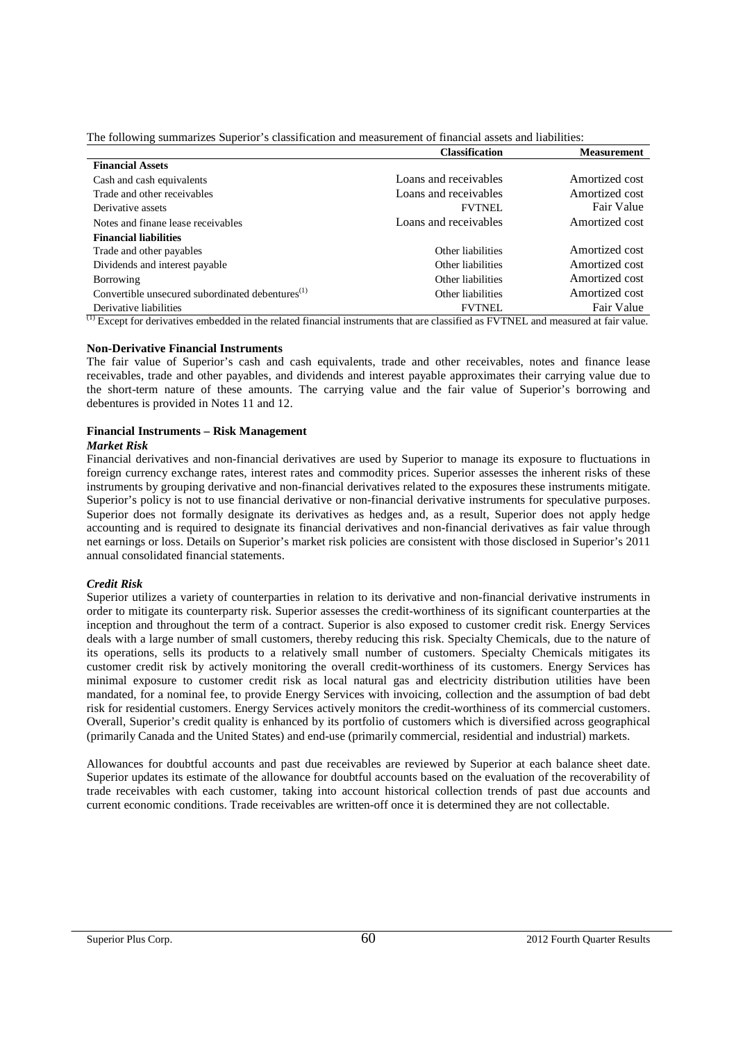The following summarizes Superior's classification and measurement of financial assets and liabilities:

| | Classification | Measurement |
|---|---|---|
| **Financial Assets** | | |
| Cash and cash equivalents | Loans and receivables | Amortized cost |
| Trade and other receivables | Loans and receivables | Amortized cost |
| Derivative assets | FVTNEL | Fair Value |
| Notes and finane lease receivables | Loans and receivables | Amortized cost |
| **Financial liabilities** | | |
| Trade and other payables | Other liabilities | Amortized cost |
| Dividends and interest payable | Other liabilities | Amortized cost |
| Borrowing | Other liabilities | Amortized cost |
| Convertible unsecured subordinated debentures[1] | Other liabilities | Amortized cost |
| Derivative liabilities | FVTNEL | Fair Value |

[1] Except for derivatives embedded in the related financial instruments that are classified as FVTNEL and measured at fair value.

**Non-Derivative Financial Instruments**

The fair value of Superior's cash and cash equivalents, trade and other receivables, notes and finance lease receivables, trade and other payables, and dividends and interest payable approximates their carrying value due to the short-term nature of these amounts. The carrying value and the fair value of Superior's borrowing and debentures is provided in Notes 11 and 12.

**Financial Instruments – Risk Management**

***Market Risk***

Financial derivatives and non-financial derivatives are used by Superior to manage its exposure to fluctuations in foreign currency exchange rates, interest rates and commodity prices. Superior assesses the inherent risks of these instruments by grouping derivative and non-financial derivatives related to the exposures these instruments mitigate. Superior's policy is not to use financial derivative or non-financial derivative instruments for speculative purposes. Superior does not formally designate its derivatives as hedges and, as a result, Superior does not apply hedge accounting and is required to designate its financial derivatives and non-financial derivatives as fair value through net earnings or loss. Details on Superior's market risk policies are consistent with those disclosed in Superior's 2011 annual consolidated financial statements.

***Credit Risk***

Superior utilizes a variety of counterparties in relation to its derivative and non-financial derivative instruments in order to mitigate its counterparty risk. Superior assesses the credit-worthiness of its significant counterparties at the inception and throughout the term of a contract. Superior is also exposed to customer credit risk. Energy Services deals with a large number of small customers, thereby reducing this risk. Specialty Chemicals, due to the nature of its operations, sells its products to a relatively small number of customers. Specialty Chemicals mitigates its customer credit risk by actively monitoring the overall credit-worthiness of its customers. Energy Services has minimal exposure to customer credit risk as local natural gas and electricity distribution utilities have been mandated, for a nominal fee, to provide Energy Services with invoicing, collection and the assumption of bad debt risk for residential customers. Energy Services actively monitors the credit-worthiness of its commercial customers. Overall, Superior's credit quality is enhanced by its portfolio of customers which is diversified across geographical (primarily Canada and the United States) and end-use (primarily commercial, residential and industrial) markets.

Allowances for doubtful accounts and past due receivables are reviewed by Superior at each balance sheet date. Superior updates its estimate of the allowance for doubtful accounts based on the evaluation of the recoverability of trade receivables with each customer, taking into account historical collection trends of past due accounts and current economic conditions. Trade receivables are written-off once it is determined they are not collectable.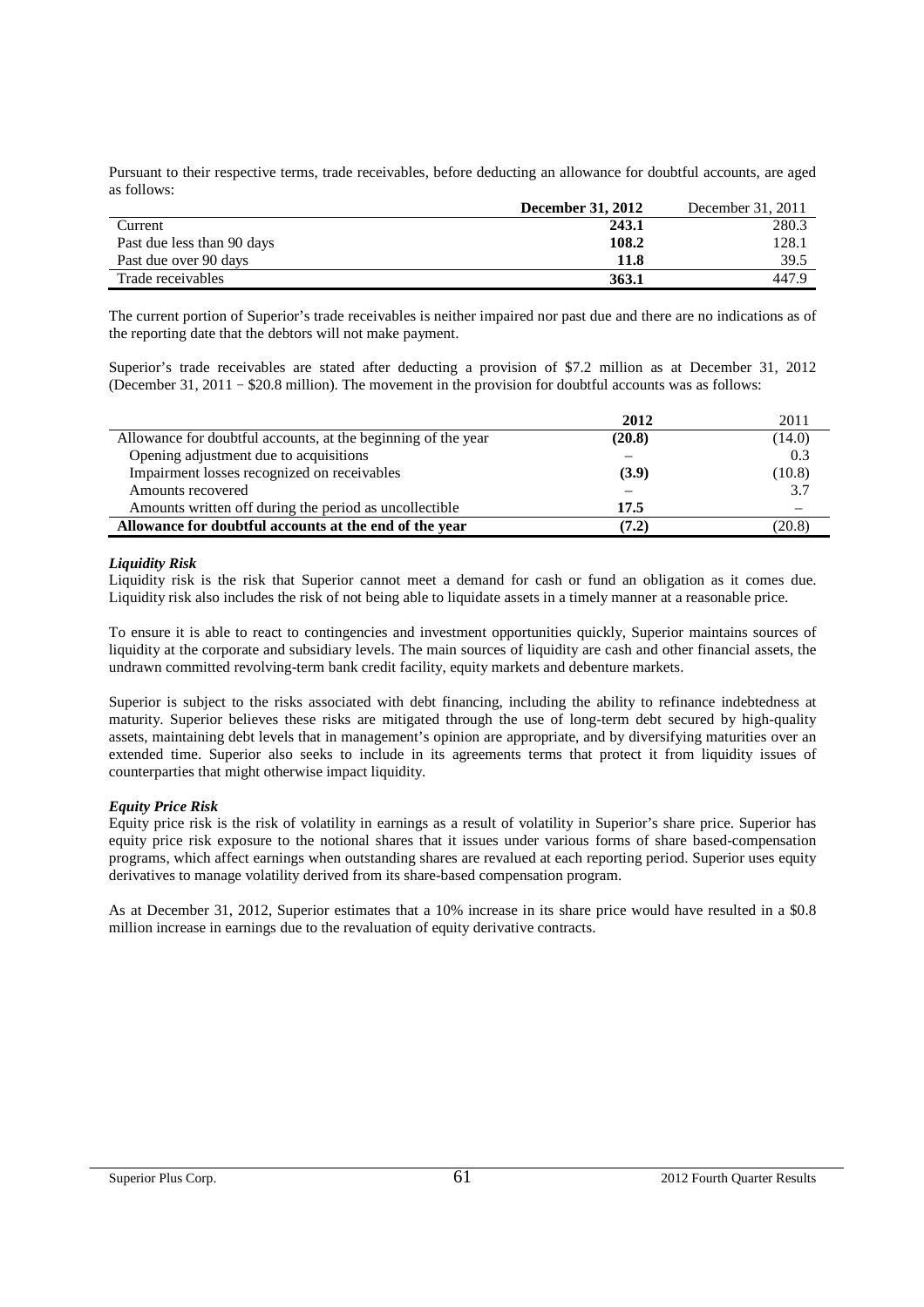Pursuant to their respective terms, trade receivables, before deducting an allowance for doubtful accounts, are aged as follows:

| | **December 31, 2012** | December 31, 2011 |
|---|---|---|
| Current | **243.1** | 280.3 |
| Past due less than 90 days | **108.2** | 128.1 |
| Past due over 90 days | **11.8** | 39.5 |
| Trade receivables | **363.1** | 447.9 |

The current portion of Superior's trade receivables is neither impaired nor past due and there are no indications as of the reporting date that the debtors will not make payment.

Superior's trade receivables are stated after deducting a provision of $7.2 million as at December 31, 2012 (December 31, 2011 – $20.8 million). The movement in the provision for doubtful accounts was as follows:

| | **2012** | 2011 |
|---|---|---|
| Allowance for doubtful accounts, at the beginning of the year | **(20.8)** | (14.0) |
| Opening adjustment due to acquisitions | – | 0.3 |
| Impairment losses recognized on receivables | **(3.9)** | (10.8) |
| Amounts recovered | – | 3.7 |
| Amounts written off during the period as uncollectible | **17.5** | – |
| **Allowance for doubtful accounts at the end of the year** | **(7.2)** | (20.8) |

***Liquidity Risk***

Liquidity risk is the risk that Superior cannot meet a demand for cash or fund an obligation as it comes due. Liquidity risk also includes the risk of not being able to liquidate assets in a timely manner at a reasonable price.

To ensure it is able to react to contingencies and investment opportunities quickly, Superior maintains sources of liquidity at the corporate and subsidiary levels. The main sources of liquidity are cash and other financial assets, the undrawn committed revolving-term bank credit facility, equity markets and debenture markets.

Superior is subject to the risks associated with debt financing, including the ability to refinance indebtedness at maturity. Superior believes these risks are mitigated through the use of long-term debt secured by high-quality assets, maintaining debt levels that in management's opinion are appropriate, and by diversifying maturities over an extended time. Superior also seeks to include in its agreements terms that protect it from liquidity issues of counterparties that might otherwise impact liquidity.

***Equity Price Risk***

Equity price risk is the risk of volatility in earnings as a result of volatility in Superior's share price. Superior has equity price risk exposure to the notional shares that it issues under various forms of share based-compensation programs, which affect earnings when outstanding shares are revalued at each reporting period. Superior uses equity derivatives to manage volatility derived from its share-based compensation program.

As at December 31, 2012, Superior estimates that a 10% increase in its share price would have resulted in a $0.8 million increase in earnings due to the revaluation of equity derivative contracts.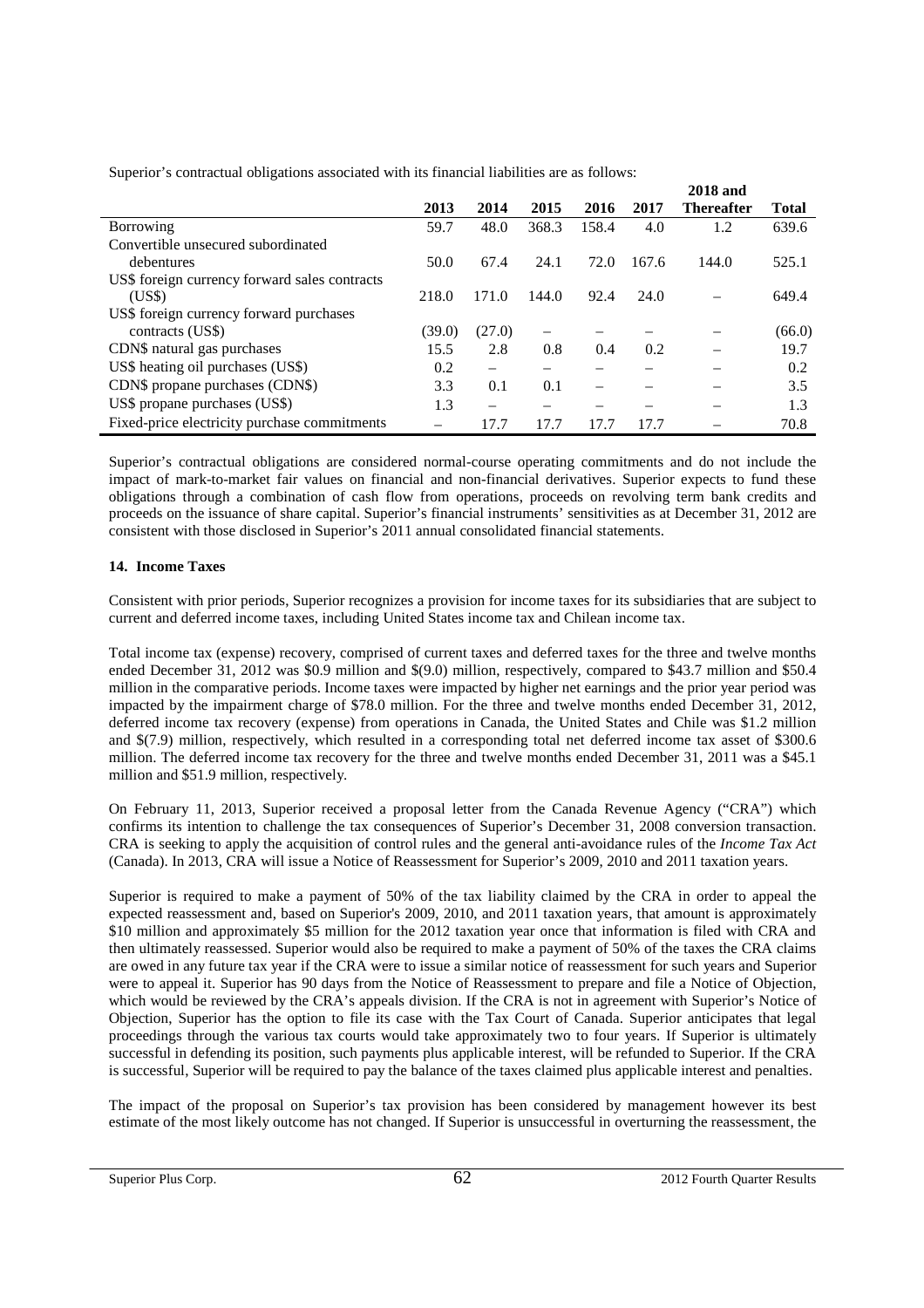Superior's contractual obligations associated with its financial liabilities are as follows:

| | 2013 | 2014 | 2015 | 2016 | 2017 | 2018 and Thereafter | Total |
|---|---|---|---|---|---|---|---|
| Borrowing | 59.7 | 48.0 | 368.3 | 158.4 | 4.0 | 1.2 | 639.6 |
| Convertible unsecured subordinated debentures | 50.0 | 67.4 | 24.1 | 72.0 | 167.6 | 144.0 | 525.1 |
| US$ foreign currency forward sales contracts (US$) | 218.0 | 171.0 | 144.0 | 92.4 | 24.0 | – | 649.4 |
| US$ foreign currency forward purchases contracts (US$) | (39.0) | (27.0) | – | – | – | – | (66.0) |
| CDN$ natural gas purchases | 15.5 | 2.8 | 0.8 | 0.4 | 0.2 | – | 19.7 |
| US$ heating oil purchases (US$) | 0.2 | – | – | – | – | – | 0.2 |
| CDN$ propane purchases (CDN$) | 3.3 | 0.1 | 0.1 | – | – | – | 3.5 |
| US$ propane purchases (US$) | 1.3 | – | – | – | – | – | 1.3 |
| Fixed-price electricity purchase commitments | – | 17.7 | 17.7 | 17.7 | 17.7 | – | 70.8 |

Superior's contractual obligations are considered normal-course operating commitments and do not include the impact of mark-to-market fair values on financial and non-financial derivatives. Superior expects to fund these obligations through a combination of cash flow from operations, proceeds on revolving term bank credits and proceeds on the issuance of share capital. Superior's financial instruments' sensitivities as at December 31, 2012 are consistent with those disclosed in Superior's 2011 annual consolidated financial statements.

## 14. Income Taxes

Consistent with prior periods, Superior recognizes a provision for income taxes for its subsidiaries that are subject to current and deferred income taxes, including United States income tax and Chilean income tax.

Total income tax (expense) recovery, comprised of current taxes and deferred taxes for the three and twelve months ended December 31, 2012 was $0.9 million and $(9.0) million, respectively, compared to $43.7 million and $50.4 million in the comparative periods. Income taxes were impacted by higher net earnings and the prior year period was impacted by the impairment charge of $78.0 million. For the three and twelve months ended December 31, 2012, deferred income tax recovery (expense) from operations in Canada, the United States and Chile was $1.2 million and $(7.9) million, respectively, which resulted in a corresponding total net deferred income tax asset of $300.6 million. The deferred income tax recovery for the three and twelve months ended December 31, 2011 was a $45.1 million and $51.9 million, respectively.

On February 11, 2013, Superior received a proposal letter from the Canada Revenue Agency ("CRA") which confirms its intention to challenge the tax consequences of Superior's December 31, 2008 conversion transaction. CRA is seeking to apply the acquisition of control rules and the general anti-avoidance rules of the *Income Tax Act* (Canada). In 2013, CRA will issue a Notice of Reassessment for Superior's 2009, 2010 and 2011 taxation years.

Superior is required to make a payment of 50% of the tax liability claimed by the CRA in order to appeal the expected reassessment and, based on Superior's 2009, 2010, and 2011 taxation years, that amount is approximately $10 million and approximately $5 million for the 2012 taxation year once that information is filed with CRA and then ultimately reassessed. Superior would also be required to make a payment of 50% of the taxes the CRA claims are owed in any future tax year if the CRA were to issue a similar notice of reassessment for such years and Superior were to appeal it. Superior has 90 days from the Notice of Reassessment to prepare and file a Notice of Objection, which would be reviewed by the CRA's appeals division. If the CRA is not in agreement with Superior's Notice of Objection, Superior has the option to file its case with the Tax Court of Canada. Superior anticipates that legal proceedings through the various tax courts would take approximately two to four years. If Superior is ultimately successful in defending its position, such payments plus applicable interest, will be refunded to Superior. If the CRA is successful, Superior will be required to pay the balance of the taxes claimed plus applicable interest and penalties.

The impact of the proposal on Superior's tax provision has been considered by management however its best estimate of the most likely outcome has not changed. If Superior is unsuccessful in overturning the reassessment, the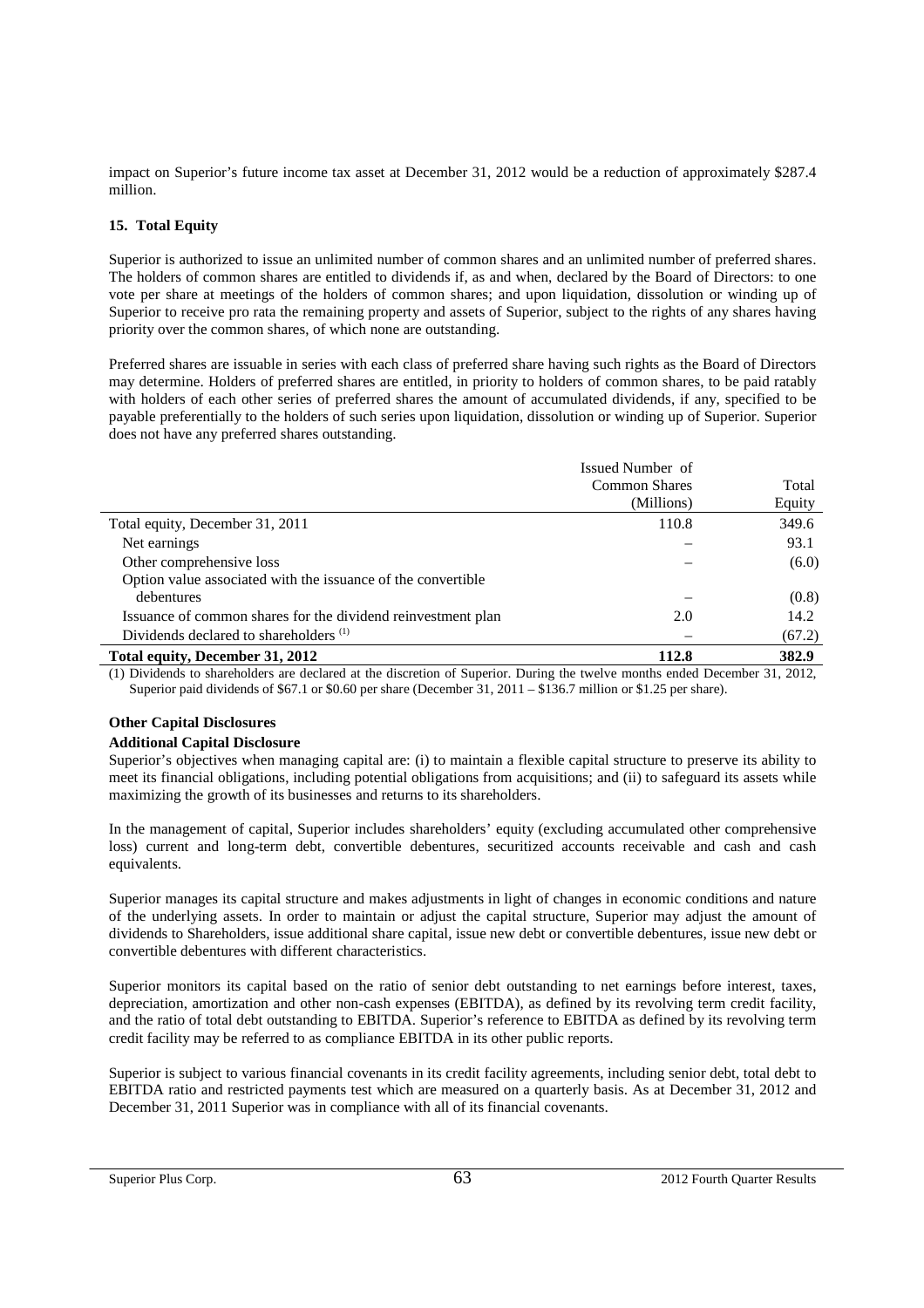impact on Superior's future income tax asset at December 31, 2012 would be a reduction of approximately $287.4 million.

### 15. Total Equity

Superior is authorized to issue an unlimited number of common shares and an unlimited number of preferred shares. The holders of common shares are entitled to dividends if, as and when, declared by the Board of Directors: to one vote per share at meetings of the holders of common shares; and upon liquidation, dissolution or winding up of Superior to receive pro rata the remaining property and assets of Superior, subject to the rights of any shares having priority over the common shares, of which none are outstanding.

Preferred shares are issuable in series with each class of preferred share having such rights as the Board of Directors may determine. Holders of preferred shares are entitled, in priority to holders of common shares, to be paid ratably with holders of each other series of preferred shares the amount of accumulated dividends, if any, specified to be payable preferentially to the holders of such series upon liquidation, dissolution or winding up of Superior. Superior does not have any preferred shares outstanding.

| | Issued Number of Common Shares (Millions) | Total Equity |
|---|---|---|
| Total equity, December 31, 2011 | 110.8 | 349.6 |
| Net earnings | – | 93.1 |
| Other comprehensive loss | – | (6.0) |
| Option value associated with the issuance of the convertible debentures | – | (0.8) |
| Issuance of common shares for the dividend reinvestment plan | 2.0 | 14.2 |
| Dividends declared to shareholders [(1)] | – | (67.2) |
| **Total equity, December 31, 2012** | **112.8** | **382.9** |

(1) Dividends to shareholders are declared at the discretion of Superior. During the twelve months ended December 31, 2012, Superior paid dividends of $67.1 or $0.60 per share (December 31, 2011 – $136.7 million or $1.25 per share).

**Other Capital Disclosures**

**Additional Capital Disclosure**

Superior's objectives when managing capital are: (i) to maintain a flexible capital structure to preserve its ability to meet its financial obligations, including potential obligations from acquisitions; and (ii) to safeguard its assets while maximizing the growth of its businesses and returns to its shareholders.

In the management of capital, Superior includes shareholders' equity (excluding accumulated other comprehensive loss) current and long-term debt, convertible debentures, securitized accounts receivable and cash and cash equivalents.

Superior manages its capital structure and makes adjustments in light of changes in economic conditions and nature of the underlying assets. In order to maintain or adjust the capital structure, Superior may adjust the amount of dividends to Shareholders, issue additional share capital, issue new debt or convertible debentures, issue new debt or convertible debentures with different characteristics.

Superior monitors its capital based on the ratio of senior debt outstanding to net earnings before interest, taxes, depreciation, amortization and other non-cash expenses (EBITDA), as defined by its revolving term credit facility, and the ratio of total debt outstanding to EBITDA. Superior's reference to EBITDA as defined by its revolving term credit facility may be referred to as compliance EBITDA in its other public reports.

Superior is subject to various financial covenants in its credit facility agreements, including senior debt, total debt to EBITDA ratio and restricted payments test which are measured on a quarterly basis. As at December 31, 2012 and December 31, 2011 Superior was in compliance with all of its financial covenants.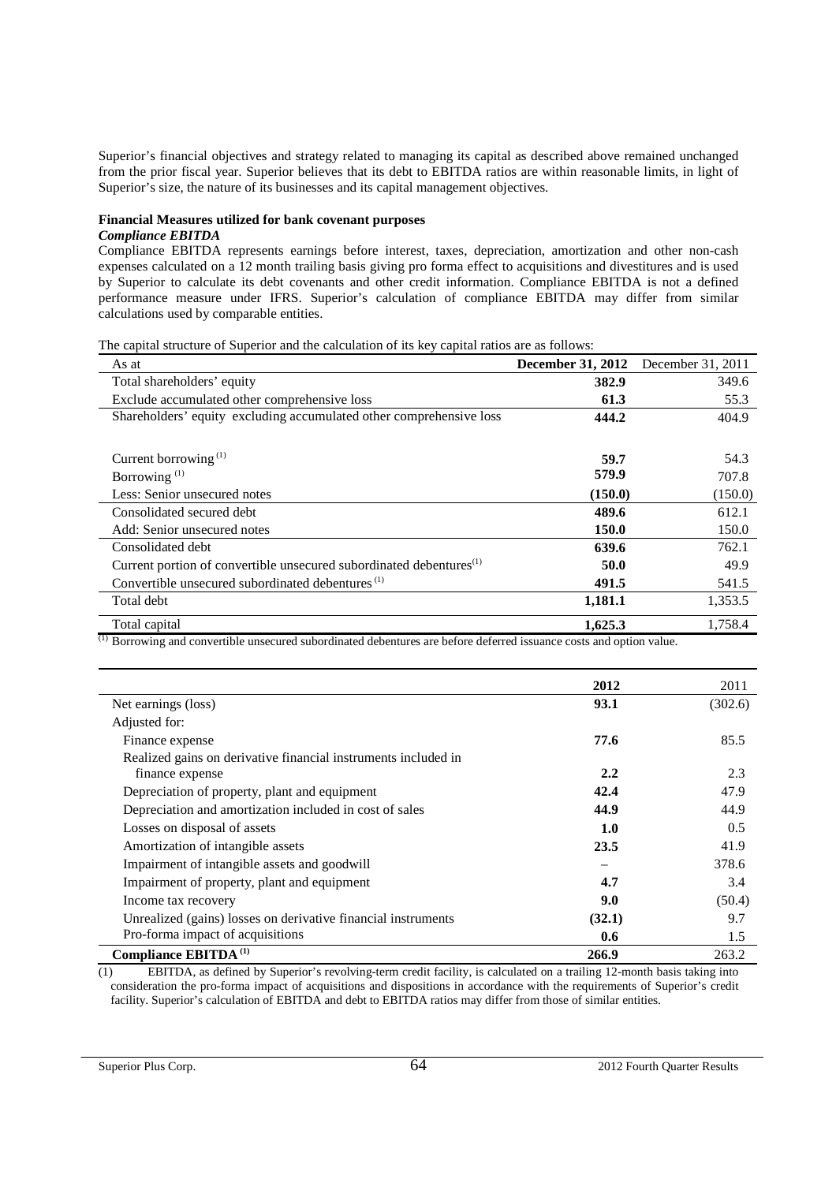Superior's financial objectives and strategy related to managing its capital as described above remained unchanged from the prior fiscal year. Superior believes that its debt to EBITDA ratios are within reasonable limits, in light of Superior's size, the nature of its businesses and its capital management objectives.

**Financial Measures utilized for bank covenant purposes**

***Compliance EBITDA***

Compliance EBITDA represents earnings before interest, taxes, depreciation, amortization and other non-cash expenses calculated on a 12 month trailing basis giving pro forma effect to acquisitions and divestitures and is used by Superior to calculate its debt covenants and other credit information. Compliance EBITDA is not a defined performance measure under IFRS. Superior's calculation of compliance EBITDA may differ from similar calculations used by comparable entities.

The capital structure of Superior and the calculation of its key capital ratios are as follows:

| As at | **December 31, 2012** | December 31, 2011 |
|---|---|---|
| Total shareholders' equity | **382.9** | 349.6 |
| Exclude accumulated other comprehensive loss | **61.3** | 55.3 |
| Shareholders' equity excluding accumulated other comprehensive loss | **444.2** | 404.9 |
| | | |
| Current borrowing [(1)] | **59.7** | 54.3 |
| Borrowing [(1)] | **579.9** | 707.8 |
| Less: Senior unsecured notes | **(150.0)** | (150.0) |
| Consolidated secured debt | **489.6** | 612.1 |
| Add: Senior unsecured notes | **150.0** | 150.0 |
| Consolidated debt | **639.6** | 762.1 |
| Current portion of convertible unsecured subordinated debentures[(1)] | **50.0** | 49.9 |
| Convertible unsecured subordinated debentures [(1)] | **491.5** | 541.5 |
| Total debt | **1,181.1** | 1,353.5 |
| Total capital | **1,625.3** | 1,758.4 |

[(1)] Borrowing and convertible unsecured subordinated debentures are before deferred issuance costs and option value.

| | **2012** | 2011 |
|---|---|---|
| Net earnings (loss) | **93.1** | (302.6) |
| Adjusted for: | | |
| Finance expense | **77.6** | 85.5 |
| Realized gains on derivative financial instruments included in finance expense | **2.2** | 2.3 |
| Depreciation of property, plant and equipment | **42.4** | 47.9 |
| Depreciation and amortization included in cost of sales | **44.9** | 44.9 |
| Losses on disposal of assets | **1.0** | 0.5 |
| Amortization of intangible assets | **23.5** | 41.9 |
| Impairment of intangible assets and goodwill | – | 378.6 |
| Impairment of property, plant and equipment | **4.7** | 3.4 |
| Income tax recovery | **9.0** | (50.4) |
| Unrealized (gains) losses on derivative financial instruments | **(32.1)** | 9.7 |
| Pro-forma impact of acquisitions | **0.6** | 1.5 |
| **Compliance EBITDA [(1)]** | **266.9** | 263.2 |

(1) EBITDA, as defined by Superior's revolving-term credit facility, is calculated on a trailing 12-month basis taking into consideration the pro-forma impact of acquisitions and dispositions in accordance with the requirements of Superior's credit facility. Superior's calculation of EBITDA and debt to EBITDA ratios may differ from those of similar entities.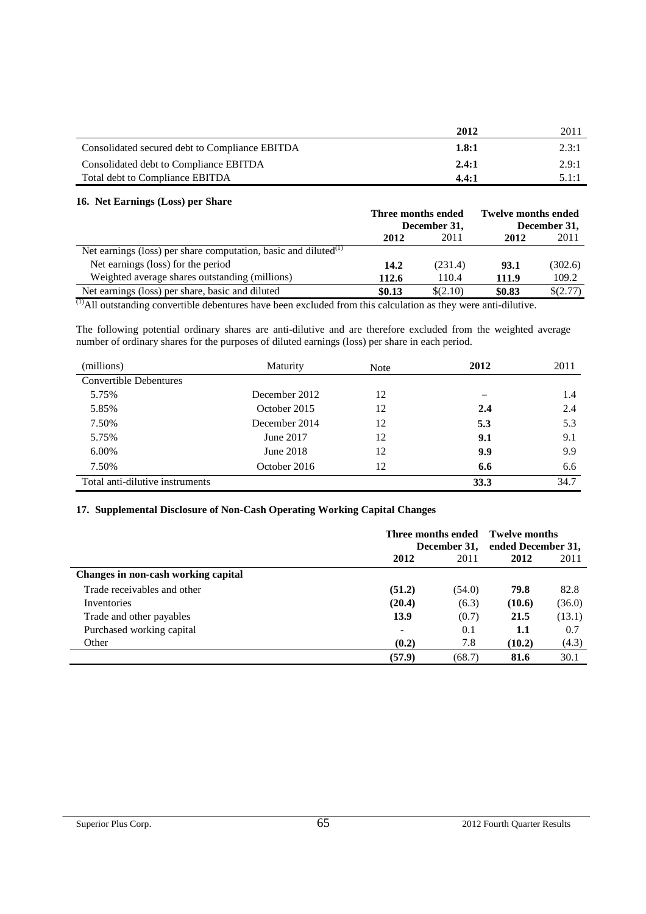| | 2012 | 2011 |
|---|---|---|
| Consolidated secured debt to Compliance EBITDA | **1.8:1** | 2.3:1 |
| Consolidated debt to Compliance EBITDA | **2.4:1** | 2.9:1 |
| Total debt to Compliance EBITDA | **4.4:1** | 5.1:1 |

### 16. Net Earnings (Loss) per Share

| | Three months ended December 31, | | Twelve months ended December 31, | |
|---|---|---|---|---|
| | **2012** | 2011 | **2012** | 2011 |
| Net earnings (loss) per share computation, basic and diluted[(1)] | | | | |
| Net earnings (loss) for the period | **14.2** | (231.4) | **93.1** | (302.6) |
| Weighted average shares outstanding (millions) | **112.6** | 110.4 | **111.9** | 109.2 |
| Net earnings (loss) per share, basic and diluted | **\$0.13** | \$(2.10) | **\$0.83** | \$(2.77) |

[(1)] All outstanding convertible debentures have been excluded from this calculation as they were anti-dilutive.

The following potential ordinary shares are anti-dilutive and are therefore excluded from the weighted average number of ordinary shares for the purposes of diluted earnings (loss) per share in each period.

| (millions) | Maturity | Note | 2012 | 2011 |
|---|---|---|---|---|
| Convertible Debentures | | | | |
| 5.75% | December 2012 | 12 | – | 1.4 |
| 5.85% | October 2015 | 12 | **2.4** | 2.4 |
| 7.50% | December 2014 | 12 | **5.3** | 5.3 |
| 5.75% | June 2017 | 12 | **9.1** | 9.1 |
| 6.00% | June 2018 | 12 | **9.9** | 9.9 |
| 7.50% | October 2016 | 12 | **6.6** | 6.6 |
| Total anti-dilutive instruments | | | **33.3** | 34.7 |

### 17. Supplemental Disclosure of Non-Cash Operating Working Capital Changes

| | Three months ended December 31, | | Twelve months ended December 31, | |
|---|---|---|---|---|
| | **2012** | 2011 | **2012** | 2011 |
| **Changes in non-cash working capital** | | | | |
| Trade receivables and other | **(51.2)** | (54.0) | **79.8** | 82.8 |
| Inventories | **(20.4)** | (6.3) | **(10.6)** | (36.0) |
| Trade and other payables | **13.9** | (0.7) | **21.5** | (13.1) |
| Purchased working capital | - | 0.1 | **1.1** | 0.7 |
| Other | **(0.2)** | 7.8 | **(10.2)** | (4.3) |
| | **(57.9)** | (68.7) | **81.6** | 30.1 |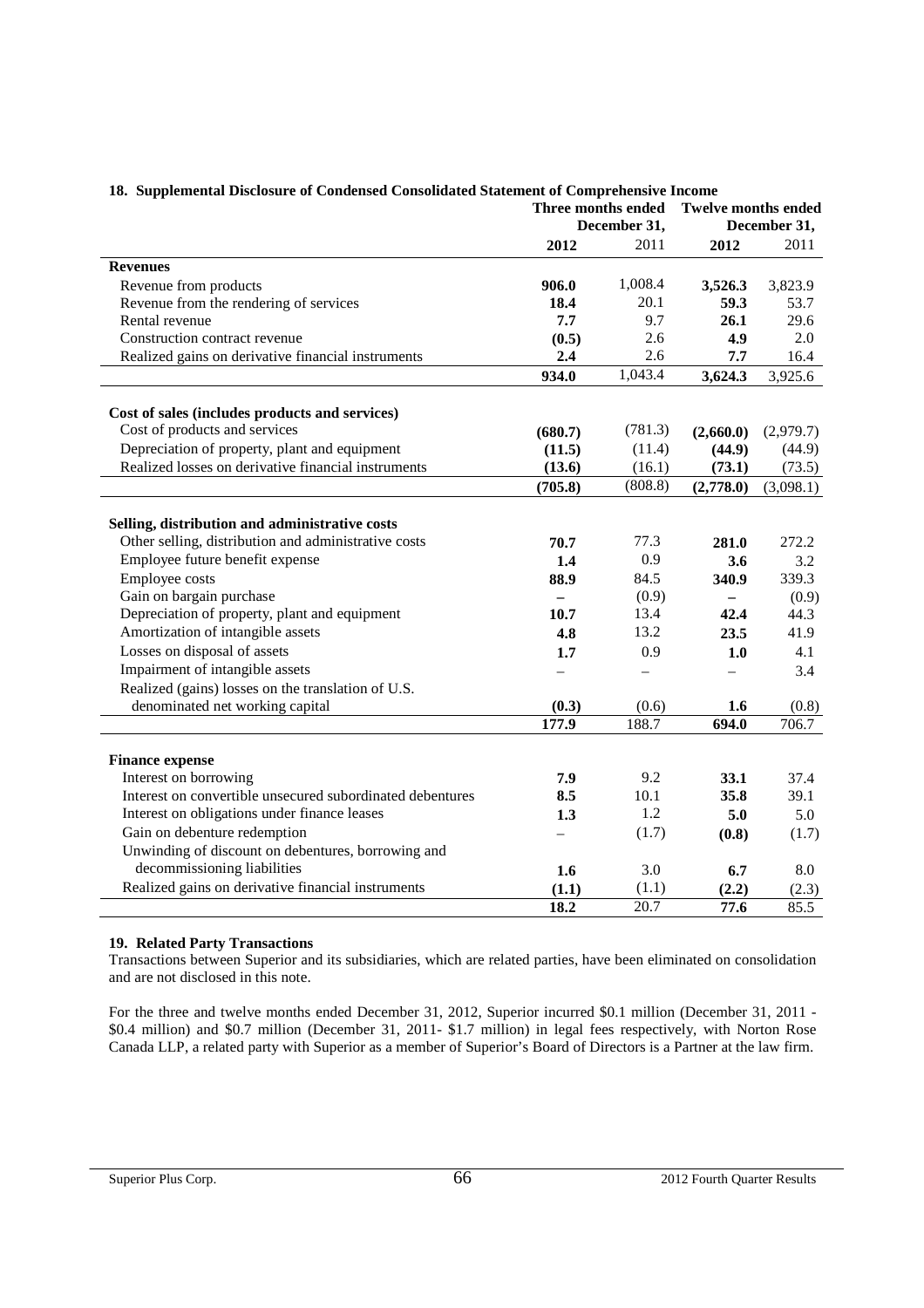## 18. Supplemental Disclosure of Condensed Consolidated Statement of Comprehensive Income

| | Three months ended December 31, | | Twelve months ended December 31, | |
|---|---|---|---|---|
| | **2012** | 2011 | **2012** | 2011 |
| **Revenues** | | | | |
| Revenue from products | **906.0** | 1,008.4 | **3,526.3** | 3,823.9 |
| Revenue from the rendering of services | **18.4** | 20.1 | **59.3** | 53.7 |
| Rental revenue | **7.7** | 9.7 | **26.1** | 29.6 |
| Construction contract revenue | **(0.5)** | 2.6 | **4.9** | 2.0 |
| Realized gains on derivative financial instruments | **2.4** | 2.6 | **7.7** | 16.4 |
| | **934.0** | 1,043.4 | **3,624.3** | 3,925.6 |
| | | | | |
| **Cost of sales (includes products and services)** | | | | |
| Cost of products and services | **(680.7)** | (781.3) | **(2,660.0)** | (2,979.7) |
| Depreciation of property, plant and equipment | **(11.5)** | (11.4) | **(44.9)** | (44.9) |
| Realized losses on derivative financial instruments | **(13.6)** | (16.1) | **(73.1)** | (73.5) |
| | **(705.8)** | (808.8) | **(2,778.0)** | (3,098.1) |
| | | | | |
| **Selling, distribution and administrative costs** | | | | |
| Other selling, distribution and administrative costs | **70.7** | 77.3 | **281.0** | 272.2 |
| Employee future benefit expense | **1.4** | 0.9 | **3.6** | 3.2 |
| Employee costs | **88.9** | 84.5 | **340.9** | 339.3 |
| Gain on bargain purchase | **–** | (0.9) | **–** | (0.9) |
| Depreciation of property, plant and equipment | **10.7** | 13.4 | **42.4** | 44.3 |
| Amortization of intangible assets | **4.8** | 13.2 | **23.5** | 41.9 |
| Losses on disposal of assets | **1.7** | 0.9 | **1.0** | 4.1 |
| Impairment of intangible assets | – | – | – | 3.4 |
| Realized (gains) losses on the translation of U.S. denominated net working capital | **(0.3)** | (0.6) | **1.6** | (0.8) |
| | **177.9** | 188.7 | **694.0** | 706.7 |
| | | | | |
| **Finance expense** | | | | |
| Interest on borrowing | **7.9** | 9.2 | **33.1** | 37.4 |
| Interest on convertible unsecured subordinated debentures | **8.5** | 10.1 | **35.8** | 39.1 |
| Interest on obligations under finance leases | **1.3** | 1.2 | **5.0** | 5.0 |
| Gain on debenture redemption | – | (1.7) | **(0.8)** | (1.7) |
| Unwinding of discount on debentures, borrowing and decommissioning liabilities | **1.6** | 3.0 | **6.7** | 8.0 |
| Realized gains on derivative financial instruments | **(1.1)** | (1.1) | **(2.2)** | (2.3) |
| | **18.2** | 20.7 | **77.6** | 85.5 |

## 19. Related Party Transactions

Transactions between Superior and its subsidiaries, which are related parties, have been eliminated on consolidation and are not disclosed in this note.

For the three and twelve months ended December 31, 2012, Superior incurred $0.1 million (December 31, 2011 - $0.4 million) and $0.7 million (December 31, 2011- $1.7 million) in legal fees respectively, with Norton Rose Canada LLP, a related party with Superior as a member of Superior's Board of Directors is a Partner at the law firm.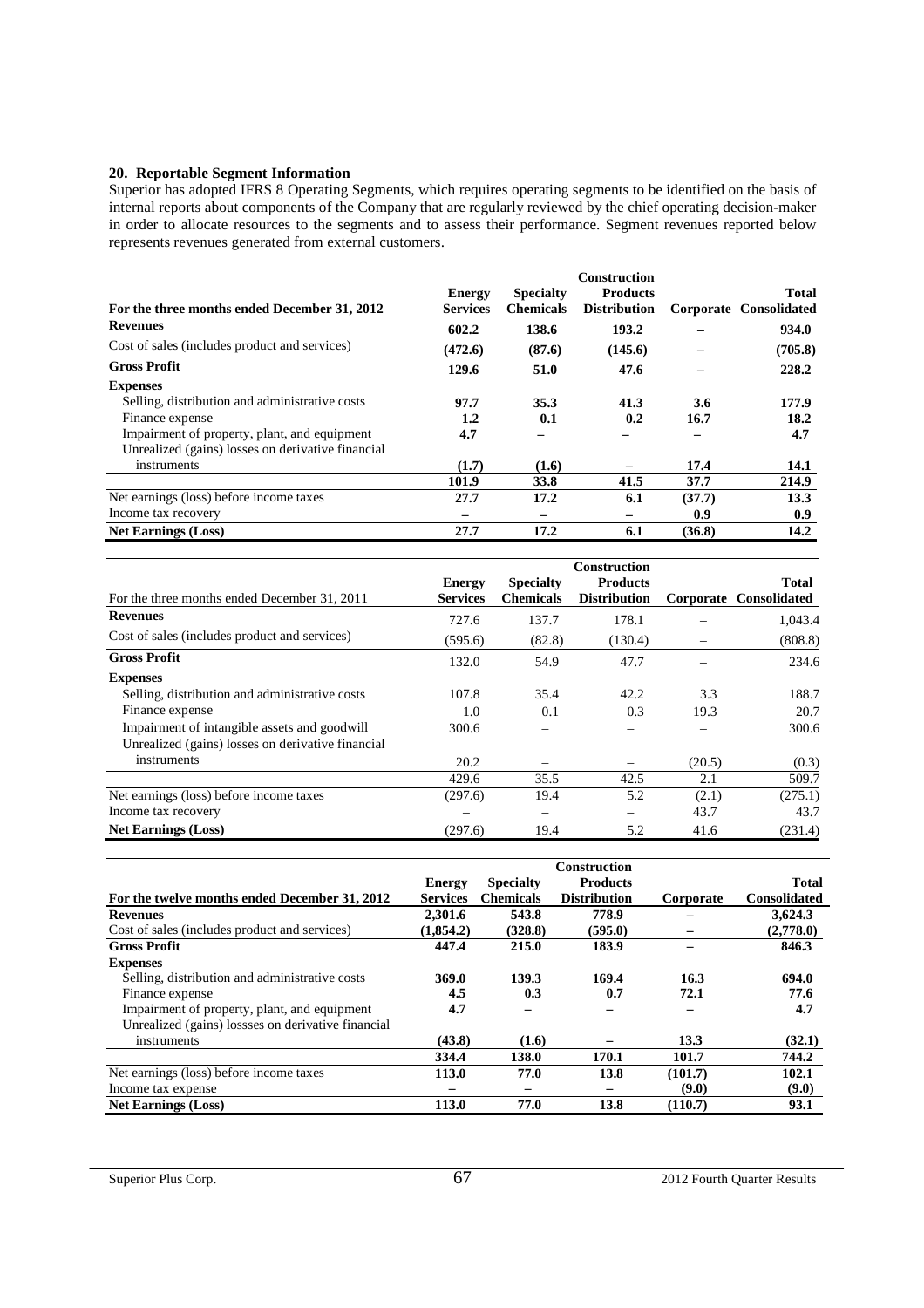## 20. Reportable Segment Information

Superior has adopted IFRS 8 Operating Segments, which requires operating segments to be identified on the basis of internal reports about components of the Company that are regularly reviewed by the chief operating decision-maker in order to allocate resources to the segments and to assess their performance. Segment revenues reported below represents revenues generated from external customers.

| For the three months ended December 31, 2012 | Energy Services | Specialty Chemicals | Construction Products Distribution | Corporate | Total Consolidated |
|---|---|---|---|---|---|
| **Revenues** | **602.2** | **138.6** | **193.2** | **–** | **934.0** |
| Cost of sales (includes product and services) | **(472.6)** | **(87.6)** | **(145.6)** | **–** | **(705.8)** |
| **Gross Profit** | **129.6** | **51.0** | **47.6** | **–** | **228.2** |
| **Expenses** | | | | | |
| Selling, distribution and administrative costs | **97.7** | **35.3** | **41.3** | **3.6** | **177.9** |
| Finance expense | **1.2** | **0.1** | **0.2** | **16.7** | **18.2** |
| Impairment of property, plant, and equipment | **4.7** | **–** | **–** | **–** | **4.7** |
| Unrealized (gains) losses on derivative financial instruments | **(1.7)** | **(1.6)** | **–** | **17.4** | **14.1** |
| | **101.9** | **33.8** | **41.5** | **37.7** | **214.9** |
| Net earnings (loss) before income taxes | **27.7** | **17.2** | **6.1** | **(37.7)** | **13.3** |
| Income tax recovery | **–** | **–** | **–** | **0.9** | **0.9** |
| **Net Earnings (Loss)** | **27.7** | **17.2** | **6.1** | **(36.8)** | **14.2** |

| For the three months ended December 31, 2011 | Energy Services | Specialty Chemicals | Construction Products Distribution | Corporate | Total Consolidated |
|---|---|---|---|---|---|
| **Revenues** | 727.6 | 137.7 | 178.1 | – | 1,043.4 |
| Cost of sales (includes product and services) | (595.6) | (82.8) | (130.4) | – | (808.8) |
| **Gross Profit** | 132.0 | 54.9 | 47.7 | – | 234.6 |
| **Expenses** | | | | | |
| Selling, distribution and administrative costs | 107.8 | 35.4 | 42.2 | 3.3 | 188.7 |
| Finance expense | 1.0 | 0.1 | 0.3 | 19.3 | 20.7 |
| Impairment of intangible assets and goodwill | 300.6 | – | – | – | 300.6 |
| Unrealized (gains) losses on derivative financial instruments | 20.2 | – | – | (20.5) | (0.3) |
| | 429.6 | 35.5 | 42.5 | 2.1 | 509.7 |
| Net earnings (loss) before income taxes | (297.6) | 19.4 | 5.2 | (2.1) | (275.1) |
| Income tax recovery | – | – | – | 43.7 | 43.7 |
| **Net Earnings (Loss)** | (297.6) | 19.4 | 5.2 | 41.6 | (231.4) |

| For the twelve months ended December 31, 2012 | Energy Services | Specialty Chemicals | Construction Products Distribution | Corporate | Total Consolidated |
|---|---|---|---|---|---|
| **Revenues** | **2,301.6** | **543.8** | **778.9** | **–** | **3,624.3** |
| Cost of sales (includes product and services) | **(1,854.2)** | **(328.8)** | **(595.0)** | **–** | **(2,778.0)** |
| **Gross Profit** | **447.4** | **215.0** | **183.9** | **–** | **846.3** |
| **Expenses** | | | | | |
| Selling, distribution and administrative costs | **369.0** | **139.3** | **169.4** | **16.3** | **694.0** |
| Finance expense | **4.5** | **0.3** | **0.7** | **72.1** | **77.6** |
| Impairment of property, plant, and equipment | **4.7** | **–** | **–** | **–** | **4.7** |
| Unrealized (gains) lossses on derivative financial instruments | **(43.8)** | **(1.6)** | **–** | **13.3** | **(32.1)** |
| | **334.4** | **138.0** | **170.1** | **101.7** | **744.2** |
| Net earnings (loss) before income taxes | **113.0** | **77.0** | **13.8** | **(101.7)** | **102.1** |
| Income tax expense | **–** | **–** | **–** | **(9.0)** | **(9.0)** |
| **Net Earnings (Loss)** | **113.0** | **77.0** | **13.8** | **(110.7)** | **93.1** |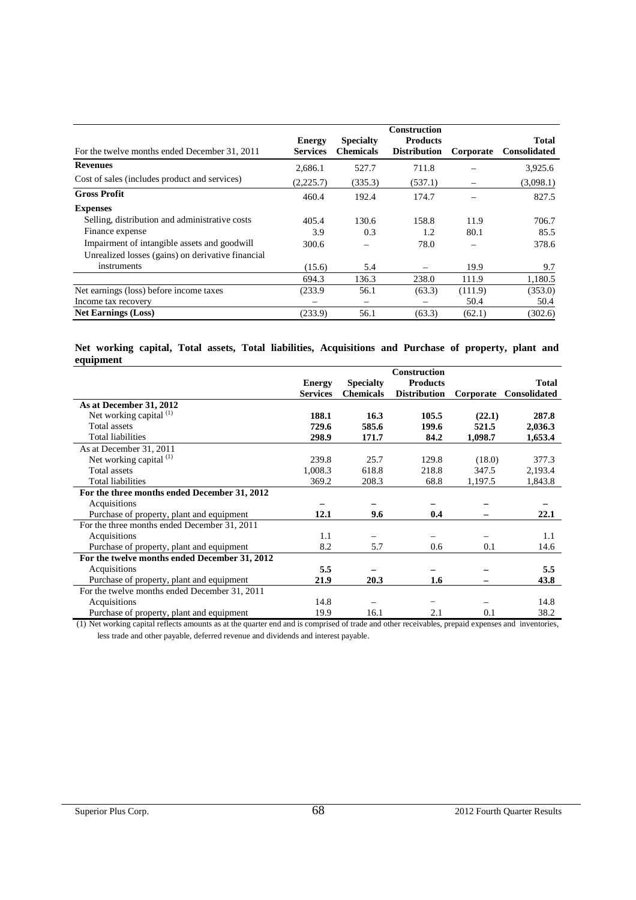| For the twelve months ended December 31, 2011 | Energy Services | Specialty Chemicals | Construction Products Distribution | Corporate | Total Consolidated |
|---|---|---|---|---|---|
| **Revenues** | 2,686.1 | 527.7 | 711.8 | – | 3,925.6 |
| Cost of sales (includes product and services) | (2,225.7) | (335.3) | (537.1) | – | (3,098.1) |
| **Gross Profit** | 460.4 | 192.4 | 174.7 | – | 827.5 |
| **Expenses** | | | | | |
| Selling, distribution and administrative costs | 405.4 | 130.6 | 158.8 | 11.9 | 706.7 |
| Finance expense | 3.9 | 0.3 | 1.2 | 80.1 | 85.5 |
| Impairment of intangible assets and goodwill | 300.6 | – | 78.0 | – | 378.6 |
| Unrealized losses (gains) on derivative financial instruments | (15.6) | 5.4 | – | 19.9 | 9.7 |
| | 694.3 | 136.3 | 238.0 | 111.9 | 1,180.5 |
| Net earnings (loss) before income taxes | (233.9 | 56.1 | (63.3) | (111.9) | (353.0) |
| Income tax recovery | – | – | – | 50.4 | 50.4 |
| **Net Earnings (Loss)** | (233.9) | 56.1 | (63.3) | (62.1) | (302.6) |

**Net working capital, Total assets, Total liabilities, Acquisitions and Purchase of property, plant and equipment**

| | Energy Services | Specialty Chemicals | Construction Products Distribution | Corporate | Total Consolidated |
|---|---|---|---|---|---|
| **As at December 31, 2012** | | | | | |
| Net working capital [(1)] | **188.1** | **16.3** | **105.5** | **(22.1)** | **287.8** |
| Total assets | **729.6** | **585.6** | **199.6** | **521.5** | **2,036.3** |
| Total liabilities | **298.9** | **171.7** | **84.2** | **1,098.7** | **1,653.4** |
| As at December 31, 2011 | | | | | |
| Net working capital [(1)] | 239.8 | 25.7 | 129.8 | (18.0) | 377.3 |
| Total assets | 1,008.3 | 618.8 | 218.8 | 347.5 | 2,193.4 |
| Total liabilities | 369.2 | 208.3 | 68.8 | 1,197.5 | 1,843.8 |
| **For the three months ended December 31, 2012** | | | | | |
| Acquisitions | **–** | **–** | **–** | **–** | **–** |
| Purchase of property, plant and equipment | **12.1** | **9.6** | **0.4** | **–** | **22.1** |
| For the three months ended December 31, 2011 | | | | | |
| Acquisitions | 1.1 | – | – | – | 1.1 |
| Purchase of property, plant and equipment | 8.2 | 5.7 | 0.6 | 0.1 | 14.6 |
| **For the twelve months ended December 31, 2012** | | | | | |
| Acquisitions | **5.5** | **–** | **–** | **–** | **5.5** |
| Purchase of property, plant and equipment | **21.9** | **20.3** | **1.6** | **–** | **43.8** |
| For the twelve months ended December 31, 2011 | | | | | |
| Acquisitions | 14.8 | – | – | – | 14.8 |
| Purchase of property, plant and equipment | 19.9 | 16.1 | 2.1 | 0.1 | 38.2 |

(1) Net working capital reflects amounts as at the quarter end and is comprised of trade and other receivables, prepaid expenses and inventories, less trade and other payable, deferred revenue and dividends and interest payable.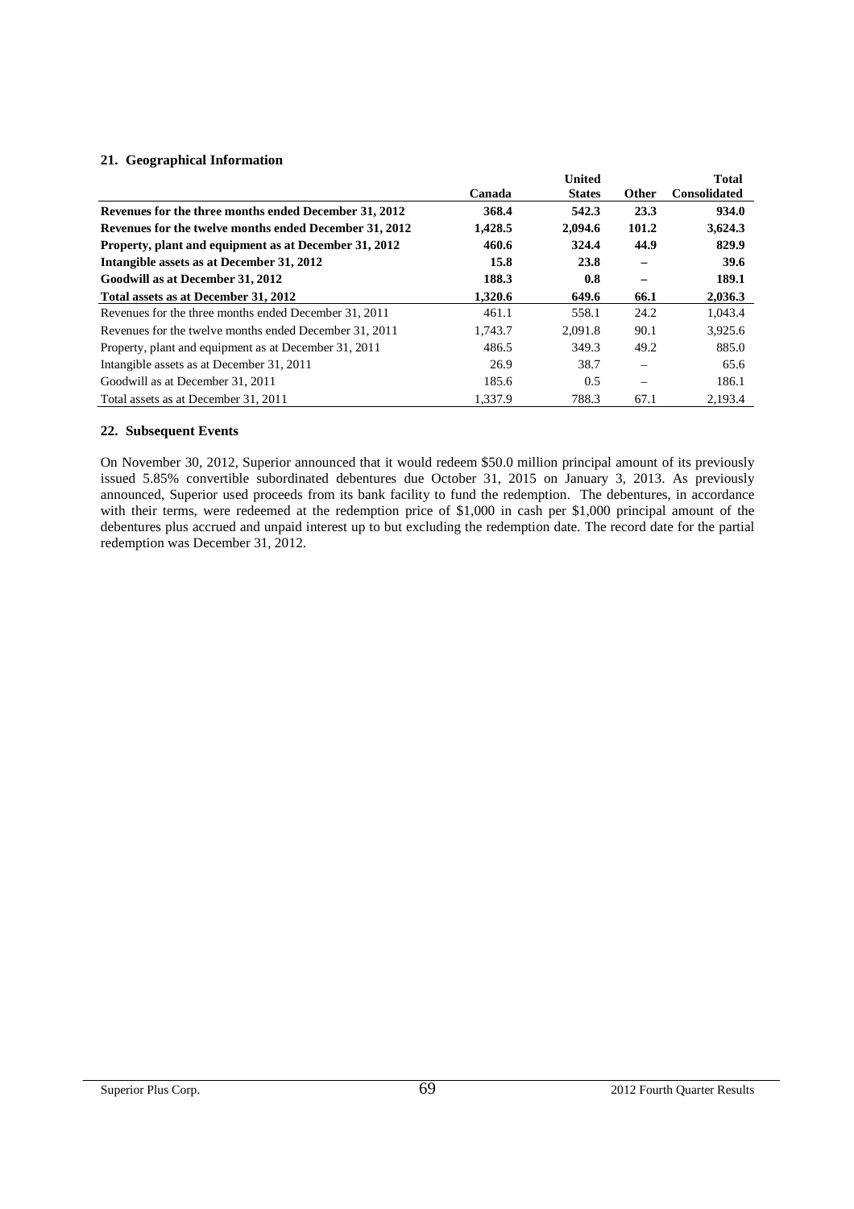## 21. Geographical Information

| | Canada | United States | Other | Total Consolidated |
|---|---|---|---|---|
| **Revenues for the three months ended December 31, 2012** | **368.4** | **542.3** | **23.3** | **934.0** |
| **Revenues for the twelve months ended December 31, 2012** | **1,428.5** | **2,094.6** | **101.2** | **3,624.3** |
| **Property, plant and equipment as at December 31, 2012** | **460.6** | **324.4** | **44.9** | **829.9** |
| **Intangible assets as at December 31, 2012** | **15.8** | **23.8** | **–** | **39.6** |
| **Goodwill as at December 31, 2012** | **188.3** | **0.8** | **–** | **189.1** |
| **Total assets as at December 31, 2012** | **1,320.6** | **649.6** | **66.1** | **2,036.3** |
| Revenues for the three months ended December 31, 2011 | 461.1 | 558.1 | 24.2 | 1,043.4 |
| Revenues for the twelve months ended December 31, 2011 | 1,743.7 | 2,091.8 | 90.1 | 3,925.6 |
| Property, plant and equipment as at December 31, 2011 | 486.5 | 349.3 | 49.2 | 885.0 |
| Intangible assets as at December 31, 2011 | 26.9 | 38.7 | – | 65.6 |
| Goodwill as at December 31, 2011 | 185.6 | 0.5 | – | 186.1 |
| Total assets as at December 31, 2011 | 1,337.9 | 788.3 | 67.1 | 2,193.4 |

## 22. Subsequent Events

On November 30, 2012, Superior announced that it would redeem $50.0 million principal amount of its previously issued 5.85% convertible subordinated debentures due October 31, 2015 on January 3, 2013. As previously announced, Superior used proceeds from its bank facility to fund the redemption. The debentures, in accordance with their terms, were redeemed at the redemption price of $1,000 in cash per $1,000 principal amount of the debentures plus accrued and unpaid interest up to but excluding the redemption date. The record date for the partial redemption was December 31, 2012.